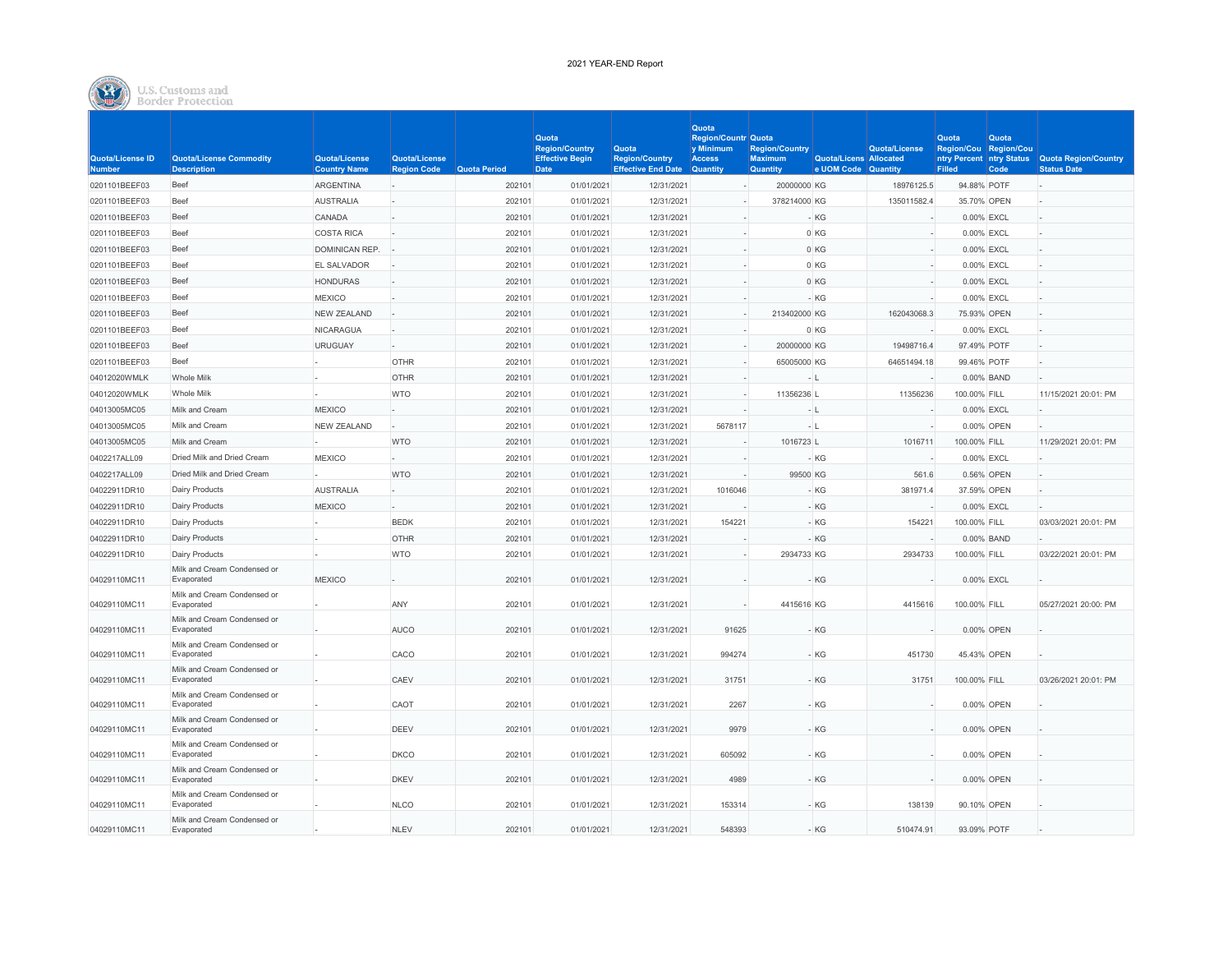2021 YEAR-END Report

U.S. Customs and Border Protection

| Quota/License ID Number | Quota/License Commodity Description | Quota/License Country Name | Quota/License Region Code | Quota Period | Quota Region/Country Effective Begin Date | Quota Region/Country Effective End Date | Quota Region/Country Minimum Access Quantity | Quota Region/Country Maximum Quantity | Quota/License UOM Code | Quota/License Allocated Quantity | Quota Region/Country Percent Filled | Quota Region/Country Status Code | Quota Region/Country Status Date |
|---|---|---|---|---|---|---|---|---|---|---|---|---|---|
| 0201101BEEF03 | Beef | ARGENTINA | - | 202101 | 01/01/2021 | 12/31/2021 | - | 20000000 | KG | 18976125.5 | 94.88% | POTF | - |
| 0201101BEEF03 | Beef | AUSTRALIA | - | 202101 | 01/01/2021 | 12/31/2021 | - | 378214000 | KG | 135011582.4 | 35.70% | OPEN | - |
| 0201101BEEF03 | Beef | CANADA | - | 202101 | 01/01/2021 | 12/31/2021 | - | - | KG | - | 0.00% | EXCL | - |
| 0201101BEEF03 | Beef | COSTA RICA | - | 202101 | 01/01/2021 | 12/31/2021 | - | 0 | KG | - | 0.00% | EXCL | - |
| 0201101BEEF03 | Beef | DOMINICAN REP. | - | 202101 | 01/01/2021 | 12/31/2021 | - | 0 | KG | - | 0.00% | EXCL | - |
| 0201101BEEF03 | Beef | EL SALVADOR | - | 202101 | 01/01/2021 | 12/31/2021 | - | 0 | KG | - | 0.00% | EXCL | - |
| 0201101BEEF03 | Beef | HONDURAS | - | 202101 | 01/01/2021 | 12/31/2021 | - | 0 | KG | - | 0.00% | EXCL | - |
| 0201101BEEF03 | Beef | MEXICO | - | 202101 | 01/01/2021 | 12/31/2021 | - | - | KG | - | 0.00% | EXCL | - |
| 0201101BEEF03 | Beef | NEW ZEALAND | - | 202101 | 01/01/2021 | 12/31/2021 | - | 213402000 | KG | 162043068.3 | 75.93% | OPEN | - |
| 0201101BEEF03 | Beef | NICARAGUA | - | 202101 | 01/01/2021 | 12/31/2021 | - | 0 | KG | - | 0.00% | EXCL | - |
| 0201101BEEF03 | Beef | URUGUAY | - | 202101 | 01/01/2021 | 12/31/2021 | - | 20000000 | KG | 19498716.4 | 97.49% | POTF | - |
| 0201101BEEF03 | Beef | - | OTHR | 202101 | 01/01/2021 | 12/31/2021 | - | 65005000 | KG | 64651494.18 | 99.46% | POTF | - |
| 04012020WMLK | Whole Milk | - | OTHR | 202101 | 01/01/2021 | 12/31/2021 | - | - | L | - | 0.00% | BAND | - |
| 04012020WMLK | Whole Milk | - | WTO | 202101 | 01/01/2021 | 12/31/2021 | - | 11356236 | L | 11356236 | 100.00% | FILL | 11/15/2021 20:01: PM |
| 04013005MC05 | Milk and Cream | MEXICO | - | 202101 | 01/01/2021 | 12/31/2021 | - | - | L | - | 0.00% | EXCL | - |
| 04013005MC05 | Milk and Cream | NEW ZEALAND | - | 202101 | 01/01/2021 | 12/31/2021 | 5678117 | - | L | - | 0.00% | OPEN | - |
| 04013005MC05 | Milk and Cream | - | WTO | 202101 | 01/01/2021 | 12/31/2021 | - | 1016723 | L | 1016711 | 100.00% | FILL | 11/29/2021 20:01: PM |
| 0402217ALL09 | Dried Milk and Dried Cream | MEXICO | - | 202101 | 01/01/2021 | 12/31/2021 | - | - | KG | - | 0.00% | EXCL | - |
| 0402217ALL09 | Dried Milk and Dried Cream | - | WTO | 202101 | 01/01/2021 | 12/31/2021 | - | 99500 | KG | 561.6 | 0.56% | OPEN | - |
| 04022911DR10 | Dairy Products | AUSTRALIA | - | 202101 | 01/01/2021 | 12/31/2021 | 1016046 | - | KG | 381971.4 | 37.59% | OPEN | - |
| 04022911DR10 | Dairy Products | MEXICO | - | 202101 | 01/01/2021 | 12/31/2021 | - | - | KG | - | 0.00% | EXCL | - |
| 04022911DR10 | Dairy Products | - | BEDK | 202101 | 01/01/2021 | 12/31/2021 | 154221 | - | KG | 154221 | 100.00% | FILL | 03/03/2021 20:01: PM |
| 04022911DR10 | Dairy Products | - | OTHR | 202101 | 01/01/2021 | 12/31/2021 | - | - | KG | - | 0.00% | BAND | - |
| 04022911DR10 | Dairy Products | - | WTO | 202101 | 01/01/2021 | 12/31/2021 | - | 2934733 | KG | 2934733 | 100.00% | FILL | 03/22/2021 20:01: PM |
| 04029110MC11 | Milk and Cream Condensed or Evaporated | MEXICO | - | 202101 | 01/01/2021 | 12/31/2021 | - | - | KG | - | 0.00% | EXCL | - |
| 04029110MC11 | Milk and Cream Condensed or Evaporated | - | ANY | 202101 | 01/01/2021 | 12/31/2021 | - | 4415616 | KG | 4415616 | 100.00% | FILL | 05/27/2021 20:00: PM |
| 04029110MC11 | Milk and Cream Condensed or Evaporated | - | AUCO | 202101 | 01/01/2021 | 12/31/2021 | 91625 | - | KG | - | 0.00% | OPEN | - |
| 04029110MC11 | Milk and Cream Condensed or Evaporated | - | CACO | 202101 | 01/01/2021 | 12/31/2021 | 994274 | - | KG | 451730 | 45.43% | OPEN | - |
| 04029110MC11 | Milk and Cream Condensed or Evaporated | - | CAEV | 202101 | 01/01/2021 | 12/31/2021 | 31751 | - | KG | 31751 | 100.00% | FILL | 03/26/2021 20:01: PM |
| 04029110MC11 | Milk and Cream Condensed or Evaporated | - | CAOT | 202101 | 01/01/2021 | 12/31/2021 | 2267 | - | KG | - | 0.00% | OPEN | - |
| 04029110MC11 | Milk and Cream Condensed or Evaporated | - | DEEV | 202101 | 01/01/2021 | 12/31/2021 | 9979 | - | KG | - | 0.00% | OPEN | - |
| 04029110MC11 | Milk and Cream Condensed or Evaporated | - | DKCO | 202101 | 01/01/2021 | 12/31/2021 | 605092 | - | KG | - | 0.00% | OPEN | - |
| 04029110MC11 | Milk and Cream Condensed or Evaporated | - | DKEV | 202101 | 01/01/2021 | 12/31/2021 | 4989 | - | KG | - | 0.00% | OPEN | - |
| 04029110MC11 | Milk and Cream Condensed or Evaporated | - | NLCO | 202101 | 01/01/2021 | 12/31/2021 | 153314 | - | KG | 138139 | 90.10% | OPEN | - |
| 04029110MC11 | Milk and Cream Condensed or Evaporated | - | NLEV | 202101 | 01/01/2021 | 12/31/2021 | 548393 | - | KG | 510474.91 | 93.09% | POTF | - |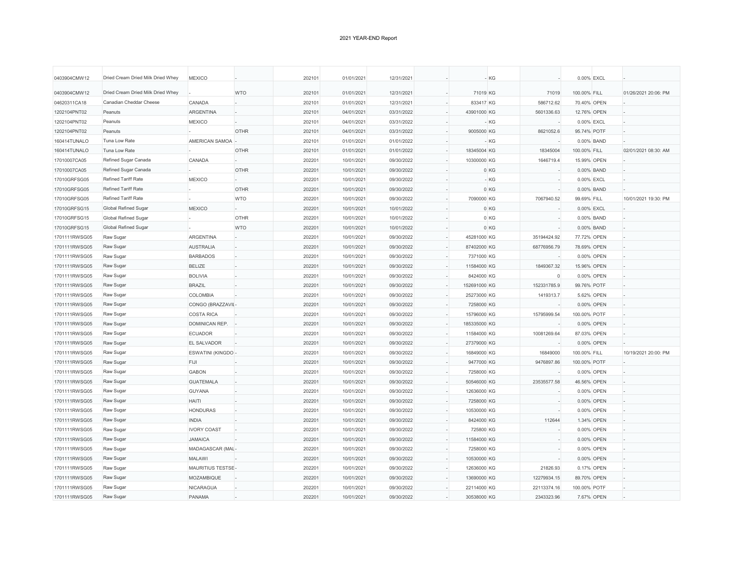# 2021 YEAR-END Report

| | | | | | | | | | | | | | |
|---|---|---|---|---|---|---|---|---|---|---|---|---|---|
| 0403904CMW12 | Dried Cream Dried Milk Dried Whey | MEXICO | - | 202101 | 01/01/2021 | 12/31/2021 | - | - | KG | - | 0.00% | EXCL | - |
| 0403904CMW12 | Dried Cream Dried Milk Dried Whey | - | WTO | 202101 | 01/01/2021 | 12/31/2021 | - | 71019 | KG | 71019 | 100.00% | FILL | 01/26/2021 20:06: PM |
| 04620311CA18 | Canadian Cheddar Cheese | CANADA | - | 202101 | 01/01/2021 | 12/31/2021 | - | 833417 | KG | 586712.62 | 70.40% | OPEN | - |
| 1202104PNT02 | Peanuts | ARGENTINA | - | 202101 | 04/01/2021 | 03/31/2022 | - | 43901000 | KG | 5601336.63 | 12.76% | OPEN | - |
| 1202104PNT02 | Peanuts | MEXICO | - | 202101 | 04/01/2021 | 03/31/2022 | - | - | KG | - | 0.00% | EXCL | - |
| 1202104PNT02 | Peanuts | - | OTHR | 202101 | 04/01/2021 | 03/31/2022 | - | 9005000 | KG | 8621052.6 | 95.74% | POTF | - |
| 160414TUNALO | Tuna Low Rate | AMERICAN SAMOA | - | 202101 | 01/01/2021 | 01/01/2022 | - | - | KG | - | 0.00% | BAND | - |
| 160414TUNALO | Tuna Low Rate | - | OTHR | 202101 | 01/01/2021 | 01/01/2022 | - | 18345004 | KG | 18345004 | 100.00% | FILL | 02/01/2021 08:30: AM |
| 17010007CA05 | Refined Sugar Canada | CANADA | - | 202201 | 10/01/2021 | 09/30/2022 | - | 10300000 | KG | 1646719.4 | 15.99% | OPEN | - |
| 17010007CA05 | Refined Sugar Canada | - | OTHR | 202201 | 10/01/2021 | 09/30/2022 | - | 0 | KG | - | 0.00% | BAND | - |
| 17010GRFSG05 | Refined Tariff Rate | MEXICO | - | 202201 | 10/01/2021 | 09/30/2022 | - | - | KG | - | 0.00% | EXCL | - |
| 17010GRFSG05 | Refined Tariff Rate | - | OTHR | 202201 | 10/01/2021 | 09/30/2022 | - | 0 | KG | - | 0.00% | BAND | - |
| 17010GRFSG05 | Refined Tariff Rate | - | WTO | 202201 | 10/01/2021 | 09/30/2022 | - | 7090000 | KG | 7067940.52 | 99.69% | FILL | 10/01/2021 19:30: PM |
| 17010GRFSG15 | Global Refined Sugar | MEXICO | - | 202201 | 10/01/2021 | 10/01/2022 | - | 0 | KG | - | 0.00% | EXCL | - |
| 17010GRFSG15 | Global Refined Sugar | - | OTHR | 202201 | 10/01/2021 | 10/01/2022 | - | 0 | KG | - | 0.00% | BAND | - |
| 17010GRFSG15 | Global Refined Sugar | - | WTO | 202201 | 10/01/2021 | 10/01/2022 | - | 0 | KG | - | 0.00% | BAND | - |
| 1701111RWSG05 | Raw Sugar | ARGENTINA | - | 202201 | 10/01/2021 | 09/30/2022 | - | 45281000 | KG | 35194424.92 | 77.72% | OPEN | - |
| 1701111RWSG05 | Raw Sugar | AUSTRALIA | - | 202201 | 10/01/2021 | 09/30/2022 | - | 87402000 | KG | 68776956.79 | 78.69% | OPEN | - |
| 1701111RWSG05 | Raw Sugar | BARBADOS | - | 202201 | 10/01/2021 | 09/30/2022 | - | 7371000 | KG | - | 0.00% | OPEN | - |
| 1701111RWSG05 | Raw Sugar | BELIZE | - | 202201 | 10/01/2021 | 09/30/2022 | - | 11584000 | KG | 1849367.32 | 15.96% | OPEN | - |
| 1701111RWSG05 | Raw Sugar | BOLIVIA | - | 202201 | 10/01/2021 | 09/30/2022 | - | 8424000 | KG | 0 | 0.00% | OPEN | - |
| 1701111RWSG05 | Raw Sugar | BRAZIL | - | 202201 | 10/01/2021 | 09/30/2022 | - | 152691000 | KG | 152331785.9 | 99.76% | POTF | - |
| 1701111RWSG05 | Raw Sugar | COLOMBIA | - | 202201 | 10/01/2021 | 09/30/2022 | - | 25273000 | KG | 1419313.7 | 5.62% | OPEN | - |
| 1701111RWSG05 | Raw Sugar | CONGO (BRAZZAVIL | - | 202201 | 10/01/2021 | 09/30/2022 | - | 7258000 | KG | - | 0.00% | OPEN | - |
| 1701111RWSG05 | Raw Sugar | COSTA RICA | - | 202201 | 10/01/2021 | 09/30/2022 | - | 15796000 | KG | 15795999.54 | 100.00% | POTF | - |
| 1701111RWSG05 | Raw Sugar | DOMINICAN REP. | - | 202201 | 10/01/2021 | 09/30/2022 | - | 185335000 | KG | - | 0.00% | OPEN | - |
| 1701111RWSG05 | Raw Sugar | ECUADOR | - | 202201 | 10/01/2021 | 09/30/2022 | - | 11584000 | KG | 10081269.64 | 87.03% | OPEN | - |
| 1701111RWSG05 | Raw Sugar | EL SALVADOR | - | 202201 | 10/01/2021 | 09/30/2022 | - | 27379000 | KG | - | 0.00% | OPEN | - |
| 1701111RWSG05 | Raw Sugar | ESWATINI (KINGDO | - | 202201 | 10/01/2021 | 09/30/2022 | - | 16849000 | KG | 16849000 | 100.00% | FILL | 10/19/2021 20:00: PM |
| 1701111RWSG05 | Raw Sugar | FIJI | - | 202201 | 10/01/2021 | 09/30/2022 | - | 9477000 | KG | 9476897.86 | 100.00% | POTF | - |
| 1701111RWSG05 | Raw Sugar | GABON | - | 202201 | 10/01/2021 | 09/30/2022 | - | 7258000 | KG | - | 0.00% | OPEN | - |
| 1701111RWSG05 | Raw Sugar | GUATEMALA | - | 202201 | 10/01/2021 | 09/30/2022 | - | 50546000 | KG | 23535577.58 | 46.56% | OPEN | - |
| 1701111RWSG05 | Raw Sugar | GUYANA | - | 202201 | 10/01/2021 | 09/30/2022 | - | 12636000 | KG | - | 0.00% | OPEN | - |
| 1701111RWSG05 | Raw Sugar | HAITI | - | 202201 | 10/01/2021 | 09/30/2022 | - | 7258000 | KG | - | 0.00% | OPEN | - |
| 1701111RWSG05 | Raw Sugar | HONDURAS | - | 202201 | 10/01/2021 | 09/30/2022 | - | 10530000 | KG | - | 0.00% | OPEN | - |
| 1701111RWSG05 | Raw Sugar | INDIA | - | 202201 | 10/01/2021 | 09/30/2022 | - | 8424000 | KG | 112644 | 1.34% | OPEN | - |
| 1701111RWSG05 | Raw Sugar | IVORY COAST | - | 202201 | 10/01/2021 | 09/30/2022 | - | 725800 | KG | - | 0.00% | OPEN | - |
| 1701111RWSG05 | Raw Sugar | JAMAICA | - | 202201 | 10/01/2021 | 09/30/2022 | - | 11584000 | KG | - | 0.00% | OPEN | - |
| 1701111RWSG05 | Raw Sugar | MADAGASCAR (MAL | - | 202201 | 10/01/2021 | 09/30/2022 | - | 7258000 | KG | - | 0.00% | OPEN | - |
| 1701111RWSG05 | Raw Sugar | MALAWI | - | 202201 | 10/01/2021 | 09/30/2022 | - | 10530000 | KG | - | 0.00% | OPEN | - |
| 1701111RWSG05 | Raw Sugar | MAURITIUS TESTSE | - | 202201 | 10/01/2021 | 09/30/2022 | - | 12636000 | KG | 21826.93 | 0.17% | OPEN | - |
| 1701111RWSG05 | Raw Sugar | MOZAMBIQUE | - | 202201 | 10/01/2021 | 09/30/2022 | - | 13690000 | KG | 12279934.15 | 89.70% | OPEN | - |
| 1701111RWSG05 | Raw Sugar | NICARAGUA | - | 202201 | 10/01/2021 | 09/30/2022 | - | 22114000 | KG | 22113374.16 | 100.00% | POTF | - |
| 1701111RWSG05 | Raw Sugar | PANAMA | - | 202201 | 10/01/2021 | 09/30/2022 | - | 30538000 | KG | 2343323.96 | 7.67% | OPEN | - |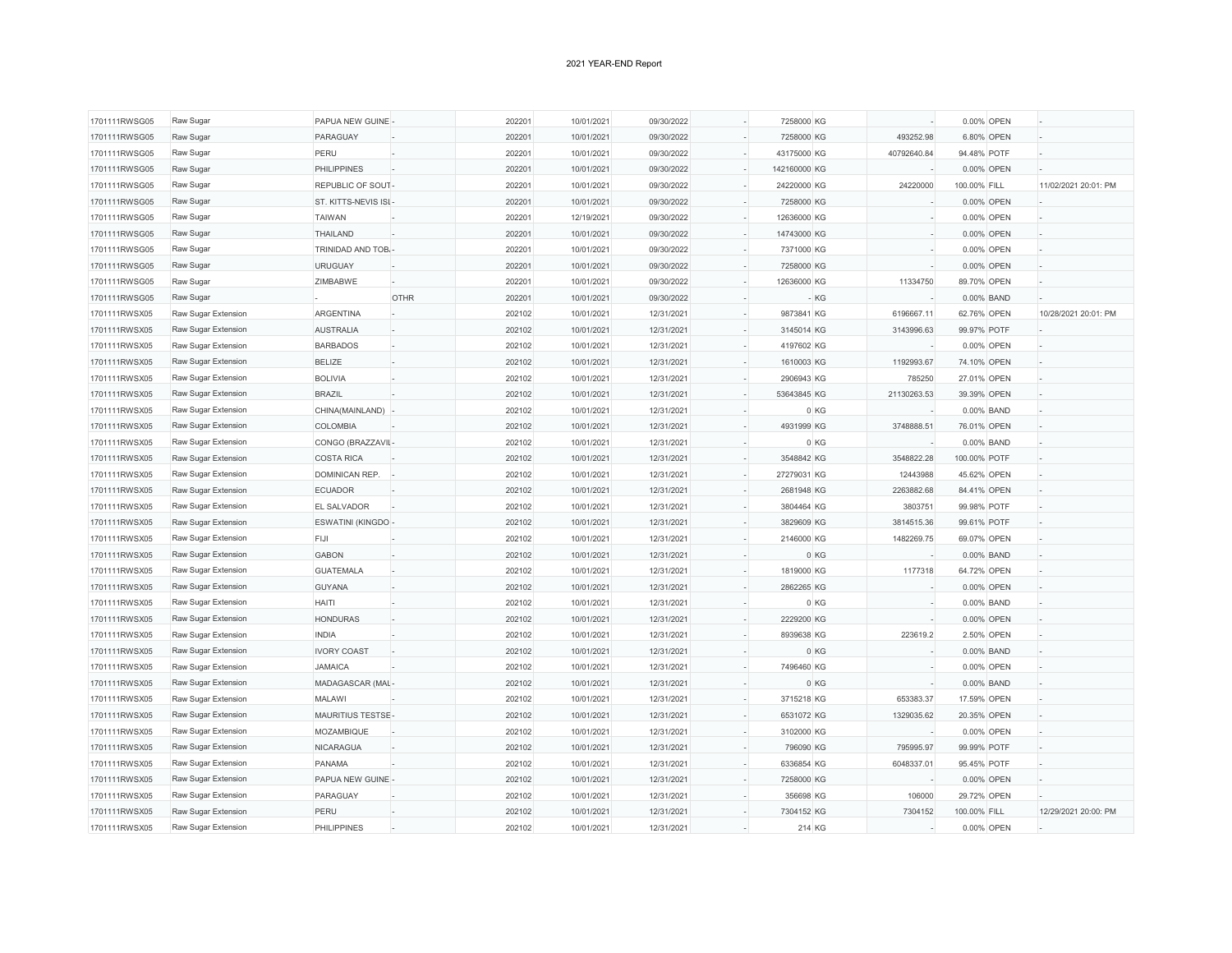2021 YEAR-END Report

| | | | | | | | | | | | | | |
|---|---|---|---|---|---|---|---|---|---|---|---|---|---|
| 1701111RWSG05 | Raw Sugar | PAPUA NEW GUINE | - | 202201 | 10/01/2021 | 09/30/2022 | - | 7258000 | KG | - | 0.00% | OPEN | - |
| 1701111RWSG05 | Raw Sugar | PARAGUAY | - | 202201 | 10/01/2021 | 09/30/2022 | - | 7258000 | KG | 493252.98 | 6.80% | OPEN | - |
| 1701111RWSG05 | Raw Sugar | PERU | - | 202201 | 10/01/2021 | 09/30/2022 | - | 43175000 | KG | 40792640.84 | 94.48% | POTF | - |
| 1701111RWSG05 | Raw Sugar | PHILIPPINES | - | 202201 | 10/01/2021 | 09/30/2022 | - | 142160000 | KG | - | 0.00% | OPEN | - |
| 1701111RWSG05 | Raw Sugar | REPUBLIC OF SOUT | - | 202201 | 10/01/2021 | 09/30/2022 | - | 24220000 | KG | 24220000 | 100.00% | FILL | 11/02/2021 20:01: PM |
| 1701111RWSG05 | Raw Sugar | ST. KITTS-NEVIS ISL | - | 202201 | 10/01/2021 | 09/30/2022 | - | 7258000 | KG | - | 0.00% | OPEN | - |
| 1701111RWSG05 | Raw Sugar | TAIWAN | - | 202201 | 12/19/2021 | 09/30/2022 | - | 12636000 | KG | - | 0.00% | OPEN | - |
| 1701111RWSG05 | Raw Sugar | THAILAND | - | 202201 | 10/01/2021 | 09/30/2022 | - | 14743000 | KG | - | 0.00% | OPEN | - |
| 1701111RWSG05 | Raw Sugar | TRINIDAD AND TOB | - | 202201 | 10/01/2021 | 09/30/2022 | - | 7371000 | KG | - | 0.00% | OPEN | - |
| 1701111RWSG05 | Raw Sugar | URUGUAY | - | 202201 | 10/01/2021 | 09/30/2022 | - | 7258000 | KG | - | 0.00% | OPEN | - |
| 1701111RWSG05 | Raw Sugar | ZIMBABWE | - | 202201 | 10/01/2021 | 09/30/2022 | - | 12636000 | KG | 11334750 | 89.70% | OPEN | - |
| 1701111RWSG05 | Raw Sugar | - | OTHR | 202201 | 10/01/2021 | 09/30/2022 | - | - | KG | - | 0.00% | BAND | - |
| 1701111RWSX05 | Raw Sugar Extension | ARGENTINA | - | 202102 | 10/01/2021 | 12/31/2021 | - | 9873841 | KG | 6196667.11 | 62.76% | OPEN | 10/28/2021 20:01: PM |
| 1701111RWSX05 | Raw Sugar Extension | AUSTRALIA | - | 202102 | 10/01/2021 | 12/31/2021 | - | 3145014 | KG | 3143996.63 | 99.97% | POTF | - |
| 1701111RWSX05 | Raw Sugar Extension | BARBADOS | - | 202102 | 10/01/2021 | 12/31/2021 | - | 4197602 | KG | - | 0.00% | OPEN | - |
| 1701111RWSX05 | Raw Sugar Extension | BELIZE | - | 202102 | 10/01/2021 | 12/31/2021 | - | 1610003 | KG | 1192993.67 | 74.10% | OPEN | - |
| 1701111RWSX05 | Raw Sugar Extension | BOLIVIA | - | 202102 | 10/01/2021 | 12/31/2021 | - | 2906943 | KG | 785250 | 27.01% | OPEN | - |
| 1701111RWSX05 | Raw Sugar Extension | BRAZIL | - | 202102 | 10/01/2021 | 12/31/2021 | - | 53643845 | KG | 21130263.53 | 39.39% | OPEN | - |
| 1701111RWSX05 | Raw Sugar Extension | CHINA(MAINLAND) | - | 202102 | 10/01/2021 | 12/31/2021 | - | 0 | KG | - | 0.00% | BAND | - |
| 1701111RWSX05 | Raw Sugar Extension | COLOMBIA | - | 202102 | 10/01/2021 | 12/31/2021 | - | 4931999 | KG | 3748888.51 | 76.01% | OPEN | - |
| 1701111RWSX05 | Raw Sugar Extension | CONGO (BRAZZAVIL | - | 202102 | 10/01/2021 | 12/31/2021 | - | 0 | KG | - | 0.00% | BAND | - |
| 1701111RWSX05 | Raw Sugar Extension | COSTA RICA | - | 202102 | 10/01/2021 | 12/31/2021 | - | 3548842 | KG | 3548822.28 | 100.00% | POTF | - |
| 1701111RWSX05 | Raw Sugar Extension | DOMINICAN REP. | - | 202102 | 10/01/2021 | 12/31/2021 | - | 27279031 | KG | 12443988 | 45.62% | OPEN | - |
| 1701111RWSX05 | Raw Sugar Extension | ECUADOR | - | 202102 | 10/01/2021 | 12/31/2021 | - | 2681948 | KG | 2263882.68 | 84.41% | OPEN | - |
| 1701111RWSX05 | Raw Sugar Extension | EL SALVADOR | - | 202102 | 10/01/2021 | 12/31/2021 | - | 3804464 | KG | 3803751 | 99.98% | POTF | - |
| 1701111RWSX05 | Raw Sugar Extension | ESWATINI (KINGDO | - | 202102 | 10/01/2021 | 12/31/2021 | - | 3829609 | KG | 3814515.36 | 99.61% | POTF | - |
| 1701111RWSX05 | Raw Sugar Extension | FIJI | - | 202102 | 10/01/2021 | 12/31/2021 | - | 2146000 | KG | 1482269.75 | 69.07% | OPEN | - |
| 1701111RWSX05 | Raw Sugar Extension | GABON | - | 202102 | 10/01/2021 | 12/31/2021 | - | 0 | KG | - | 0.00% | BAND | - |
| 1701111RWSX05 | Raw Sugar Extension | GUATEMALA | - | 202102 | 10/01/2021 | 12/31/2021 | - | 1819000 | KG | 1177318 | 64.72% | OPEN | - |
| 1701111RWSX05 | Raw Sugar Extension | GUYANA | - | 202102 | 10/01/2021 | 12/31/2021 | - | 2862265 | KG | - | 0.00% | OPEN | - |
| 1701111RWSX05 | Raw Sugar Extension | HAITI | - | 202102 | 10/01/2021 | 12/31/2021 | - | 0 | KG | - | 0.00% | BAND | - |
| 1701111RWSX05 | Raw Sugar Extension | HONDURAS | - | 202102 | 10/01/2021 | 12/31/2021 | - | 2229200 | KG | - | 0.00% | OPEN | - |
| 1701111RWSX05 | Raw Sugar Extension | INDIA | - | 202102 | 10/01/2021 | 12/31/2021 | - | 8939638 | KG | 223619.2 | 2.50% | OPEN | - |
| 1701111RWSX05 | Raw Sugar Extension | IVORY COAST | - | 202102 | 10/01/2021 | 12/31/2021 | - | 0 | KG | - | 0.00% | BAND | - |
| 1701111RWSX05 | Raw Sugar Extension | JAMAICA | - | 202102 | 10/01/2021 | 12/31/2021 | - | 7496460 | KG | - | 0.00% | OPEN | - |
| 1701111RWSX05 | Raw Sugar Extension | MADAGASCAR (MAL | - | 202102 | 10/01/2021 | 12/31/2021 | - | 0 | KG | - | 0.00% | BAND | - |
| 1701111RWSX05 | Raw Sugar Extension | MALAWI | - | 202102 | 10/01/2021 | 12/31/2021 | - | 3715218 | KG | 653383.37 | 17.59% | OPEN | - |
| 1701111RWSX05 | Raw Sugar Extension | MAURITIUS TESTSE | - | 202102 | 10/01/2021 | 12/31/2021 | - | 6531072 | KG | 1329035.62 | 20.35% | OPEN | - |
| 1701111RWSX05 | Raw Sugar Extension | MOZAMBIQUE | - | 202102 | 10/01/2021 | 12/31/2021 | - | 3102000 | KG | - | 0.00% | OPEN | - |
| 1701111RWSX05 | Raw Sugar Extension | NICARAGUA | - | 202102 | 10/01/2021 | 12/31/2021 | - | 796090 | KG | 795995.97 | 99.99% | POTF | - |
| 1701111RWSX05 | Raw Sugar Extension | PANAMA | - | 202102 | 10/01/2021 | 12/31/2021 | - | 6336854 | KG | 6048337.01 | 95.45% | POTF | - |
| 1701111RWSX05 | Raw Sugar Extension | PAPUA NEW GUINE | - | 202102 | 10/01/2021 | 12/31/2021 | - | 7258000 | KG | - | 0.00% | OPEN | - |
| 1701111RWSX05 | Raw Sugar Extension | PARAGUAY | - | 202102 | 10/01/2021 | 12/31/2021 | - | 356698 | KG | 106000 | 29.72% | OPEN | - |
| 1701111RWSX05 | Raw Sugar Extension | PERU | - | 202102 | 10/01/2021 | 12/31/2021 | - | 7304152 | KG | 7304152 | 100.00% | FILL | 12/29/2021 20:00: PM |
| 1701111RWSX05 | Raw Sugar Extension | PHILIPPINES | - | 202102 | 10/01/2021 | 12/31/2021 | - | 214 | KG | - | 0.00% | OPEN | - |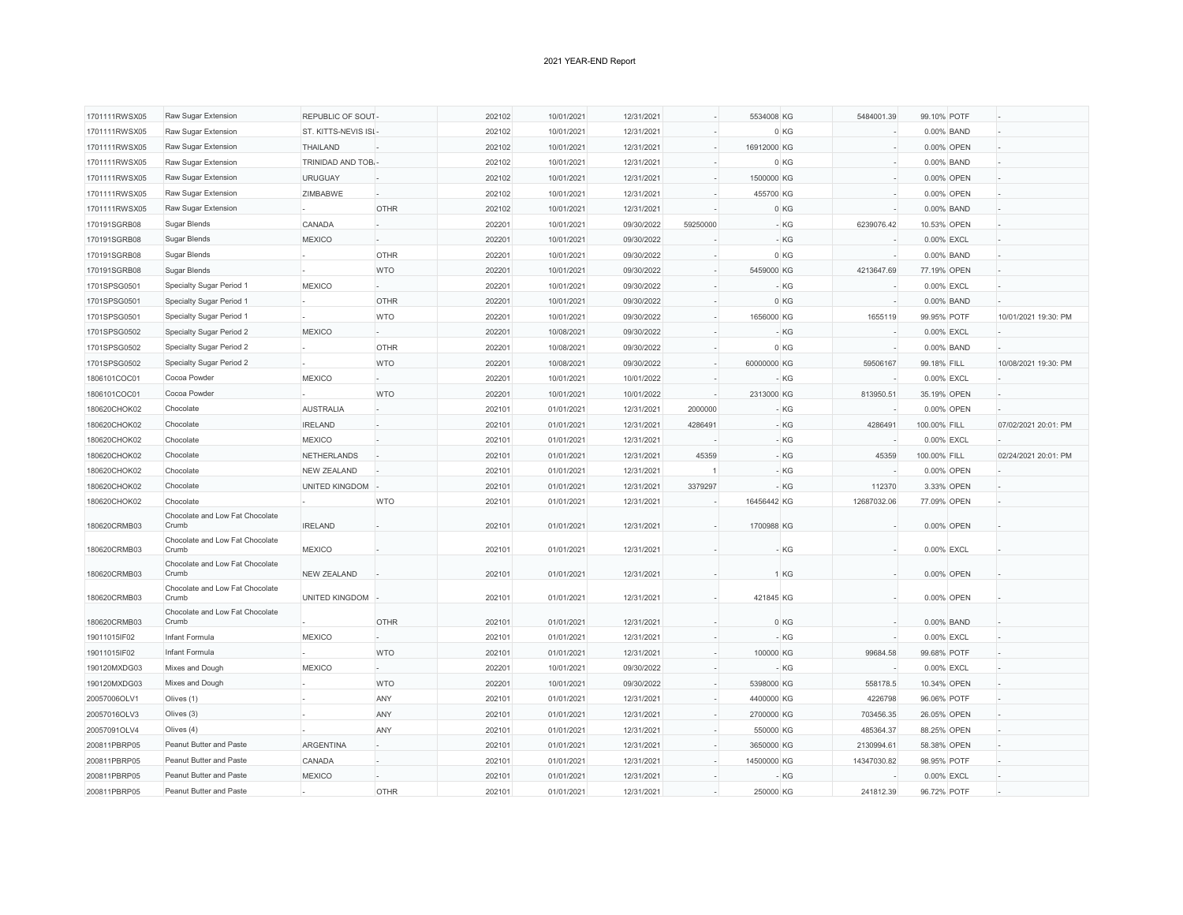2021 YEAR-END Report

| | | | | | | | | | | | | | |
|---|---|---|---|---|---|---|---|---|---|---|---|---|---|
| 1701111RWSX05 | Raw Sugar Extension | REPUBLIC OF SOUT | - | 202102 | 10/01/2021 | 12/31/2021 | - | 5534008 | KG | 5484001.39 | 99.10% | POTF | - |
| 1701111RWSX05 | Raw Sugar Extension | ST. KITTS-NEVIS ISL | - | 202102 | 10/01/2021 | 12/31/2021 | - | 0 | KG | - | 0.00% | BAND | - |
| 1701111RWSX05 | Raw Sugar Extension | THAILAND | - | 202102 | 10/01/2021 | 12/31/2021 | - | 16912000 | KG | - | 0.00% | OPEN | - |
| 1701111RWSX05 | Raw Sugar Extension | TRINIDAD AND TOB | - | 202102 | 10/01/2021 | 12/31/2021 | - | 0 | KG | - | 0.00% | BAND | - |
| 1701111RWSX05 | Raw Sugar Extension | URUGUAY | - | 202102 | 10/01/2021 | 12/31/2021 | - | 1500000 | KG | - | 0.00% | OPEN | - |
| 1701111RWSX05 | Raw Sugar Extension | ZIMBABWE | - | 202102 | 10/01/2021 | 12/31/2021 | - | 455700 | KG | - | 0.00% | OPEN | - |
| 1701111RWSX05 | Raw Sugar Extension | - | OTHR | 202102 | 10/01/2021 | 12/31/2021 | - | 0 | KG | - | 0.00% | BAND | - |
| 170191SGRB08 | Sugar Blends | CANADA | - | 202201 | 10/01/2021 | 09/30/2022 | 59250000 | - | KG | 6239076.42 | 10.53% | OPEN | - |
| 170191SGRB08 | Sugar Blends | MEXICO | - | 202201 | 10/01/2021 | 09/30/2022 | - | - | KG | - | 0.00% | EXCL | - |
| 170191SGRB08 | Sugar Blends | - | OTHR | 202201 | 10/01/2021 | 09/30/2022 | - | 0 | KG | - | 0.00% | BAND | - |
| 170191SGRB08 | Sugar Blends | - | WTO | 202201 | 10/01/2021 | 09/30/2022 | - | 5459000 | KG | 4213647.69 | 77.19% | OPEN | - |
| 1701SPSG0501 | Specialty Sugar Period 1 | MEXICO | - | 202201 | 10/01/2021 | 09/30/2022 | - | - | KG | - | 0.00% | EXCL | - |
| 1701SPSG0501 | Specialty Sugar Period 1 | - | OTHR | 202201 | 10/01/2021 | 09/30/2022 | - | 0 | KG | - | 0.00% | BAND | - |
| 1701SPSG0501 | Specialty Sugar Period 1 | - | WTO | 202201 | 10/01/2021 | 09/30/2022 | - | 1656000 | KG | 1655119 | 99.95% | POTF | 10/01/2021 19:30: PM |
| 1701SPSG0502 | Specialty Sugar Period 2 | MEXICO | - | 202201 | 10/08/2021 | 09/30/2022 | - | - | KG | - | 0.00% | EXCL | - |
| 1701SPSG0502 | Specialty Sugar Period 2 | - | OTHR | 202201 | 10/08/2021 | 09/30/2022 | - | 0 | KG | - | 0.00% | BAND | - |
| 1701SPSG0502 | Specialty Sugar Period 2 | - | WTO | 202201 | 10/08/2021 | 09/30/2022 | - | 60000000 | KG | 59506167 | 99.18% | FILL | 10/08/2021 19:30: PM |
| 1806101COC01 | Cocoa Powder | MEXICO | - | 202201 | 10/01/2021 | 10/01/2022 | - | - | KG | - | 0.00% | EXCL | - |
| 1806101COC01 | Cocoa Powder | - | WTO | 202201 | 10/01/2021 | 10/01/2022 | - | 2313000 | KG | 813950.51 | 35.19% | OPEN | - |
| 180620CHOK02 | Chocolate | AUSTRALIA | - | 202101 | 01/01/2021 | 12/31/2021 | 2000000 | - | KG | - | 0.00% | OPEN | - |
| 180620CHOK02 | Chocolate | IRELAND | - | 202101 | 01/01/2021 | 12/31/2021 | 4286491 | - | KG | 4286491 | 100.00% | FILL | 07/02/2021 20:01: PM |
| 180620CHOK02 | Chocolate | MEXICO | - | 202101 | 01/01/2021 | 12/31/2021 | - | - | KG | - | 0.00% | EXCL | - |
| 180620CHOK02 | Chocolate | NETHERLANDS | - | 202101 | 01/01/2021 | 12/31/2021 | 45359 | - | KG | 45359 | 100.00% | FILL | 02/24/2021 20:01: PM |
| 180620CHOK02 | Chocolate | NEW ZEALAND | - | 202101 | 01/01/2021 | 12/31/2021 | 1 | - | KG | - | 0.00% | OPEN | - |
| 180620CHOK02 | Chocolate | UNITED KINGDOM | - | 202101 | 01/01/2021 | 12/31/2021 | 3379297 | - | KG | 112370 | 3.33% | OPEN | - |
| 180620CHOK02 | Chocolate | - | WTO | 202101 | 01/01/2021 | 12/31/2021 | - | 16456442 | KG | 12687032.06 | 77.09% | OPEN | - |
| 180620CRMB03 | Chocolate and Low Fat Chocolate Crumb | IRELAND | - | 202101 | 01/01/2021 | 12/31/2021 | - | 1700988 | KG | - | 0.00% | OPEN | - |
| 180620CRMB03 | Chocolate and Low Fat Chocolate Crumb | MEXICO | - | 202101 | 01/01/2021 | 12/31/2021 | - | - | KG | - | 0.00% | EXCL | - |
| 180620CRMB03 | Chocolate and Low Fat Chocolate Crumb | NEW ZEALAND | - | 202101 | 01/01/2021 | 12/31/2021 | - | 1 | KG | - | 0.00% | OPEN | - |
| 180620CRMB03 | Chocolate and Low Fat Chocolate Crumb | UNITED KINGDOM | - | 202101 | 01/01/2021 | 12/31/2021 | - | 421845 | KG | - | 0.00% | OPEN | - |
| 180620CRMB03 | Chocolate and Low Fat Chocolate Crumb | - | OTHR | 202101 | 01/01/2021 | 12/31/2021 | - | 0 | KG | - | 0.00% | BAND | - |
| 19011015IF02 | Infant Formula | MEXICO | - | 202101 | 01/01/2021 | 12/31/2021 | - | - | KG | - | 0.00% | EXCL | - |
| 19011015IF02 | Infant Formula | - | WTO | 202101 | 01/01/2021 | 12/31/2021 | - | 100000 | KG | 99684.58 | 99.68% | POTF | - |
| 190120MXDG03 | Mixes and Dough | MEXICO | - | 202201 | 10/01/2021 | 09/30/2022 | - | - | KG | - | 0.00% | EXCL | - |
| 190120MXDG03 | Mixes and Dough | - | WTO | 202201 | 10/01/2021 | 09/30/2022 | - | 5398000 | KG | 558178.5 | 10.34% | OPEN | - |
| 20057006OLV1 | Olives (1) | - | ANY | 202101 | 01/01/2021 | 12/31/2021 | - | 4400000 | KG | 4226798 | 96.06% | POTF | - |
| 20057016OLV3 | Olives (3) | - | ANY | 202101 | 01/01/2021 | 12/31/2021 | - | 2700000 | KG | 703456.35 | 26.05% | OPEN | - |
| 20057091OLV4 | Olives (4) | - | ANY | 202101 | 01/01/2021 | 12/31/2021 | - | 550000 | KG | 485364.37 | 88.25% | OPEN | - |
| 200811PBRP05 | Peanut Butter and Paste | ARGENTINA | - | 202101 | 01/01/2021 | 12/31/2021 | - | 3650000 | KG | 2130994.61 | 58.38% | OPEN | - |
| 200811PBRP05 | Peanut Butter and Paste | CANADA | - | 202101 | 01/01/2021 | 12/31/2021 | - | 14500000 | KG | 14347030.82 | 98.95% | POTF | - |
| 200811PBRP05 | Peanut Butter and Paste | MEXICO | - | 202101 | 01/01/2021 | 12/31/2021 | - | - | KG | - | 0.00% | EXCL | - |
| 200811PBRP05 | Peanut Butter and Paste | - | OTHR | 202101 | 01/01/2021 | 12/31/2021 | - | 250000 | KG | 241812.39 | 96.72% | POTF | - |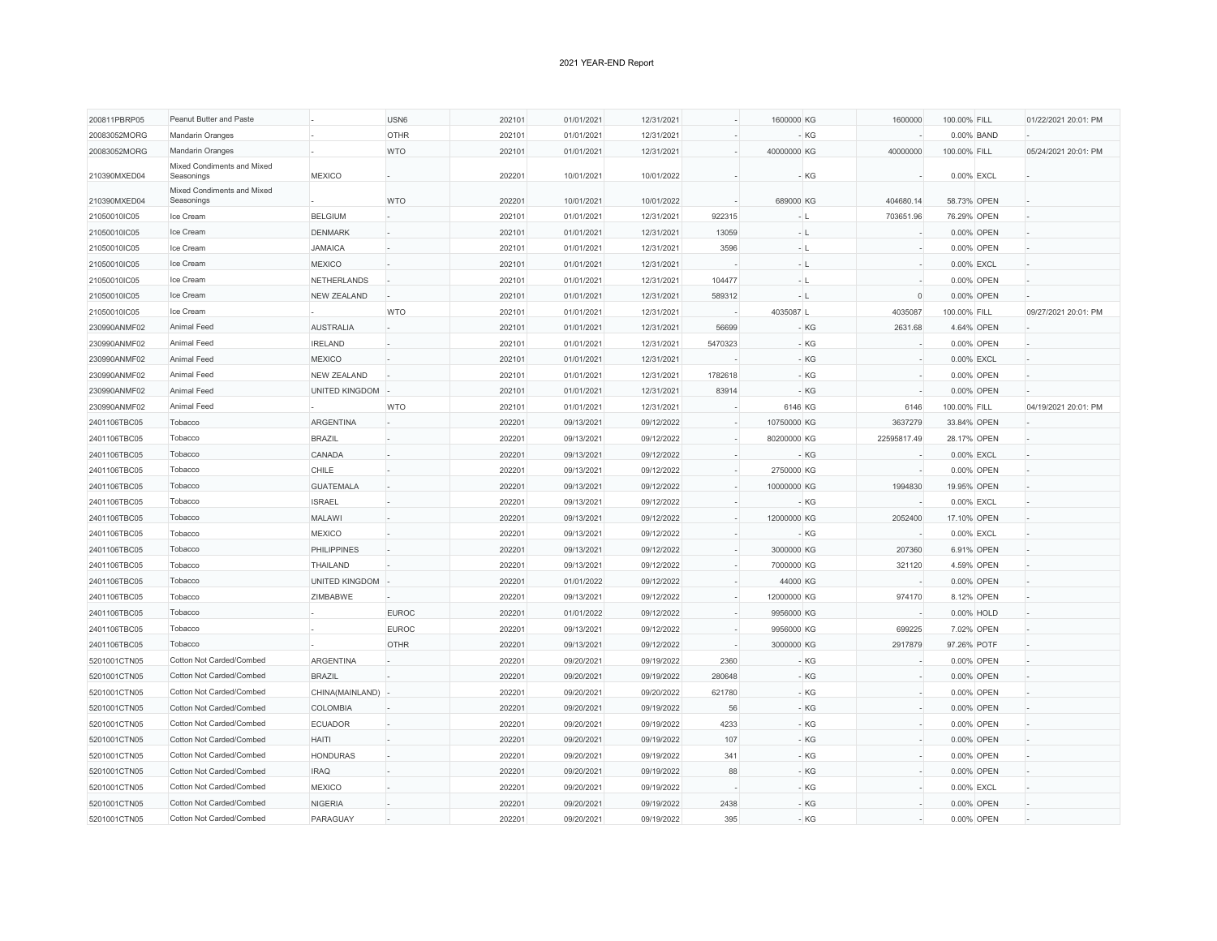2021 YEAR-END Report

| | | | | | | | | | | | | | |
|---|---|---|---|---|---|---|---|---|---|---|---|---|---|
| 200811PBRP05 | Peanut Butter and Paste | - | USN6 | 202101 | 01/01/2021 | 12/31/2021 | - | 1600000 | KG | 1600000 | 100.00% | FILL | 01/22/2021 20:01: PM |
| 20083052MORG | Mandarin Oranges | - | OTHR | 202101 | 01/01/2021 | 12/31/2021 | - | - | KG | - | 0.00% | BAND | - |
| 20083052MORG | Mandarin Oranges | - | WTO | 202101 | 01/01/2021 | 12/31/2021 | - | 40000000 | KG | 40000000 | 100.00% | FILL | 05/24/2021 20:01: PM |
| 210390MXED04 | Mixed Condiments and Mixed Seasonings | MEXICO | - | 202201 | 10/01/2021 | 10/01/2022 | - | - | KG | - | 0.00% | EXCL | - |
| 210390MXED04 | Mixed Condiments and Mixed Seasonings | - | WTO | 202201 | 10/01/2021 | 10/01/2022 | - | 689000 | KG | 404680.14 | 58.73% | OPEN | - |
| 21050010IC05 | Ice Cream | BELGIUM | - | 202101 | 01/01/2021 | 12/31/2021 | 922315 | - | L | 703651.96 | 76.29% | OPEN | - |
| 21050010IC05 | Ice Cream | DENMARK | - | 202101 | 01/01/2021 | 12/31/2021 | 13059 | - | L | - | 0.00% | OPEN | - |
| 21050010IC05 | Ice Cream | JAMAICA | - | 202101 | 01/01/2021 | 12/31/2021 | 3596 | - | L | - | 0.00% | OPEN | - |
| 21050010IC05 | Ice Cream | MEXICO | - | 202101 | 01/01/2021 | 12/31/2021 | - | - | L | - | 0.00% | EXCL | - |
| 21050010IC05 | Ice Cream | NETHERLANDS | - | 202101 | 01/01/2021 | 12/31/2021 | 104477 | - | L | - | 0.00% | OPEN | - |
| 21050010IC05 | Ice Cream | NEW ZEALAND | - | 202101 | 01/01/2021 | 12/31/2021 | 589312 | - | L | 0 | 0.00% | OPEN | - |
| 21050010IC05 | Ice Cream | - | WTO | 202101 | 01/01/2021 | 12/31/2021 | - | 4035087 | L | 4035087 | 100.00% | FILL | 09/27/2021 20:01: PM |
| 230990ANMF02 | Animal Feed | AUSTRALIA | - | 202101 | 01/01/2021 | 12/31/2021 | 56699 | - | KG | 2631.68 | 4.64% | OPEN | - |
| 230990ANMF02 | Animal Feed | IRELAND | - | 202101 | 01/01/2021 | 12/31/2021 | 5470323 | - | KG | - | 0.00% | OPEN | - |
| 230990ANMF02 | Animal Feed | MEXICO | - | 202101 | 01/01/2021 | 12/31/2021 | - | - | KG | - | 0.00% | EXCL | - |
| 230990ANMF02 | Animal Feed | NEW ZEALAND | - | 202101 | 01/01/2021 | 12/31/2021 | 1782618 | - | KG | - | 0.00% | OPEN | - |
| 230990ANMF02 | Animal Feed | UNITED KINGDOM | - | 202101 | 01/01/2021 | 12/31/2021 | 83914 | - | KG | - | 0.00% | OPEN | - |
| 230990ANMF02 | Animal Feed | - | WTO | 202101 | 01/01/2021 | 12/31/2021 | - | 6146 | KG | 6146 | 100.00% | FILL | 04/19/2021 20:01: PM |
| 2401106TBC05 | Tobacco | ARGENTINA | - | 202201 | 09/13/2021 | 09/12/2022 | - | 10750000 | KG | 3637279 | 33.84% | OPEN | - |
| 2401106TBC05 | Tobacco | BRAZIL | - | 202201 | 09/13/2021 | 09/12/2022 | - | 80200000 | KG | 22595817.49 | 28.17% | OPEN | - |
| 2401106TBC05 | Tobacco | CANADA | - | 202201 | 09/13/2021 | 09/12/2022 | - | - | KG | - | 0.00% | EXCL | - |
| 2401106TBC05 | Tobacco | CHILE | - | 202201 | 09/13/2021 | 09/12/2022 | - | 2750000 | KG | - | 0.00% | OPEN | - |
| 2401106TBC05 | Tobacco | GUATEMALA | - | 202201 | 09/13/2021 | 09/12/2022 | - | 10000000 | KG | 1994830 | 19.95% | OPEN | - |
| 2401106TBC05 | Tobacco | ISRAEL | - | 202201 | 09/13/2021 | 09/12/2022 | - | - | KG | - | 0.00% | EXCL | - |
| 2401106TBC05 | Tobacco | MALAWI | - | 202201 | 09/13/2021 | 09/12/2022 | - | 12000000 | KG | 2052400 | 17.10% | OPEN | - |
| 2401106TBC05 | Tobacco | MEXICO | - | 202201 | 09/13/2021 | 09/12/2022 | - | - | KG | - | 0.00% | EXCL | - |
| 2401106TBC05 | Tobacco | PHILIPPINES | - | 202201 | 09/13/2021 | 09/12/2022 | - | 3000000 | KG | 207360 | 6.91% | OPEN | - |
| 2401106TBC05 | Tobacco | THAILAND | - | 202201 | 09/13/2021 | 09/12/2022 | - | 7000000 | KG | 321120 | 4.59% | OPEN | - |
| 2401106TBC05 | Tobacco | UNITED KINGDOM | - | 202201 | 01/01/2022 | 09/12/2022 | - | 44000 | KG | - | 0.00% | OPEN | - |
| 2401106TBC05 | Tobacco | ZIMBABWE | - | 202201 | 09/13/2021 | 09/12/2022 | - | 12000000 | KG | 974170 | 8.12% | OPEN | - |
| 2401106TBC05 | Tobacco | - | EUROC | 202201 | 01/01/2022 | 09/12/2022 | - | 9956000 | KG | - | 0.00% | HOLD | - |
| 2401106TBC05 | Tobacco | - | EUROC | 202201 | 09/13/2021 | 09/12/2022 | - | 9956000 | KG | 699225 | 7.02% | OPEN | - |
| 2401106TBC05 | Tobacco | - | OTHR | 202201 | 09/13/2021 | 09/12/2022 | - | 3000000 | KG | 2917879 | 97.26% | POTF | - |
| 5201001CTN05 | Cotton Not Carded/Combed | ARGENTINA | - | 202201 | 09/20/2021 | 09/19/2022 | 2360 | - | KG | - | 0.00% | OPEN | - |
| 5201001CTN05 | Cotton Not Carded/Combed | BRAZIL | - | 202201 | 09/20/2021 | 09/19/2022 | 280648 | - | KG | - | 0.00% | OPEN | - |
| 5201001CTN05 | Cotton Not Carded/Combed | CHINA(MAINLAND) | - | 202201 | 09/20/2021 | 09/20/2022 | 621780 | - | KG | - | 0.00% | OPEN | - |
| 5201001CTN05 | Cotton Not Carded/Combed | COLOMBIA | - | 202201 | 09/20/2021 | 09/19/2022 | 56 | - | KG | - | 0.00% | OPEN | - |
| 5201001CTN05 | Cotton Not Carded/Combed | ECUADOR | - | 202201 | 09/20/2021 | 09/19/2022 | 4233 | - | KG | - | 0.00% | OPEN | - |
| 5201001CTN05 | Cotton Not Carded/Combed | HAITI | - | 202201 | 09/20/2021 | 09/19/2022 | 107 | - | KG | - | 0.00% | OPEN | - |
| 5201001CTN05 | Cotton Not Carded/Combed | HONDURAS | - | 202201 | 09/20/2021 | 09/19/2022 | 341 | - | KG | - | 0.00% | OPEN | - |
| 5201001CTN05 | Cotton Not Carded/Combed | IRAQ | - | 202201 | 09/20/2021 | 09/19/2022 | 88 | - | KG | - | 0.00% | OPEN | - |
| 5201001CTN05 | Cotton Not Carded/Combed | MEXICO | - | 202201 | 09/20/2021 | 09/19/2022 | - | - | KG | - | 0.00% | EXCL | - |
| 5201001CTN05 | Cotton Not Carded/Combed | NIGERIA | - | 202201 | 09/20/2021 | 09/19/2022 | 2438 | - | KG | - | 0.00% | OPEN | - |
| 5201001CTN05 | Cotton Not Carded/Combed | PARAGUAY | - | 202201 | 09/20/2021 | 09/19/2022 | 395 | - | KG | - | 0.00% | OPEN | - |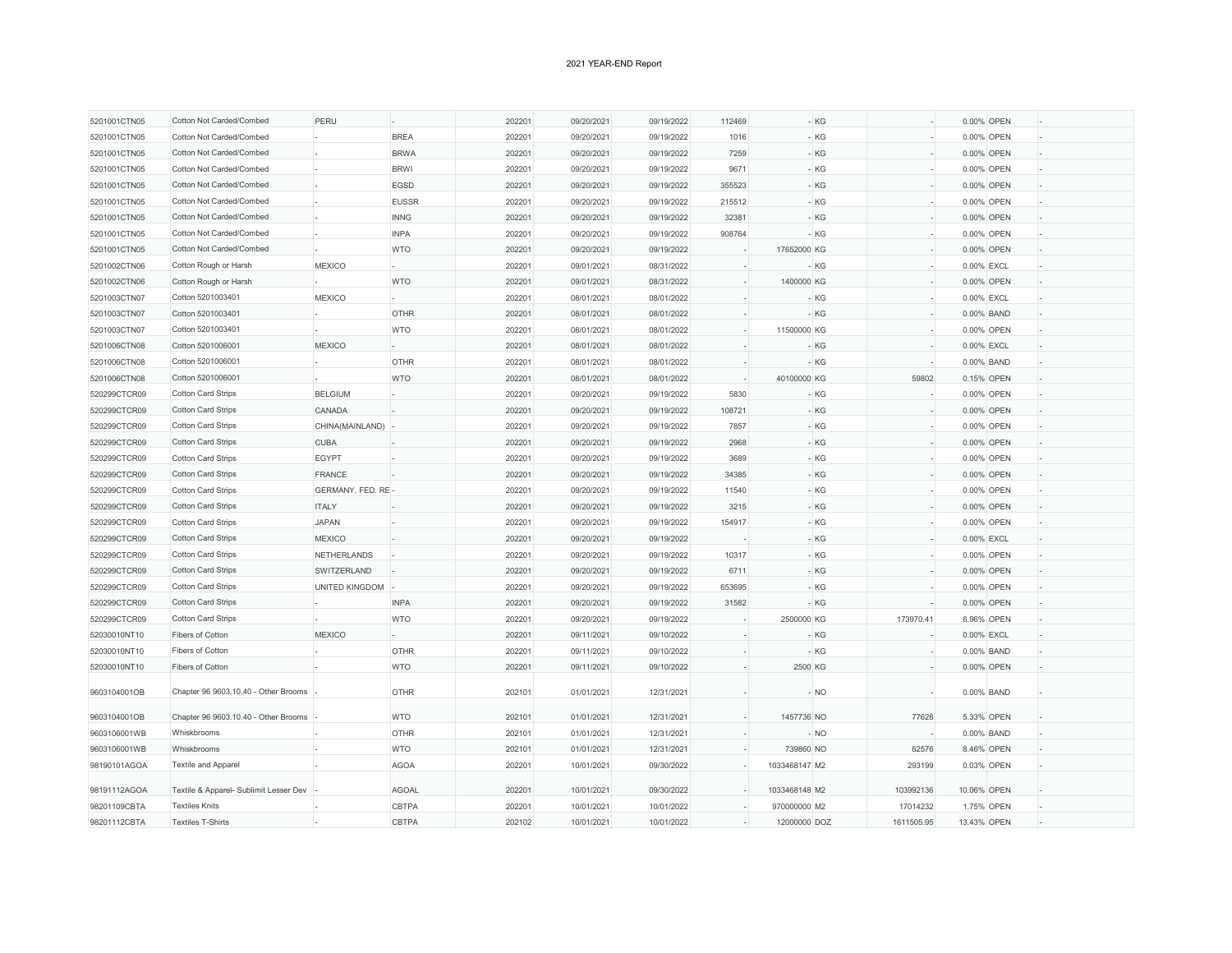2021 YEAR-END Report

| | | | | | | | | | | | | | |
|---|---|---|---|---|---|---|---|---|---|---|---|---|---|
| 5201001CTN05 | Cotton Not Carded/Combed | PERU | - | 202201 | 09/20/2021 | 09/19/2022 | 112469 | - | KG | - | 0.00% | OPEN | - |
| 5201001CTN05 | Cotton Not Carded/Combed | - | BREA | 202201 | 09/20/2021 | 09/19/2022 | 1016 | - | KG | - | 0.00% | OPEN | - |
| 5201001CTN05 | Cotton Not Carded/Combed | - | BRWA | 202201 | 09/20/2021 | 09/19/2022 | 7259 | - | KG | - | 0.00% | OPEN | - |
| 5201001CTN05 | Cotton Not Carded/Combed | - | BRWI | 202201 | 09/20/2021 | 09/19/2022 | 9671 | - | KG | - | 0.00% | OPEN | - |
| 5201001CTN05 | Cotton Not Carded/Combed | - | EGSD | 202201 | 09/20/2021 | 09/19/2022 | 355523 | - | KG | - | 0.00% | OPEN | - |
| 5201001CTN05 | Cotton Not Carded/Combed | - | EUSSR | 202201 | 09/20/2021 | 09/19/2022 | 215512 | - | KG | - | 0.00% | OPEN | - |
| 5201001CTN05 | Cotton Not Carded/Combed | - | INNG | 202201 | 09/20/2021 | 09/19/2022 | 32381 | - | KG | - | 0.00% | OPEN | - |
| 5201001CTN05 | Cotton Not Carded/Combed | - | INPA | 202201 | 09/20/2021 | 09/19/2022 | 908764 | - | KG | - | 0.00% | OPEN | - |
| 5201001CTN05 | Cotton Not Carded/Combed | - | WTO | 202201 | 09/20/2021 | 09/19/2022 | - | 17652000 | KG | - | 0.00% | OPEN | - |
| 5201002CTN06 | Cotton Rough or Harsh | MEXICO | - | 202201 | 09/01/2021 | 08/31/2022 | - | - | KG | - | 0.00% | EXCL | - |
| 5201002CTN06 | Cotton Rough or Harsh | - | WTO | 202201 | 09/01/2021 | 08/31/2022 | - | 1400000 | KG | - | 0.00% | OPEN | - |
| 5201003CTN07 | Cotton 5201003401 | MEXICO | - | 202201 | 08/01/2021 | 08/01/2022 | - | - | KG | - | 0.00% | EXCL | - |
| 5201003CTN07 | Cotton 5201003401 | - | OTHR | 202201 | 08/01/2021 | 08/01/2022 | - | - | KG | - | 0.00% | BAND | - |
| 5201003CTN07 | Cotton 5201003401 | - | WTO | 202201 | 08/01/2021 | 08/01/2022 | - | 11500000 | KG | - | 0.00% | OPEN | - |
| 5201006CTN08 | Cotton 5201006001 | MEXICO | - | 202201 | 08/01/2021 | 08/01/2022 | - | - | KG | - | 0.00% | EXCL | - |
| 5201006CTN08 | Cotton 5201006001 | - | OTHR | 202201 | 08/01/2021 | 08/01/2022 | - | - | KG | - | 0.00% | BAND | - |
| 5201006CTN08 | Cotton 5201006001 | - | WTO | 202201 | 08/01/2021 | 08/01/2022 | - | 40100000 | KG | 59802 | 0.15% | OPEN | - |
| 520299CTCR09 | Cotton Card Strips | BELGIUM | - | 202201 | 09/20/2021 | 09/19/2022 | 5830 | - | KG | - | 0.00% | OPEN | - |
| 520299CTCR09 | Cotton Card Strips | CANADA | - | 202201 | 09/20/2021 | 09/19/2022 | 108721 | - | KG | - | 0.00% | OPEN | - |
| 520299CTCR09 | Cotton Card Strips | CHINA(MAINLAND) | - | 202201 | 09/20/2021 | 09/19/2022 | 7857 | - | KG | - | 0.00% | OPEN | - |
| 520299CTCR09 | Cotton Card Strips | CUBA | - | 202201 | 09/20/2021 | 09/19/2022 | 2968 | - | KG | - | 0.00% | OPEN | - |
| 520299CTCR09 | Cotton Card Strips | EGYPT | - | 202201 | 09/20/2021 | 09/19/2022 | 3689 | - | KG | - | 0.00% | OPEN | - |
| 520299CTCR09 | Cotton Card Strips | FRANCE | - | 202201 | 09/20/2021 | 09/19/2022 | 34385 | - | KG | - | 0.00% | OPEN | - |
| 520299CTCR09 | Cotton Card Strips | GERMANY, FED. RE | - | 202201 | 09/20/2021 | 09/19/2022 | 11540 | - | KG | - | 0.00% | OPEN | - |
| 520299CTCR09 | Cotton Card Strips | ITALY | - | 202201 | 09/20/2021 | 09/19/2022 | 3215 | - | KG | - | 0.00% | OPEN | - |
| 520299CTCR09 | Cotton Card Strips | JAPAN | - | 202201 | 09/20/2021 | 09/19/2022 | 154917 | - | KG | - | 0.00% | OPEN | - |
| 520299CTCR09 | Cotton Card Strips | MEXICO | - | 202201 | 09/20/2021 | 09/19/2022 | - | - | KG | - | 0.00% | EXCL | - |
| 520299CTCR09 | Cotton Card Strips | NETHERLANDS | - | 202201 | 09/20/2021 | 09/19/2022 | 10317 | - | KG | - | 0.00% | OPEN | - |
| 520299CTCR09 | Cotton Card Strips | SWITZERLAND | - | 202201 | 09/20/2021 | 09/19/2022 | 6711 | - | KG | - | 0.00% | OPEN | - |
| 520299CTCR09 | Cotton Card Strips | UNITED KINGDOM | - | 202201 | 09/20/2021 | 09/19/2022 | 653695 | - | KG | - | 0.00% | OPEN | - |
| 520299CTCR09 | Cotton Card Strips | - | INPA | 202201 | 09/20/2021 | 09/19/2022 | 31582 | - | KG | - | 0.00% | OPEN | - |
| 520299CTCR09 | Cotton Card Strips | - | WTO | 202201 | 09/20/2021 | 09/19/2022 | - | 2500000 | KG | 173970.41 | 6.96% | OPEN | - |
| 52030010NT10 | Fibers of Cotton | MEXICO | - | 202201 | 09/11/2021 | 09/10/2022 | - | - | KG | - | 0.00% | EXCL | - |
| 52030010NT10 | Fibers of Cotton | - | OTHR | 202201 | 09/11/2021 | 09/10/2022 | - | - | KG | - | 0.00% | BAND | - |
| 52030010NT10 | Fibers of Cotton | - | WTO | 202201 | 09/11/2021 | 09/10/2022 | - | 2500 | KG | - | 0.00% | OPEN | - |
| 9603104001OB | Chapter 96 9603.10.40 - Other Brooms | - | OTHR | 202101 | 01/01/2021 | 12/31/2021 | - | - | NO | - | 0.00% | BAND | - |
| 9603104001OB | Chapter 96 9603.10.40 - Other Brooms | - | WTO | 202101 | 01/01/2021 | 12/31/2021 | - | 1457736 | NO | 77628 | 5.33% | OPEN | - |
| 9603106001WB | Whiskbrooms | - | OTHR | 202101 | 01/01/2021 | 12/31/2021 | - | - | NO | - | 0.00% | BAND | - |
| 9603106001WB | Whiskbrooms | - | WTO | 202101 | 01/01/2021 | 12/31/2021 | - | 739860 | NO | 62576 | 8.46% | OPEN | - |
| 98190101AGOA | Textile and Apparel | - | AGOA | 202201 | 10/01/2021 | 09/30/2022 | - | 1033468147 | M2 | 293199 | 0.03% | OPEN | - |
| 98191112AGOA | Textile & Apparel- Sublimit Lesser Dev | - | AGOAL | 202201 | 10/01/2021 | 09/30/2022 | - | 1033468148 | M2 | 103992136 | 10.06% | OPEN | - |
| 98201109CBTA | Textiles Knits | - | CBTPA | 202201 | 10/01/2021 | 10/01/2022 | - | 970000000 | M2 | 17014232 | 1.75% | OPEN | - |
| 98201112CBTA | Textiles T-Shirts | - | CBTPA | 202102 | 10/01/2021 | 10/01/2022 | - | 12000000 | DOZ | 1611505.95 | 13.43% | OPEN | - |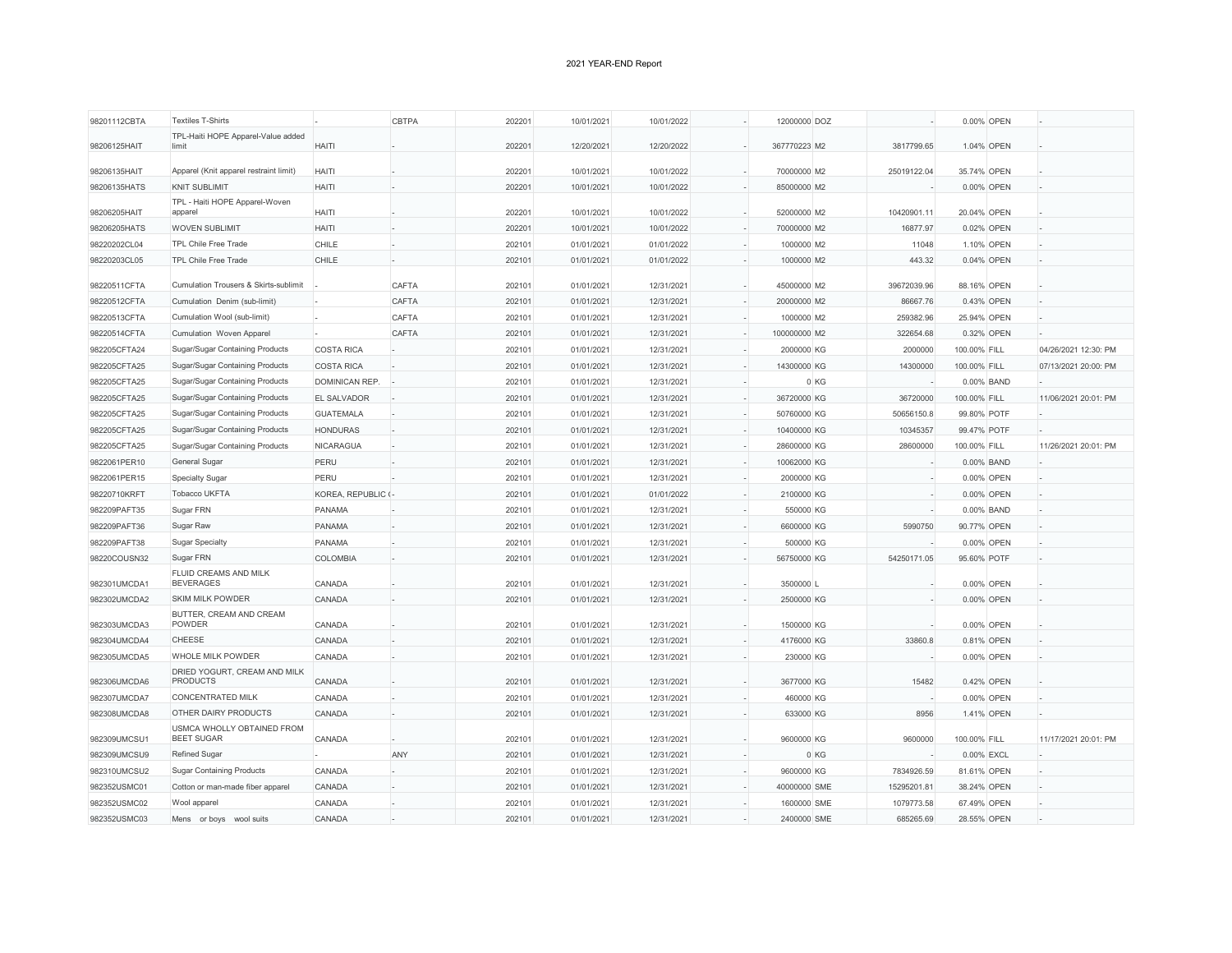2021 YEAR-END Report

| | | | | | | | | | | | | | |
|---|---|---|---|---|---|---|---|---|---|---|---|---|---|
| 98201112CBTA | Textiles T-Shirts | - | CBTPA | 202201 | 10/01/2021 | 10/01/2022 | - | 12000000 | DOZ | - | 0.00% | OPEN | - |
| 98206125HAIT | TPL-Haiti HOPE Apparel-Value added limit | HAITI | - | 202201 | 12/20/2021 | 12/20/2022 | - | 367770223 | M2 | 3817799.65 | 1.04% | OPEN | - |
| 98206135HAIT | Apparel (Knit apparel restraint limit) | HAITI | - | 202201 | 10/01/2021 | 10/01/2022 | - | 70000000 | M2 | 25019122.04 | 35.74% | OPEN | - |
| 98206135HATS | KNIT SUBLIMIT | HAITI | - | 202201 | 10/01/2021 | 10/01/2022 | - | 85000000 | M2 | - | 0.00% | OPEN | - |
| 98206205HAIT | TPL - Haiti HOPE Apparel-Woven apparel | HAITI | - | 202201 | 10/01/2021 | 10/01/2022 | - | 52000000 | M2 | 10420901.11 | 20.04% | OPEN | - |
| 98206205HATS | WOVEN SUBLIMIT | HAITI | - | 202201 | 10/01/2021 | 10/01/2022 | - | 70000000 | M2 | 16877.97 | 0.02% | OPEN | - |
| 98220202CL04 | TPL Chile Free Trade | CHILE | - | 202101 | 01/01/2021 | 01/01/2022 | - | 1000000 | M2 | 11048 | 1.10% | OPEN | - |
| 98220203CL05 | TPL Chile Free Trade | CHILE | - | 202101 | 01/01/2021 | 01/01/2022 | - | 1000000 | M2 | 443.32 | 0.04% | OPEN | - |
| 98220511CFTA | Cumulation Trousers & Skirts-sublimit | - | CAFTA | 202101 | 01/01/2021 | 12/31/2021 | - | 45000000 | M2 | 39672039.96 | 88.16% | OPEN | - |
| 98220512CFTA | Cumulation Denim (sub-limit) | - | CAFTA | 202101 | 01/01/2021 | 12/31/2021 | - | 20000000 | M2 | 86667.76 | 0.43% | OPEN | - |
| 98220513CFTA | Cumulation Wool (sub-limit) | - | CAFTA | 202101 | 01/01/2021 | 12/31/2021 | - | 1000000 | M2 | 259382.96 | 25.94% | OPEN | - |
| 98220514CFTA | Cumulation Woven Apparel | - | CAFTA | 202101 | 01/01/2021 | 12/31/2021 | - | 100000000 | M2 | 322654.68 | 0.32% | OPEN | - |
| 982205CFTA24 | Sugar/Sugar Containing Products | COSTA RICA | - | 202101 | 01/01/2021 | 12/31/2021 | - | 2000000 | KG | 2000000 | 100.00% | FILL | 04/26/2021 12:30: PM |
| 982205CFTA25 | Sugar/Sugar Containing Products | COSTA RICA | - | 202101 | 01/01/2021 | 12/31/2021 | - | 14300000 | KG | 14300000 | 100.00% | FILL | 07/13/2021 20:00: PM |
| 982205CFTA25 | Sugar/Sugar Containing Products | DOMINICAN REP. | - | 202101 | 01/01/2021 | 12/31/2021 | - | 0 | KG | - | 0.00% | BAND | - |
| 982205CFTA25 | Sugar/Sugar Containing Products | EL SALVADOR | - | 202101 | 01/01/2021 | 12/31/2021 | - | 36720000 | KG | 36720000 | 100.00% | FILL | 11/06/2021 20:01: PM |
| 982205CFTA25 | Sugar/Sugar Containing Products | GUATEMALA | - | 202101 | 01/01/2021 | 12/31/2021 | - | 50760000 | KG | 50656150.8 | 99.80% | POTF | - |
| 982205CFTA25 | Sugar/Sugar Containing Products | HONDURAS | - | 202101 | 01/01/2021 | 12/31/2021 | - | 10400000 | KG | 10345357 | 99.47% | POTF | - |
| 982205CFTA25 | Sugar/Sugar Containing Products | NICARAGUA | - | 202101 | 01/01/2021 | 12/31/2021 | - | 28600000 | KG | 28600000 | 100.00% | FILL | 11/26/2021 20:01: PM |
| 9822061PER10 | General Sugar | PERU | - | 202101 | 01/01/2021 | 12/31/2021 | - | 10062000 | KG | - | 0.00% | BAND | - |
| 9822061PER15 | Specialty Sugar | PERU | - | 202101 | 01/01/2021 | 12/31/2021 | - | 2000000 | KG | - | 0.00% | OPEN | - |
| 98220710KRFT | Tobacco UKFTA | KOREA, REPUBLIC ( | - | 202101 | 01/01/2021 | 01/01/2022 | - | 2100000 | KG | - | 0.00% | OPEN | - |
| 982209PAFT35 | Sugar FRN | PANAMA | - | 202101 | 01/01/2021 | 12/31/2021 | - | 550000 | KG | - | 0.00% | BAND | - |
| 982209PAFT36 | Sugar Raw | PANAMA | - | 202101 | 01/01/2021 | 12/31/2021 | - | 6600000 | KG | 5990750 | 90.77% | OPEN | - |
| 982209PAFT38 | Sugar Specialty | PANAMA | - | 202101 | 01/01/2021 | 12/31/2021 | - | 500000 | KG | - | 0.00% | OPEN | - |
| 98220COUSN32 | Sugar FRN | COLOMBIA | - | 202101 | 01/01/2021 | 12/31/2021 | - | 56750000 | KG | 54250171.05 | 95.60% | POTF | - |
| 982301UMCDA1 | FLUID CREAMS AND MILK BEVERAGES | CANADA | - | 202101 | 01/01/2021 | 12/31/2021 | - | 3500000 | L | - | 0.00% | OPEN | - |
| 982302UMCDA2 | SKIM MILK POWDER | CANADA | - | 202101 | 01/01/2021 | 12/31/2021 | - | 2500000 | KG | - | 0.00% | OPEN | - |
| 982303UMCDA3 | BUTTER, CREAM AND CREAM POWDER | CANADA | - | 202101 | 01/01/2021 | 12/31/2021 | - | 1500000 | KG | - | 0.00% | OPEN | - |
| 982304UMCDA4 | CHEESE | CANADA | - | 202101 | 01/01/2021 | 12/31/2021 | - | 4176000 | KG | 33860.8 | 0.81% | OPEN | - |
| 982305UMCDA5 | WHOLE MILK POWDER | CANADA | - | 202101 | 01/01/2021 | 12/31/2021 | - | 230000 | KG | - | 0.00% | OPEN | - |
| 982306UMCDA6 | DRIED YOGURT, CREAM AND MILK PRODUCTS | CANADA | - | 202101 | 01/01/2021 | 12/31/2021 | - | 3677000 | KG | 15482 | 0.42% | OPEN | - |
| 982307UMCDA7 | CONCENTRATED MILK | CANADA | - | 202101 | 01/01/2021 | 12/31/2021 | - | 460000 | KG | - | 0.00% | OPEN | - |
| 982308UMCDA8 | OTHER DAIRY PRODUCTS | CANADA | - | 202101 | 01/01/2021 | 12/31/2021 | - | 633000 | KG | 8956 | 1.41% | OPEN | - |
| 982309UMCSU1 | USMCA WHOLLY OBTAINED FROM BEET SUGAR | CANADA | - | 202101 | 01/01/2021 | 12/31/2021 | - | 9600000 | KG | 9600000 | 100.00% | FILL | 11/17/2021 20:01: PM |
| 982309UMCSU9 | Refined Sugar | - | ANY | 202101 | 01/01/2021 | 12/31/2021 | - | 0 | KG | - | 0.00% | EXCL | - |
| 982310UMCSU2 | Sugar Containing Products | CANADA | - | 202101 | 01/01/2021 | 12/31/2021 | - | 9600000 | KG | 7834926.59 | 81.61% | OPEN | - |
| 982352USMC01 | Cotton or man-made fiber apparel | CANADA | - | 202101 | 01/01/2021 | 12/31/2021 | - | 40000000 | SME | 15295201.81 | 38.24% | OPEN | - |
| 982352USMC02 | Wool apparel | CANADA | - | 202101 | 01/01/2021 | 12/31/2021 | - | 1600000 | SME | 1079773.58 | 67.49% | OPEN | - |
| 982352USMC03 | Mens or boys wool suits | CANADA | - | 202101 | 01/01/2021 | 12/31/2021 | - | 2400000 | SME | 685265.69 | 28.55% | OPEN | - |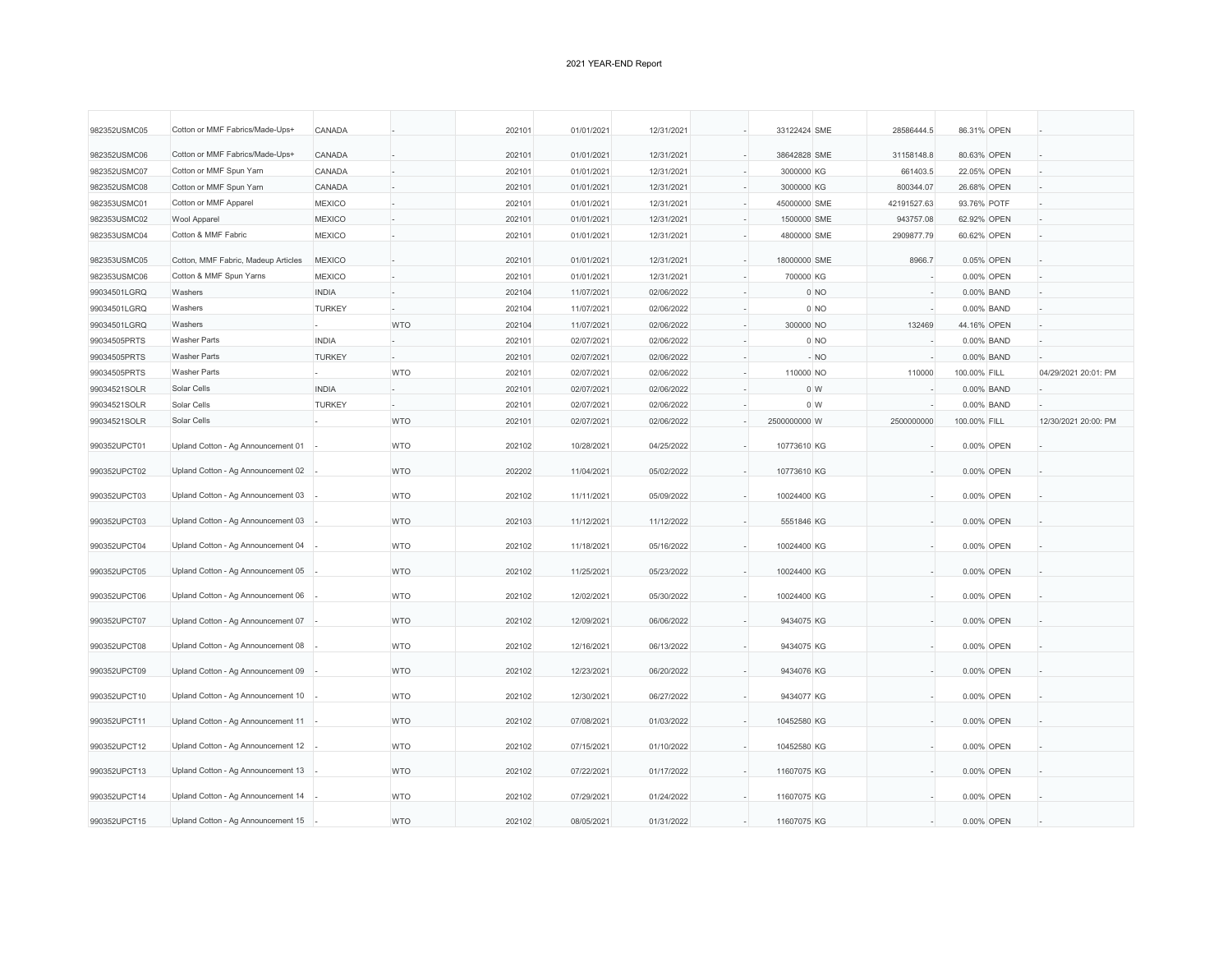2021 YEAR-END Report

| | | | | | | | | | | | | | |
|---|---|---|---|---|---|---|---|---|---|---|---|---|---|
| 982352USMC05 | Cotton or MMF Fabrics/Made-Ups+ | CANADA | - | 202101 | 01/01/2021 | 12/31/2021 | - | 33122424 | SME | 28586444.5 | 86.31% | OPEN | - |
| 982352USMC06 | Cotton or MMF Fabrics/Made-Ups+ | CANADA | - | 202101 | 01/01/2021 | 12/31/2021 | - | 38642828 | SME | 31158148.8 | 80.63% | OPEN | - |
| 982352USMC07 | Cotton or MMF Spun Yarn | CANADA | - | 202101 | 01/01/2021 | 12/31/2021 | - | 3000000 | KG | 661403.5 | 22.05% | OPEN | - |
| 982352USMC08 | Cotton or MMF Spun Yarn | CANADA | - | 202101 | 01/01/2021 | 12/31/2021 | - | 3000000 | KG | 800344.07 | 26.68% | OPEN | - |
| 982353USMC01 | Cotton or MMF Apparel | MEXICO | - | 202101 | 01/01/2021 | 12/31/2021 | - | 45000000 | SME | 42191527.63 | 93.76% | POTF | - |
| 982353USMC02 | Wool Apparel | MEXICO | - | 202101 | 01/01/2021 | 12/31/2021 | - | 1500000 | SME | 943757.08 | 62.92% | OPEN | - |
| 982353USMC04 | Cotton & MMF Fabric | MEXICO | - | 202101 | 01/01/2021 | 12/31/2021 | - | 4800000 | SME | 2909877.79 | 60.62% | OPEN | - |
| 982353USMC05 | Cotton, MMF Fabric, Madeup Articles | MEXICO | - | 202101 | 01/01/2021 | 12/31/2021 | - | 18000000 | SME | 8966.7 | 0.05% | OPEN | - |
| 982353USMC06 | Cotton & MMF Spun Yarns | MEXICO | - | 202101 | 01/01/2021 | 12/31/2021 | - | 700000 | KG | - | 0.00% | OPEN | - |
| 99034501LGRQ | Washers | INDIA | - | 202104 | 11/07/2021 | 02/06/2022 | - | 0 | NO | - | 0.00% | BAND | - |
| 99034501LGRQ | Washers | TURKEY | - | 202104 | 11/07/2021 | 02/06/2022 | - | 0 | NO | - | 0.00% | BAND | - |
| 99034501LGRQ | Washers | - | WTO | 202104 | 11/07/2021 | 02/06/2022 | - | 300000 | NO | 132469 | 44.16% | OPEN | - |
| 99034505PRTS | Washer Parts | INDIA | - | 202101 | 02/07/2021 | 02/06/2022 | - | 0 | NO | - | 0.00% | BAND | - |
| 99034505PRTS | Washer Parts | TURKEY | - | 202101 | 02/07/2021 | 02/06/2022 | - | - | NO | - | 0.00% | BAND | - |
| 99034505PRTS | Washer Parts | - | WTO | 202101 | 02/07/2021 | 02/06/2022 | - | 110000 | NO | 110000 | 100.00% | FILL | 04/29/2021 20:01: PM |
| 99034521SOLR | Solar Cells | INDIA | - | 202101 | 02/07/2021 | 02/06/2022 | - | 0 | W | - | 0.00% | BAND | - |
| 99034521SOLR | Solar Cells | TURKEY | - | 202101 | 02/07/2021 | 02/06/2022 | - | 0 | W | - | 0.00% | BAND | - |
| 99034521SOLR | Solar Cells | - | WTO | 202101 | 02/07/2021 | 02/06/2022 | - | 2500000000 | W | 2500000000 | 100.00% | FILL | 12/30/2021 20:00: PM |
| 990352UPCT01 | Upland Cotton - Ag Announcement 01 | - | WTO | 202102 | 10/28/2021 | 04/25/2022 | - | 10773610 | KG | - | 0.00% | OPEN | - |
| 990352UPCT02 | Upland Cotton - Ag Announcement 02 | - | WTO | 202202 | 11/04/2021 | 05/02/2022 | - | 10773610 | KG | - | 0.00% | OPEN | - |
| 990352UPCT03 | Upland Cotton - Ag Announcement 03 | - | WTO | 202102 | 11/11/2021 | 05/09/2022 | - | 10024400 | KG | - | 0.00% | OPEN | - |
| 990352UPCT03 | Upland Cotton - Ag Announcement 03 | - | WTO | 202103 | 11/12/2021 | 11/12/2022 | - | 5551846 | KG | - | 0.00% | OPEN | - |
| 990352UPCT04 | Upland Cotton - Ag Announcement 04 | - | WTO | 202102 | 11/18/2021 | 05/16/2022 | - | 10024400 | KG | - | 0.00% | OPEN | - |
| 990352UPCT05 | Upland Cotton - Ag Announcement 05 | - | WTO | 202102 | 11/25/2021 | 05/23/2022 | - | 10024400 | KG | - | 0.00% | OPEN | - |
| 990352UPCT06 | Upland Cotton - Ag Announcement 06 | - | WTO | 202102 | 12/02/2021 | 05/30/2022 | - | 10024400 | KG | - | 0.00% | OPEN | - |
| 990352UPCT07 | Upland Cotton - Ag Announcement 07 | - | WTO | 202102 | 12/09/2021 | 06/06/2022 | - | 9434075 | KG | - | 0.00% | OPEN | - |
| 990352UPCT08 | Upland Cotton - Ag Announcement 08 | - | WTO | 202102 | 12/16/2021 | 06/13/2022 | - | 9434075 | KG | - | 0.00% | OPEN | - |
| 990352UPCT09 | Upland Cotton - Ag Announcement 09 | - | WTO | 202102 | 12/23/2021 | 06/20/2022 | - | 9434076 | KG | - | 0.00% | OPEN | - |
| 990352UPCT10 | Upland Cotton - Ag Announcement 10 | - | WTO | 202102 | 12/30/2021 | 06/27/2022 | - | 9434077 | KG | - | 0.00% | OPEN | - |
| 990352UPCT11 | Upland Cotton - Ag Announcement 11 | - | WTO | 202102 | 07/08/2021 | 01/03/2022 | - | 10452580 | KG | - | 0.00% | OPEN | - |
| 990352UPCT12 | Upland Cotton - Ag Announcement 12 | - | WTO | 202102 | 07/15/2021 | 01/10/2022 | - | 10452580 | KG | - | 0.00% | OPEN | - |
| 990352UPCT13 | Upland Cotton - Ag Announcement 13 | - | WTO | 202102 | 07/22/2021 | 01/17/2022 | - | 11607075 | KG | - | 0.00% | OPEN | - |
| 990352UPCT14 | Upland Cotton - Ag Announcement 14 | - | WTO | 202102 | 07/29/2021 | 01/24/2022 | - | 11607075 | KG | - | 0.00% | OPEN | - |
| 990352UPCT15 | Upland Cotton - Ag Announcement 15 | - | WTO | 202102 | 08/05/2021 | 01/31/2022 | - | 11607075 | KG | - | 0.00% | OPEN | - |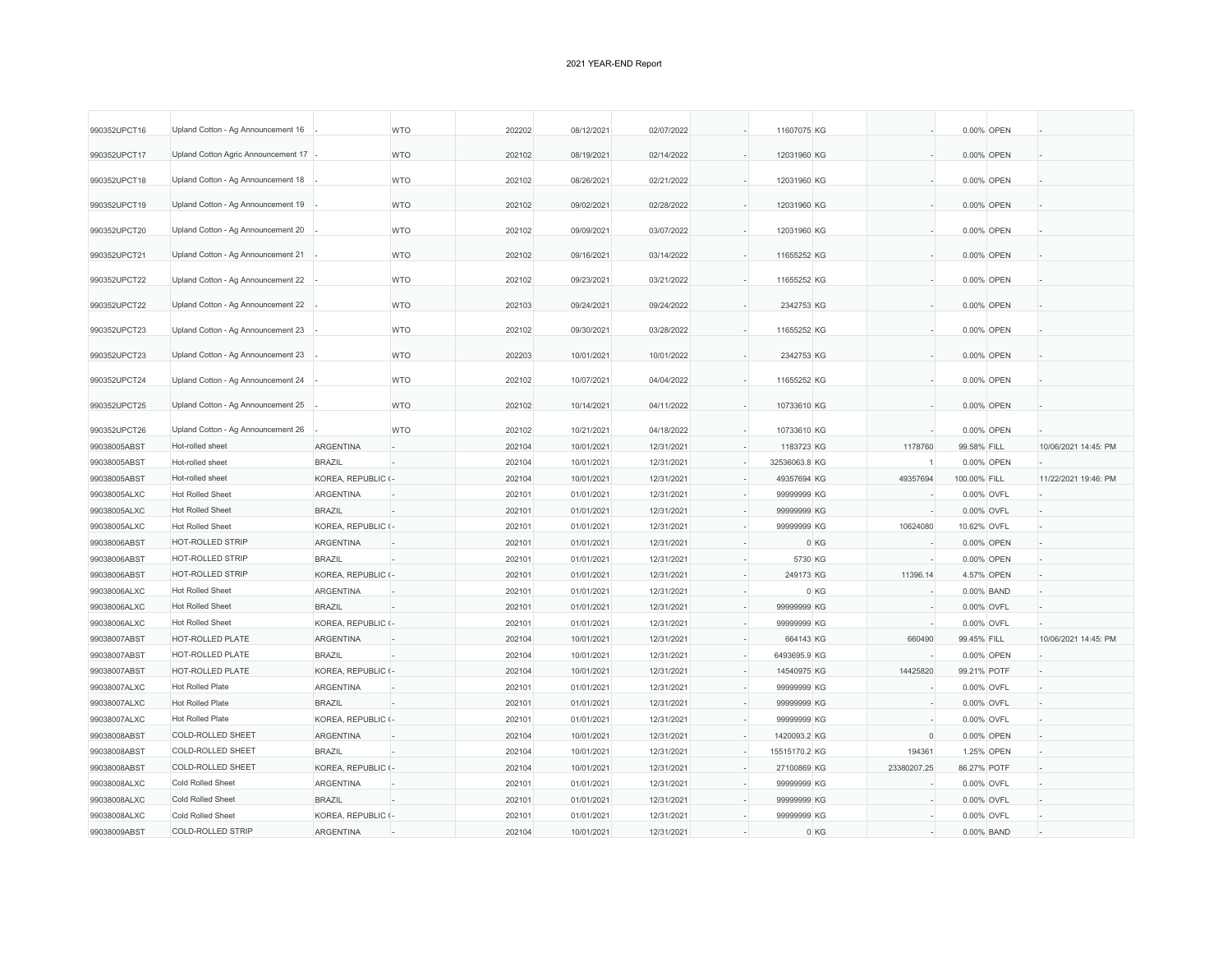2021 YEAR-END Report

| | | | | | | | | | | | | | |
|---|---|---|---|---|---|---|---|---|---|---|---|---|---|
| 990352UPCT16 | Upland Cotton - Ag Announcement 16 | - | WTO | 202202 | 08/12/2021 | 02/07/2022 | - | 11607075 | KG | - | 0.00% | OPEN | - |
| 990352UPCT17 | Upland Cotton Agric Announcement 17 | - | WTO | 202102 | 08/19/2021 | 02/14/2022 | - | 12031960 | KG | - | 0.00% | OPEN | - |
| 990352UPCT18 | Upland Cotton - Ag Announcement 18 | - | WTO | 202102 | 08/26/2021 | 02/21/2022 | - | 12031960 | KG | - | 0.00% | OPEN | - |
| 990352UPCT19 | Upland Cotton - Ag Announcement 19 | - | WTO | 202102 | 09/02/2021 | 02/28/2022 | - | 12031960 | KG | - | 0.00% | OPEN | - |
| 990352UPCT20 | Upland Cotton - Ag Announcement 20 | - | WTO | 202102 | 09/09/2021 | 03/07/2022 | - | 12031960 | KG | - | 0.00% | OPEN | - |
| 990352UPCT21 | Upland Cotton - Ag Announcement 21 | - | WTO | 202102 | 09/16/2021 | 03/14/2022 | - | 11655252 | KG | - | 0.00% | OPEN | - |
| 990352UPCT22 | Upland Cotton - Ag Announcement 22 | - | WTO | 202102 | 09/23/2021 | 03/21/2022 | - | 11655252 | KG | - | 0.00% | OPEN | - |
| 990352UPCT22 | Upland Cotton - Ag Announcement 22 | - | WTO | 202103 | 09/24/2021 | 09/24/2022 | - | 2342753 | KG | - | 0.00% | OPEN | - |
| 990352UPCT23 | Upland Cotton - Ag Announcement 23 | - | WTO | 202102 | 09/30/2021 | 03/28/2022 | - | 11655252 | KG | - | 0.00% | OPEN | - |
| 990352UPCT23 | Upland Cotton - Ag Announcement 23 | - | WTO | 202203 | 10/01/2021 | 10/01/2022 | - | 2342753 | KG | - | 0.00% | OPEN | - |
| 990352UPCT24 | Upland Cotton - Ag Announcement 24 | - | WTO | 202102 | 10/07/2021 | 04/04/2022 | - | 11655252 | KG | - | 0.00% | OPEN | - |
| 990352UPCT25 | Upland Cotton - Ag Announcement 25 | - | WTO | 202102 | 10/14/2021 | 04/11/2022 | - | 10733610 | KG | - | 0.00% | OPEN | - |
| 990352UPCT26 | Upland Cotton - Ag Announcement 26 | - | WTO | 202102 | 10/21/2021 | 04/18/2022 | - | 10733610 | KG | - | 0.00% | OPEN | - |
| 99038005ABST | Hot-rolled sheet | ARGENTINA | - | 202104 | 10/01/2021 | 12/31/2021 | - | 1183723 | KG | 1178760 | 99.58% | FILL | 10/06/2021 14:45: PM |
| 99038005ABST | Hot-rolled sheet | BRAZIL | - | 202104 | 10/01/2021 | 12/31/2021 | - | 32536063.8 | KG | 1 | 0.00% | OPEN | - |
| 99038005ABST | Hot-rolled sheet | KOREA, REPUBLIC ( | - | 202104 | 10/01/2021 | 12/31/2021 | - | 49357694 | KG | 49357694 | 100.00% | FILL | 11/22/2021 19:46: PM |
| 99038005ALXC | Hot Rolled Sheet | ARGENTINA | - | 202101 | 01/01/2021 | 12/31/2021 | - | 99999999 | KG | - | 0.00% | OVFL | - |
| 99038005ALXC | Hot Rolled Sheet | BRAZIL | - | 202101 | 01/01/2021 | 12/31/2021 | - | 99999999 | KG | - | 0.00% | OVFL | - |
| 99038005ALXC | Hot Rolled Sheet | KOREA, REPUBLIC ( | - | 202101 | 01/01/2021 | 12/31/2021 | - | 99999999 | KG | 10624080 | 10.62% | OVFL | - |
| 99038006ABST | HOT-ROLLED STRIP | ARGENTINA | - | 202101 | 01/01/2021 | 12/31/2021 | - | 0 | KG | - | 0.00% | OPEN | - |
| 99038006ABST | HOT-ROLLED STRIP | BRAZIL | - | 202101 | 01/01/2021 | 12/31/2021 | - | 5730 | KG | - | 0.00% | OPEN | - |
| 99038006ABST | HOT-ROLLED STRIP | KOREA, REPUBLIC ( | - | 202101 | 01/01/2021 | 12/31/2021 | - | 249173 | KG | 11396.14 | 4.57% | OPEN | - |
| 99038006ALXC | Hot Rolled Sheet | ARGENTINA | - | 202101 | 01/01/2021 | 12/31/2021 | - | 0 | KG | - | 0.00% | BAND | - |
| 99038006ALXC | Hot Rolled Sheet | BRAZIL | - | 202101 | 01/01/2021 | 12/31/2021 | - | 99999999 | KG | - | 0.00% | OVFL | - |
| 99038006ALXC | Hot Rolled Sheet | KOREA, REPUBLIC ( | - | 202101 | 01/01/2021 | 12/31/2021 | - | 99999999 | KG | - | 0.00% | OVFL | - |
| 99038007ABST | HOT-ROLLED PLATE | ARGENTINA | - | 202104 | 10/01/2021 | 12/31/2021 | - | 664143 | KG | 660490 | 99.45% | FILL | 10/06/2021 14:45: PM |
| 99038007ABST | HOT-ROLLED PLATE | BRAZIL | - | 202104 | 10/01/2021 | 12/31/2021 | - | 6493695.9 | KG | - | 0.00% | OPEN | - |
| 99038007ABST | HOT-ROLLED PLATE | KOREA, REPUBLIC ( | - | 202104 | 10/01/2021 | 12/31/2021 | - | 14540975 | KG | 14425820 | 99.21% | POTF | - |
| 99038007ALXC | Hot Rolled Plate | ARGENTINA | - | 202101 | 01/01/2021 | 12/31/2021 | - | 99999999 | KG | - | 0.00% | OVFL | - |
| 99038007ALXC | Hot Rolled Plate | BRAZIL | - | 202101 | 01/01/2021 | 12/31/2021 | - | 99999999 | KG | - | 0.00% | OVFL | - |
| 99038007ALXC | Hot Rolled Plate | KOREA, REPUBLIC ( | - | 202101 | 01/01/2021 | 12/31/2021 | - | 99999999 | KG | - | 0.00% | OVFL | - |
| 99038008ABST | COLD-ROLLED SHEET | ARGENTINA | - | 202104 | 10/01/2021 | 12/31/2021 | - | 1420093.2 | KG | 0 | 0.00% | OPEN | - |
| 99038008ABST | COLD-ROLLED SHEET | BRAZIL | - | 202104 | 10/01/2021 | 12/31/2021 | - | 15515170.2 | KG | 194361 | 1.25% | OPEN | - |
| 99038008ABST | COLD-ROLLED SHEET | KOREA, REPUBLIC ( | - | 202104 | 10/01/2021 | 12/31/2021 | - | 27100869 | KG | 23380207.25 | 86.27% | POTF | - |
| 99038008ALXC | Cold Rolled Sheet | ARGENTINA | - | 202101 | 01/01/2021 | 12/31/2021 | - | 99999999 | KG | - | 0.00% | OVFL | - |
| 99038008ALXC | Cold Rolled Sheet | BRAZIL | - | 202101 | 01/01/2021 | 12/31/2021 | - | 99999999 | KG | - | 0.00% | OVFL | - |
| 99038008ALXC | Cold Rolled Sheet | KOREA, REPUBLIC ( | - | 202101 | 01/01/2021 | 12/31/2021 | - | 99999999 | KG | - | 0.00% | OVFL | - |
| 99038009ABST | COLD-ROLLED STRIP | ARGENTINA | - | 202104 | 10/01/2021 | 12/31/2021 | - | 0 | KG | - | 0.00% | BAND | - |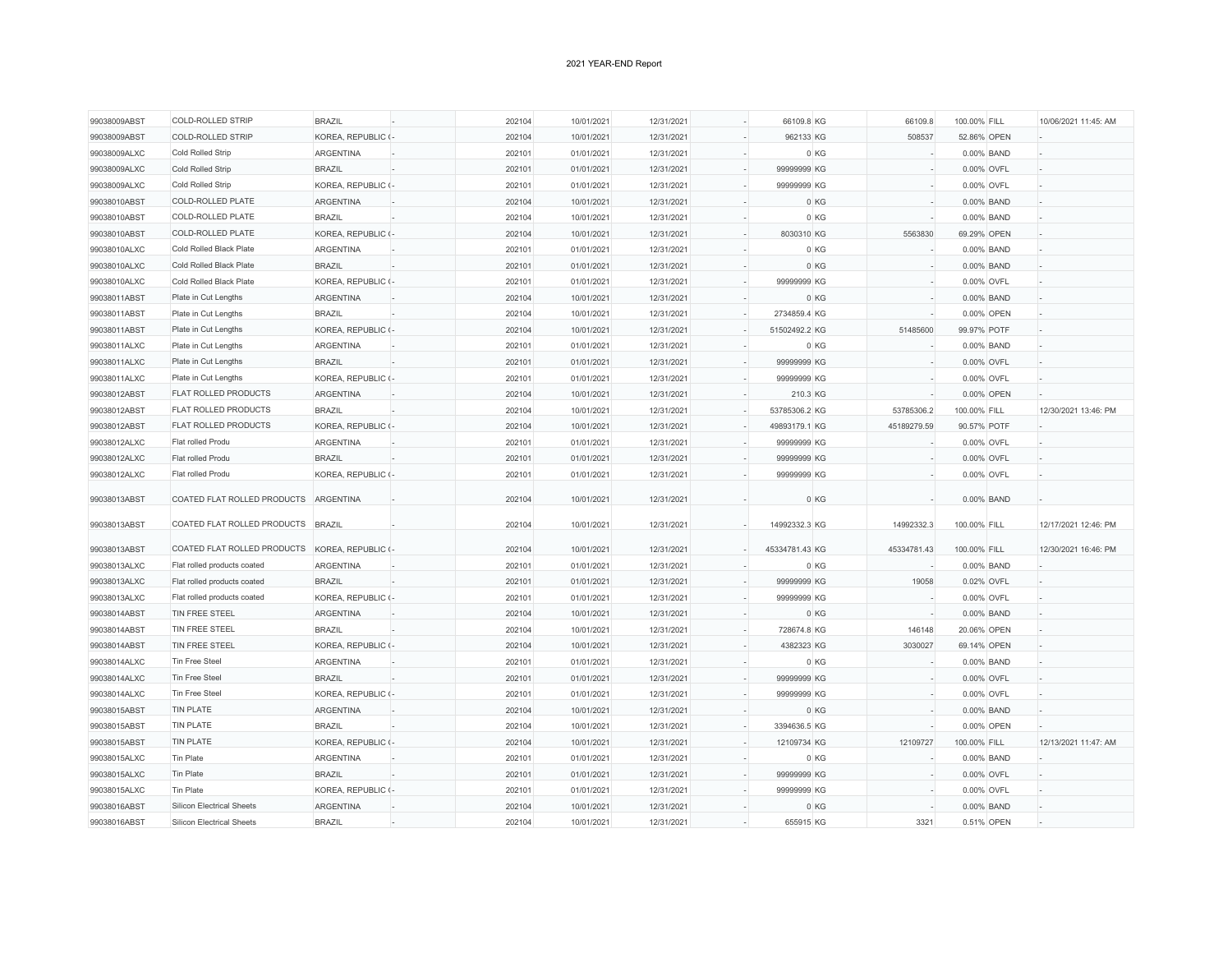2021 YEAR-END Report

| | | | | | | | | | | | | | |
|---|---|---|---|---|---|---|---|---|---|---|---|---|---|
| 99038009ABST | COLD-ROLLED STRIP | BRAZIL | - | 202104 | 10/01/2021 | 12/31/2021 | - | 66109.8 | KG | 66109.8 | 100.00% | FILL | 10/06/2021 11:45: AM |
| 99038009ABST | COLD-ROLLED STRIP | KOREA, REPUBLIC ( | - | 202104 | 10/01/2021 | 12/31/2021 | - | 962133 | KG | 508537 | 52.86% | OPEN | - |
| 99038009ALXC | Cold Rolled Strip | ARGENTINA | - | 202101 | 01/01/2021 | 12/31/2021 | - | 0 | KG | - | 0.00% | BAND | - |
| 99038009ALXC | Cold Rolled Strip | BRAZIL | - | 202101 | 01/01/2021 | 12/31/2021 | - | 99999999 | KG | - | 0.00% | OVFL | - |
| 99038009ALXC | Cold Rolled Strip | KOREA, REPUBLIC ( | - | 202101 | 01/01/2021 | 12/31/2021 | - | 99999999 | KG | - | 0.00% | OVFL | - |
| 99038010ABST | COLD-ROLLED PLATE | ARGENTINA | - | 202104 | 10/01/2021 | 12/31/2021 | - | 0 | KG | - | 0.00% | BAND | - |
| 99038010ABST | COLD-ROLLED PLATE | BRAZIL | - | 202104 | 10/01/2021 | 12/31/2021 | - | 0 | KG | - | 0.00% | BAND | - |
| 99038010ABST | COLD-ROLLED PLATE | KOREA, REPUBLIC ( | - | 202104 | 10/01/2021 | 12/31/2021 | - | 8030310 | KG | 5563830 | 69.29% | OPEN | - |
| 99038010ALXC | Cold Rolled Black Plate | ARGENTINA | - | 202101 | 01/01/2021 | 12/31/2021 | - | 0 | KG | - | 0.00% | BAND | - |
| 99038010ALXC | Cold Rolled Black Plate | BRAZIL | - | 202101 | 01/01/2021 | 12/31/2021 | - | 0 | KG | - | 0.00% | BAND | - |
| 99038010ALXC | Cold Rolled Black Plate | KOREA, REPUBLIC ( | - | 202101 | 01/01/2021 | 12/31/2021 | - | 99999999 | KG | - | 0.00% | OVFL | - |
| 99038011ABST | Plate in Cut Lengths | ARGENTINA | - | 202104 | 10/01/2021 | 12/31/2021 | - | 0 | KG | - | 0.00% | BAND | - |
| 99038011ABST | Plate in Cut Lengths | BRAZIL | - | 202104 | 10/01/2021 | 12/31/2021 | - | 2734859.4 | KG | - | 0.00% | OPEN | - |
| 99038011ABST | Plate in Cut Lengths | KOREA, REPUBLIC ( | - | 202104 | 10/01/2021 | 12/31/2021 | - | 51502492.2 | KG | 51485600 | 99.97% | POTF | - |
| 99038011ALXC | Plate in Cut Lengths | ARGENTINA | - | 202101 | 01/01/2021 | 12/31/2021 | - | 0 | KG | - | 0.00% | BAND | - |
| 99038011ALXC | Plate in Cut Lengths | BRAZIL | - | 202101 | 01/01/2021 | 12/31/2021 | - | 99999999 | KG | - | 0.00% | OVFL | - |
| 99038011ALXC | Plate in Cut Lengths | KOREA, REPUBLIC ( | - | 202101 | 01/01/2021 | 12/31/2021 | - | 99999999 | KG | - | 0.00% | OVFL | - |
| 99038012ABST | FLAT ROLLED PRODUCTS | ARGENTINA | - | 202104 | 10/01/2021 | 12/31/2021 | - | 210.3 | KG | - | 0.00% | OPEN | - |
| 99038012ABST | FLAT ROLLED PRODUCTS | BRAZIL | - | 202104 | 10/01/2021 | 12/31/2021 | - | 53785306.2 | KG | 53785306.2 | 100.00% | FILL | 12/30/2021 13:46: PM |
| 99038012ABST | FLAT ROLLED PRODUCTS | KOREA, REPUBLIC ( | - | 202104 | 10/01/2021 | 12/31/2021 | - | 49893179.1 | KG | 45189279.59 | 90.57% | POTF | - |
| 99038012ALXC | Flat rolled Produ | ARGENTINA | - | 202101 | 01/01/2021 | 12/31/2021 | - | 99999999 | KG | - | 0.00% | OVFL | - |
| 99038012ALXC | Flat rolled Produ | BRAZIL | - | 202101 | 01/01/2021 | 12/31/2021 | - | 99999999 | KG | - | 0.00% | OVFL | - |
| 99038012ALXC | Flat rolled Produ | KOREA, REPUBLIC ( | - | 202101 | 01/01/2021 | 12/31/2021 | - | 99999999 | KG | - | 0.00% | OVFL | - |
| 99038013ABST | COATED FLAT ROLLED PRODUCTS | ARGENTINA | - | 202104 | 10/01/2021 | 12/31/2021 | - | 0 | KG | - | 0.00% | BAND | - |
| 99038013ABST | COATED FLAT ROLLED PRODUCTS | BRAZIL | - | 202104 | 10/01/2021 | 12/31/2021 | - | 14992332.3 | KG | 14992332.3 | 100.00% | FILL | 12/17/2021 12:46: PM |
| 99038013ABST | COATED FLAT ROLLED PRODUCTS | KOREA, REPUBLIC ( | - | 202104 | 10/01/2021 | 12/31/2021 | - | 45334781.43 | KG | 45334781.43 | 100.00% | FILL | 12/30/2021 16:46: PM |
| 99038013ALXC | Flat rolled products coated | ARGENTINA | - | 202101 | 01/01/2021 | 12/31/2021 | - | 0 | KG | - | 0.00% | BAND | - |
| 99038013ALXC | Flat rolled products coated | BRAZIL | - | 202101 | 01/01/2021 | 12/31/2021 | - | 99999999 | KG | 19058 | 0.02% | OVFL | - |
| 99038013ALXC | Flat rolled products coated | KOREA, REPUBLIC ( | - | 202101 | 01/01/2021 | 12/31/2021 | - | 99999999 | KG | - | 0.00% | OVFL | - |
| 99038014ABST | TIN FREE STEEL | ARGENTINA | - | 202104 | 10/01/2021 | 12/31/2021 | - | 0 | KG | - | 0.00% | BAND | - |
| 99038014ABST | TIN FREE STEEL | BRAZIL | - | 202104 | 10/01/2021 | 12/31/2021 | - | 728674.8 | KG | 146148 | 20.06% | OPEN | - |
| 99038014ABST | TIN FREE STEEL | KOREA, REPUBLIC ( | - | 202104 | 10/01/2021 | 12/31/2021 | - | 4382323 | KG | 3030027 | 69.14% | OPEN | - |
| 99038014ALXC | Tin Free Steel | ARGENTINA | - | 202101 | 01/01/2021 | 12/31/2021 | - | 0 | KG | - | 0.00% | BAND | - |
| 99038014ALXC | Tin Free Steel | BRAZIL | - | 202101 | 01/01/2021 | 12/31/2021 | - | 99999999 | KG | - | 0.00% | OVFL | - |
| 99038014ALXC | Tin Free Steel | KOREA, REPUBLIC ( | - | 202101 | 01/01/2021 | 12/31/2021 | - | 99999999 | KG | - | 0.00% | OVFL | - |
| 99038015ABST | TIN PLATE | ARGENTINA | - | 202104 | 10/01/2021 | 12/31/2021 | - | 0 | KG | - | 0.00% | BAND | - |
| 99038015ABST | TIN PLATE | BRAZIL | - | 202104 | 10/01/2021 | 12/31/2021 | - | 3394636.5 | KG | - | 0.00% | OPEN | - |
| 99038015ABST | TIN PLATE | KOREA, REPUBLIC ( | - | 202104 | 10/01/2021 | 12/31/2021 | - | 12109734 | KG | 12109727 | 100.00% | FILL | 12/13/2021 11:47: AM |
| 99038015ALXC | Tin Plate | ARGENTINA | - | 202101 | 01/01/2021 | 12/31/2021 | - | 0 | KG | - | 0.00% | BAND | - |
| 99038015ALXC | Tin Plate | BRAZIL | - | 202101 | 01/01/2021 | 12/31/2021 | - | 99999999 | KG | - | 0.00% | OVFL | - |
| 99038015ALXC | Tin Plate | KOREA, REPUBLIC ( | - | 202101 | 01/01/2021 | 12/31/2021 | - | 99999999 | KG | - | 0.00% | OVFL | - |
| 99038016ABST | Silicon Electrical Sheets | ARGENTINA | - | 202104 | 10/01/2021 | 12/31/2021 | - | 0 | KG | - | 0.00% | BAND | - |
| 99038016ABST | Silicon Electrical Sheets | BRAZIL | - | 202104 | 10/01/2021 | 12/31/2021 | - | 655915 | KG | 3321 | 0.51% | OPEN | - |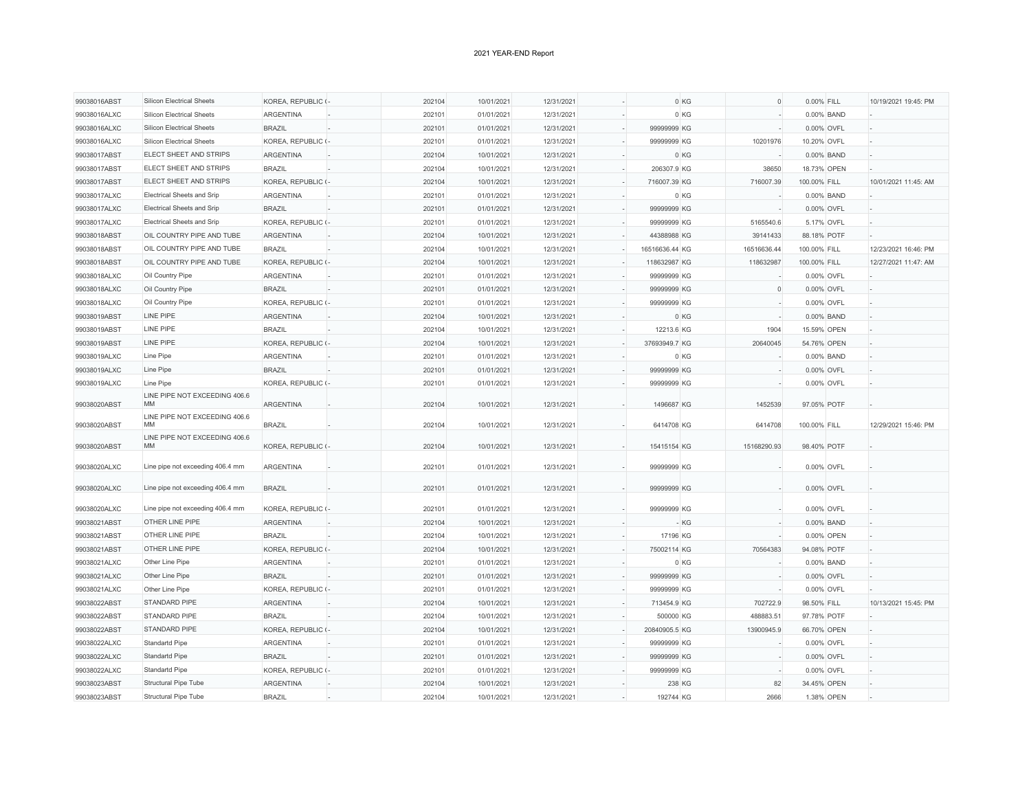2021 YEAR-END Report

| | | | | | | | | | | | | | |
|---|---|---|---|---|---|---|---|---|---|---|---|---|---|
| 99038016ABST | Silicon Electrical Sheets | KOREA, REPUBLIC ( | - | 202104 | 10/01/2021 | 12/31/2021 | - | 0 | KG | 0 | 0.00% | FILL | 10/19/2021 19:45: PM |
| 99038016ALXC | Silicon Electrical Sheets | ARGENTINA | - | 202101 | 01/01/2021 | 12/31/2021 | - | 0 | KG | - | 0.00% | BAND | - |
| 99038016ALXC | Silicon Electrical Sheets | BRAZIL | - | 202101 | 01/01/2021 | 12/31/2021 | - | 99999999 | KG | - | 0.00% | OVFL | - |
| 99038016ALXC | Silicon Electrical Sheets | KOREA, REPUBLIC ( | - | 202101 | 01/01/2021 | 12/31/2021 | - | 99999999 | KG | 10201976 | 10.20% | OVFL | - |
| 99038017ABST | ELECT SHEET AND STRIPS | ARGENTINA | - | 202104 | 10/01/2021 | 12/31/2021 | - | 0 | KG | - | 0.00% | BAND | - |
| 99038017ABST | ELECT SHEET AND STRIPS | BRAZIL | - | 202104 | 10/01/2021 | 12/31/2021 | - | 206307.9 | KG | 38650 | 18.73% | OPEN | - |
| 99038017ABST | ELECT SHEET AND STRIPS | KOREA, REPUBLIC ( | - | 202104 | 10/01/2021 | 12/31/2021 | - | 716007.39 | KG | 716007.39 | 100.00% | FILL | 10/01/2021 11:45: AM |
| 99038017ALXC | Electrical Sheets and Srip | ARGENTINA | - | 202101 | 01/01/2021 | 12/31/2021 | - | 0 | KG | - | 0.00% | BAND | - |
| 99038017ALXC | Electrical Sheets and Srip | BRAZIL | - | 202101 | 01/01/2021 | 12/31/2021 | - | 99999999 | KG | - | 0.00% | OVFL | - |
| 99038017ALXC | Electrical Sheets and Srip | KOREA, REPUBLIC ( | - | 202101 | 01/01/2021 | 12/31/2021 | - | 99999999 | KG | 5165540.6 | 5.17% | OVFL | - |
| 99038018ABST | OIL COUNTRY PIPE AND TUBE | ARGENTINA | - | 202104 | 10/01/2021 | 12/31/2021 | - | 44388988 | KG | 39141433 | 88.18% | POTF | - |
| 99038018ABST | OIL COUNTRY PIPE AND TUBE | BRAZIL | - | 202104 | 10/01/2021 | 12/31/2021 | - | 16516636.44 | KG | 16516636.44 | 100.00% | FILL | 12/23/2021 16:46: PM |
| 99038018ABST | OIL COUNTRY PIPE AND TUBE | KOREA, REPUBLIC ( | - | 202104 | 10/01/2021 | 12/31/2021 | - | 118632987 | KG | 118632987 | 100.00% | FILL | 12/27/2021 11:47: AM |
| 99038018ALXC | Oil Country Pipe | ARGENTINA | - | 202101 | 01/01/2021 | 12/31/2021 | - | 99999999 | KG | - | 0.00% | OVFL | - |
| 99038018ALXC | Oil Country Pipe | BRAZIL | - | 202101 | 01/01/2021 | 12/31/2021 | - | 99999999 | KG | 0 | 0.00% | OVFL | - |
| 99038018ALXC | Oil Country Pipe | KOREA, REPUBLIC ( | - | 202101 | 01/01/2021 | 12/31/2021 | - | 99999999 | KG | - | 0.00% | OVFL | - |
| 99038019ABST | LINE PIPE | ARGENTINA | - | 202104 | 10/01/2021 | 12/31/2021 | - | 0 | KG | - | 0.00% | BAND | - |
| 99038019ABST | LINE PIPE | BRAZIL | - | 202104 | 10/01/2021 | 12/31/2021 | - | 12213.6 | KG | 1904 | 15.59% | OPEN | - |
| 99038019ABST | LINE PIPE | KOREA, REPUBLIC ( | - | 202104 | 10/01/2021 | 12/31/2021 | - | 37693949.7 | KG | 20640045 | 54.76% | OPEN | - |
| 99038019ALXC | Line Pipe | ARGENTINA | - | 202101 | 01/01/2021 | 12/31/2021 | - | 0 | KG | - | 0.00% | BAND | - |
| 99038019ALXC | Line Pipe | BRAZIL | - | 202101 | 01/01/2021 | 12/31/2021 | - | 99999999 | KG | - | 0.00% | OVFL | - |
| 99038019ALXC | Line Pipe | KOREA, REPUBLIC ( | - | 202101 | 01/01/2021 | 12/31/2021 | - | 99999999 | KG | - | 0.00% | OVFL | - |
| 99038020ABST | LINE PIPE NOT EXCEEDING 406.6 MM | ARGENTINA | - | 202104 | 10/01/2021 | 12/31/2021 | - | 1496687 | KG | 1452539 | 97.05% | POTF | - |
| 99038020ABST | LINE PIPE NOT EXCEEDING 406.6 MM | BRAZIL | - | 202104 | 10/01/2021 | 12/31/2021 | - | 6414708 | KG | 6414708 | 100.00% | FILL | 12/29/2021 15:46: PM |
| 99038020ABST | LINE PIPE NOT EXCEEDING 406.6 MM | KOREA, REPUBLIC ( | - | 202104 | 10/01/2021 | 12/31/2021 | - | 15415154 | KG | 15168290.93 | 98.40% | POTF | - |
| 99038020ALXC | Line pipe not exceeding 406.4 mm | ARGENTINA | - | 202101 | 01/01/2021 | 12/31/2021 | - | 99999999 | KG | - | 0.00% | OVFL | - |
| 99038020ALXC | Line pipe not exceeding 406.4 mm | BRAZIL | - | 202101 | 01/01/2021 | 12/31/2021 | - | 99999999 | KG | - | 0.00% | OVFL | - |
| 99038020ALXC | Line pipe not exceeding 406.4 mm | KOREA, REPUBLIC ( | - | 202101 | 01/01/2021 | 12/31/2021 | - | 99999999 | KG | - | 0.00% | OVFL | - |
| 99038021ABST | OTHER LINE PIPE | ARGENTINA | - | 202104 | 10/01/2021 | 12/31/2021 | - | - | KG | - | 0.00% | BAND | - |
| 99038021ABST | OTHER LINE PIPE | BRAZIL | - | 202104 | 10/01/2021 | 12/31/2021 | - | 17196 | KG | - | 0.00% | OPEN | - |
| 99038021ABST | OTHER LINE PIPE | KOREA, REPUBLIC ( | - | 202104 | 10/01/2021 | 12/31/2021 | - | 75002114 | KG | 70564383 | 94.08% | POTF | - |
| 99038021ALXC | Other Line Pipe | ARGENTINA | - | 202101 | 01/01/2021 | 12/31/2021 | - | 0 | KG | - | 0.00% | BAND | - |
| 99038021ALXC | Other Line Pipe | BRAZIL | - | 202101 | 01/01/2021 | 12/31/2021 | - | 99999999 | KG | - | 0.00% | OVFL | - |
| 99038021ALXC | Other Line Pipe | KOREA, REPUBLIC ( | - | 202101 | 01/01/2021 | 12/31/2021 | - | 99999999 | KG | - | 0.00% | OVFL | - |
| 99038022ABST | STANDARD PIPE | ARGENTINA | - | 202104 | 10/01/2021 | 12/31/2021 | - | 713454.9 | KG | 702722.9 | 98.50% | FILL | 10/13/2021 15:45: PM |
| 99038022ABST | STANDARD PIPE | BRAZIL | - | 202104 | 10/01/2021 | 12/31/2021 | - | 500000 | KG | 488883.51 | 97.78% | POTF | - |
| 99038022ABST | STANDARD PIPE | KOREA, REPUBLIC ( | - | 202104 | 10/01/2021 | 12/31/2021 | - | 20840905.5 | KG | 13900945.9 | 66.70% | OPEN | - |
| 99038022ALXC | Standartd Pipe | ARGENTINA | - | 202101 | 01/01/2021 | 12/31/2021 | - | 99999999 | KG | - | 0.00% | OVFL | - |
| 99038022ALXC | Standartd Pipe | BRAZIL | - | 202101 | 01/01/2021 | 12/31/2021 | - | 99999999 | KG | - | 0.00% | OVFL | - |
| 99038022ALXC | Standartd Pipe | KOREA, REPUBLIC ( | - | 202101 | 01/01/2021 | 12/31/2021 | - | 99999999 | KG | - | 0.00% | OVFL | - |
| 99038023ABST | Structural Pipe Tube | ARGENTINA | - | 202104 | 10/01/2021 | 12/31/2021 | - | 238 | KG | 82 | 34.45% | OPEN | - |
| 99038023ABST | Structural Pipe Tube | BRAZIL | - | 202104 | 10/01/2021 | 12/31/2021 | - | 192744 | KG | 2666 | 1.38% | OPEN | - |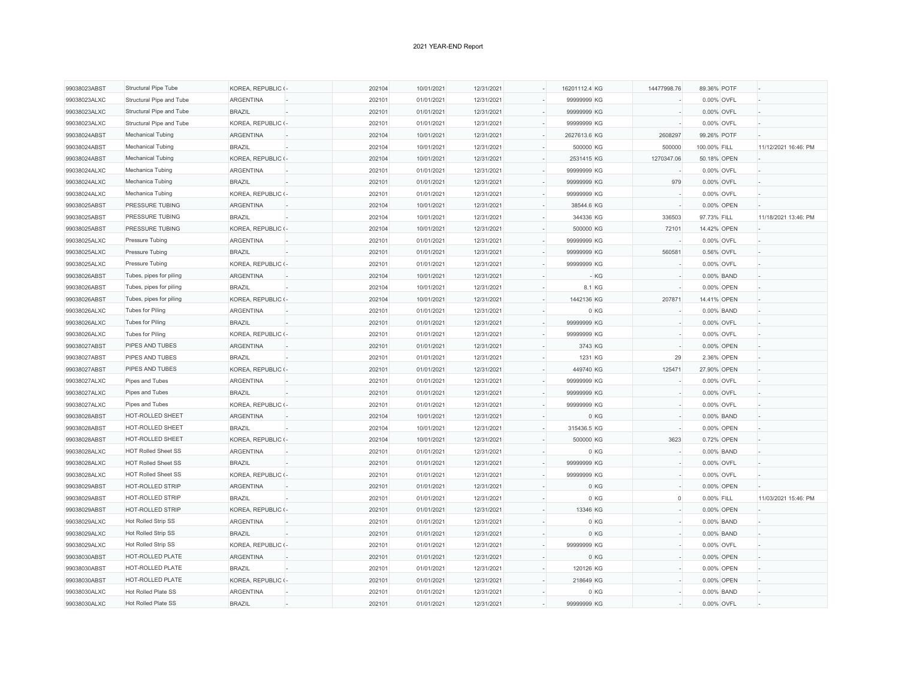2021 YEAR-END Report

| | | | | | | | | | | | | | |
|---|---|---|---|---|---|---|---|---|---|---|---|---|---|
| 99038023ABST | Structural Pipe Tube | KOREA, REPUBLIC ( | - | 202104 | 10/01/2021 | 12/31/2021 | - | 16201112.4 | KG | 14477998.76 | 89.36% | POTF | - |
| 99038023ALXC | Structural Pipe and Tube | ARGENTINA | - | 202101 | 01/01/2021 | 12/31/2021 | - | 99999999 | KG | - | 0.00% | OVFL | - |
| 99038023ALXC | Structural Pipe and Tube | BRAZIL | - | 202101 | 01/01/2021 | 12/31/2021 | - | 99999999 | KG | - | 0.00% | OVFL | - |
| 99038023ALXC | Structural Pipe and Tube | KOREA, REPUBLIC ( | - | 202101 | 01/01/2021 | 12/31/2021 | - | 99999999 | KG | - | 0.00% | OVFL | - |
| 99038024ABST | Mechanical Tubing | ARGENTINA | - | 202104 | 10/01/2021 | 12/31/2021 | - | 2627613.6 | KG | 2608297 | 99.26% | POTF | - |
| 99038024ABST | Mechanical Tubing | BRAZIL | - | 202104 | 10/01/2021 | 12/31/2021 | - | 500000 | KG | 500000 | 100.00% | FILL | 11/12/2021 16:46: PM |
| 99038024ABST | Mechanical Tubing | KOREA, REPUBLIC ( | - | 202104 | 10/01/2021 | 12/31/2021 | - | 2531415 | KG | 1270347.06 | 50.18% | OPEN | - |
| 99038024ALXC | Mechanica Tubing | ARGENTINA | - | 202101 | 01/01/2021 | 12/31/2021 | - | 99999999 | KG | - | 0.00% | OVFL | - |
| 99038024ALXC | Mechanica Tubing | BRAZIL | - | 202101 | 01/01/2021 | 12/31/2021 | - | 99999999 | KG | 979 | 0.00% | OVFL | - |
| 99038024ALXC | Mechanica Tubing | KOREA, REPUBLIC ( | - | 202101 | 01/01/2021 | 12/31/2021 | - | 99999999 | KG | - | 0.00% | OVFL | - |
| 99038025ABST | PRESSURE TUBING | ARGENTINA | - | 202104 | 10/01/2021 | 12/31/2021 | - | 38544.6 | KG | - | 0.00% | OPEN | - |
| 99038025ABST | PRESSURE TUBING | BRAZIL | - | 202104 | 10/01/2021 | 12/31/2021 | - | 344336 | KG | 336503 | 97.73% | FILL | 11/18/2021 13:46: PM |
| 99038025ABST | PRESSURE TUBING | KOREA, REPUBLIC ( | - | 202104 | 10/01/2021 | 12/31/2021 | - | 500000 | KG | 72101 | 14.42% | OPEN | - |
| 99038025ALXC | Pressure Tubing | ARGENTINA | - | 202101 | 01/01/2021 | 12/31/2021 | - | 99999999 | KG | - | 0.00% | OVFL | - |
| 99038025ALXC | Pressure Tubing | BRAZIL | - | 202101 | 01/01/2021 | 12/31/2021 | - | 99999999 | KG | 560581 | 0.56% | OVFL | - |
| 99038025ALXC | Pressure Tubing | KOREA, REPUBLIC ( | - | 202101 | 01/01/2021 | 12/31/2021 | - | 99999999 | KG | - | 0.00% | OVFL | - |
| 99038026ABST | Tubes, pipes for piling | ARGENTINA | - | 202104 | 10/01/2021 | 12/31/2021 | - | - | KG | - | 0.00% | BAND | - |
| 99038026ABST | Tubes, pipes for piling | BRAZIL | - | 202104 | 10/01/2021 | 12/31/2021 | - | 8.1 | KG | - | 0.00% | OPEN | - |
| 99038026ABST | Tubes, pipes for piling | KOREA, REPUBLIC ( | - | 202104 | 10/01/2021 | 12/31/2021 | - | 1442136 | KG | 207871 | 14.41% | OPEN | - |
| 99038026ALXC | Tubes for Piling | ARGENTINA | - | 202101 | 01/01/2021 | 12/31/2021 | - | 0 | KG | - | 0.00% | BAND | - |
| 99038026ALXC | Tubes for Piling | BRAZIL | - | 202101 | 01/01/2021 | 12/31/2021 | - | 99999999 | KG | - | 0.00% | OVFL | - |
| 99038026ALXC | Tubes for Piling | KOREA, REPUBLIC ( | - | 202101 | 01/01/2021 | 12/31/2021 | - | 99999999 | KG | - | 0.00% | OVFL | - |
| 99038027ABST | PIPES AND TUBES | ARGENTINA | - | 202101 | 01/01/2021 | 12/31/2021 | - | 3743 | KG | - | 0.00% | OPEN | - |
| 99038027ABST | PIPES AND TUBES | BRAZIL | - | 202101 | 01/01/2021 | 12/31/2021 | - | 1231 | KG | 29 | 2.36% | OPEN | - |
| 99038027ABST | PIPES AND TUBES | KOREA, REPUBLIC ( | - | 202101 | 01/01/2021 | 12/31/2021 | - | 449740 | KG | 125471 | 27.90% | OPEN | - |
| 99038027ALXC | Pipes and Tubes | ARGENTINA | - | 202101 | 01/01/2021 | 12/31/2021 | - | 99999999 | KG | - | 0.00% | OVFL | - |
| 99038027ALXC | Pipes and Tubes | BRAZIL | - | 202101 | 01/01/2021 | 12/31/2021 | - | 99999999 | KG | - | 0.00% | OVFL | - |
| 99038027ALXC | Pipes and Tubes | KOREA, REPUBLIC ( | - | 202101 | 01/01/2021 | 12/31/2021 | - | 99999999 | KG | - | 0.00% | OVFL | - |
| 99038028ABST | HOT-ROLLED SHEET | ARGENTINA | - | 202104 | 10/01/2021 | 12/31/2021 | - | 0 | KG | - | 0.00% | BAND | - |
| 99038028ABST | HOT-ROLLED SHEET | BRAZIL | - | 202104 | 10/01/2021 | 12/31/2021 | - | 315436.5 | KG | - | 0.00% | OPEN | - |
| 99038028ABST | HOT-ROLLED SHEET | KOREA, REPUBLIC ( | - | 202104 | 10/01/2021 | 12/31/2021 | - | 500000 | KG | 3623 | 0.72% | OPEN | - |
| 99038028ALXC | HOT Rolled Sheet SS | ARGENTINA | - | 202101 | 01/01/2021 | 12/31/2021 | - | 0 | KG | - | 0.00% | BAND | - |
| 99038028ALXC | HOT Rolled Sheet SS | BRAZIL | - | 202101 | 01/01/2021 | 12/31/2021 | - | 99999999 | KG | - | 0.00% | OVFL | - |
| 99038028ALXC | HOT Rolled Sheet SS | KOREA, REPUBLIC ( | - | 202101 | 01/01/2021 | 12/31/2021 | - | 99999999 | KG | - | 0.00% | OVFL | - |
| 99038029ABST | HOT-ROLLED STRIP | ARGENTINA | - | 202101 | 01/01/2021 | 12/31/2021 | - | 0 | KG | - | 0.00% | OPEN | - |
| 99038029ABST | HOT-ROLLED STRIP | BRAZIL | - | 202101 | 01/01/2021 | 12/31/2021 | - | 0 | KG | 0 | 0.00% | FILL | 11/03/2021 15:46: PM |
| 99038029ABST | HOT-ROLLED STRIP | KOREA, REPUBLIC ( | - | 202101 | 01/01/2021 | 12/31/2021 | - | 13346 | KG | - | 0.00% | OPEN | - |
| 99038029ALXC | Hot Rolled Strip SS | ARGENTINA | - | 202101 | 01/01/2021 | 12/31/2021 | - | 0 | KG | - | 0.00% | BAND | - |
| 99038029ALXC | Hot Rolled Strip SS | BRAZIL | - | 202101 | 01/01/2021 | 12/31/2021 | - | 0 | KG | - | 0.00% | BAND | - |
| 99038029ALXC | Hot Rolled Strip SS | KOREA, REPUBLIC ( | - | 202101 | 01/01/2021 | 12/31/2021 | - | 99999999 | KG | - | 0.00% | OVFL | - |
| 99038030ABST | HOT-ROLLED PLATE | ARGENTINA | - | 202101 | 01/01/2021 | 12/31/2021 | - | 0 | KG | - | 0.00% | OPEN | - |
| 99038030ABST | HOT-ROLLED PLATE | BRAZIL | - | 202101 | 01/01/2021 | 12/31/2021 | - | 120126 | KG | - | 0.00% | OPEN | - |
| 99038030ABST | HOT-ROLLED PLATE | KOREA, REPUBLIC ( | - | 202101 | 01/01/2021 | 12/31/2021 | - | 218649 | KG | - | 0.00% | OPEN | - |
| 99038030ALXC | Hot Rolled Plate SS | ARGENTINA | - | 202101 | 01/01/2021 | 12/31/2021 | - | 0 | KG | - | 0.00% | BAND | - |
| 99038030ALXC | Hot Rolled Plate SS | BRAZIL | - | 202101 | 01/01/2021 | 12/31/2021 | - | 99999999 | KG | - | 0.00% | OVFL | - |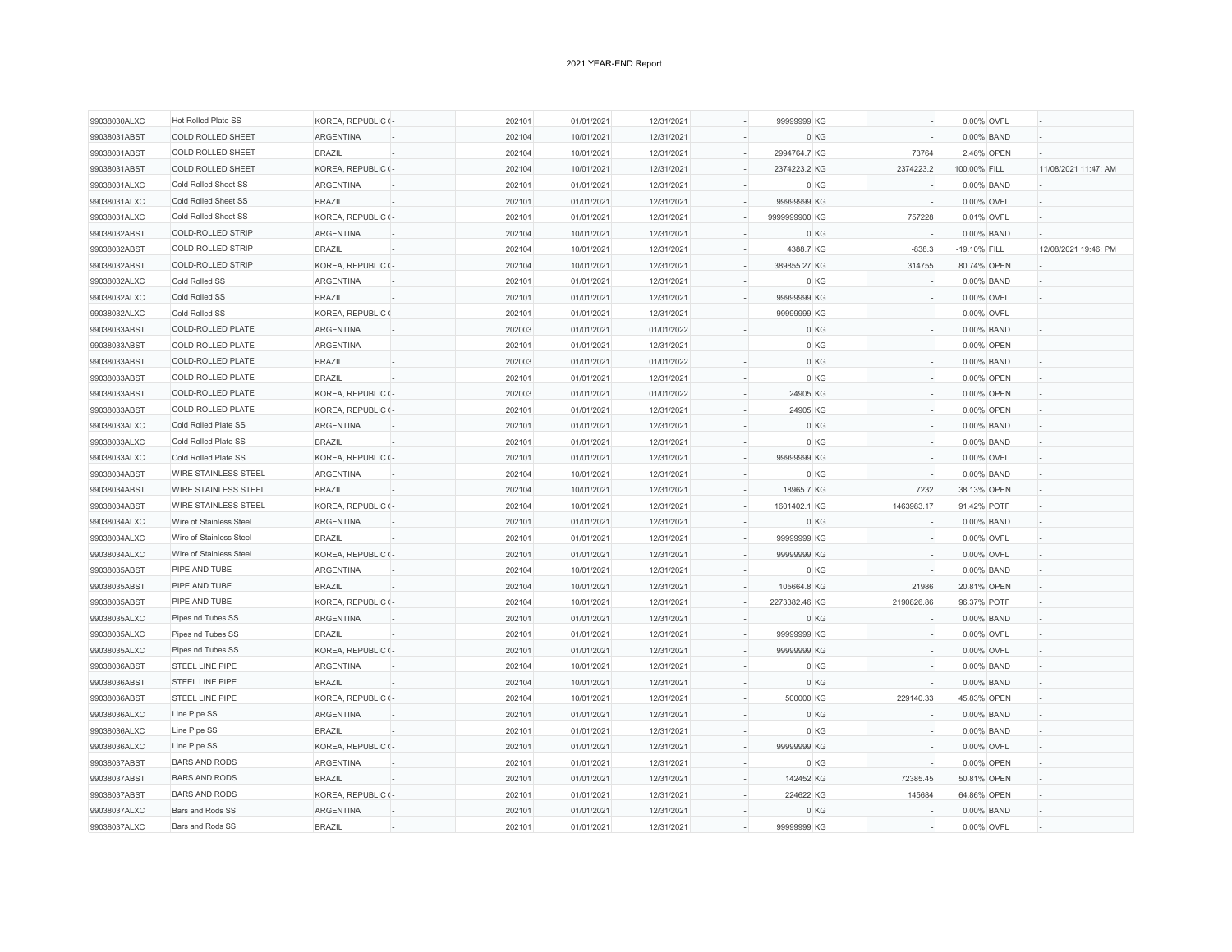2021 YEAR-END Report

| | | | | | | | | | | | | | |
|---|---|---|---|---|---|---|---|---|---|---|---|---|---|
| 99038030ALXC | Hot Rolled Plate SS | KOREA, REPUBLIC ( | - | 202101 | 01/01/2021 | 12/31/2021 | - | 99999999 | KG | - | 0.00% | OVFL | - |
| 99038031ABST | COLD ROLLED SHEET | ARGENTINA | - | 202104 | 10/01/2021 | 12/31/2021 | - | 0 | KG | - | 0.00% | BAND | - |
| 99038031ABST | COLD ROLLED SHEET | BRAZIL | - | 202104 | 10/01/2021 | 12/31/2021 | - | 2994764.7 | KG | 73764 | 2.46% | OPEN | - |
| 99038031ABST | COLD ROLLED SHEET | KOREA, REPUBLIC ( | - | 202104 | 10/01/2021 | 12/31/2021 | - | 2374223.2 | KG | 2374223.2 | 100.00% | FILL | 11/08/2021 11:47: AM |
| 99038031ALXC | Cold Rolled Sheet SS | ARGENTINA | - | 202101 | 01/01/2021 | 12/31/2021 | - | 0 | KG | - | 0.00% | BAND | - |
| 99038031ALXC | Cold Rolled Sheet SS | BRAZIL | - | 202101 | 01/01/2021 | 12/31/2021 | - | 99999999 | KG | - | 0.00% | OVFL | - |
| 99038031ALXC | Cold Rolled Sheet SS | KOREA, REPUBLIC ( | - | 202101 | 01/01/2021 | 12/31/2021 | - | 9999999900 | KG | 757228 | 0.01% | OVFL | - |
| 99038032ABST | COLD-ROLLED STRIP | ARGENTINA | - | 202104 | 10/01/2021 | 12/31/2021 | - | 0 | KG | - | 0.00% | BAND | - |
| 99038032ABST | COLD-ROLLED STRIP | BRAZIL | - | 202104 | 10/01/2021 | 12/31/2021 | - | 4388.7 | KG | -838.3 | -19.10% | FILL | 12/08/2021 19:46: PM |
| 99038032ABST | COLD-ROLLED STRIP | KOREA, REPUBLIC ( | - | 202104 | 10/01/2021 | 12/31/2021 | - | 389855.27 | KG | 314755 | 80.74% | OPEN | - |
| 99038032ALXC | Cold Rolled SS | ARGENTINA | - | 202101 | 01/01/2021 | 12/31/2021 | - | 0 | KG | - | 0.00% | BAND | - |
| 99038032ALXC | Cold Rolled SS | BRAZIL | - | 202101 | 01/01/2021 | 12/31/2021 | - | 99999999 | KG | - | 0.00% | OVFL | - |
| 99038032ALXC | Cold Rolled SS | KOREA, REPUBLIC ( | - | 202101 | 01/01/2021 | 12/31/2021 | - | 99999999 | KG | - | 0.00% | OVFL | - |
| 99038033ABST | COLD-ROLLED PLATE | ARGENTINA | - | 202003 | 01/01/2021 | 01/01/2022 | - | 0 | KG | - | 0.00% | BAND | - |
| 99038033ABST | COLD-ROLLED PLATE | ARGENTINA | - | 202101 | 01/01/2021 | 12/31/2021 | - | 0 | KG | - | 0.00% | OPEN | - |
| 99038033ABST | COLD-ROLLED PLATE | BRAZIL | - | 202003 | 01/01/2021 | 01/01/2022 | - | 0 | KG | - | 0.00% | BAND | - |
| 99038033ABST | COLD-ROLLED PLATE | BRAZIL | - | 202101 | 01/01/2021 | 12/31/2021 | - | 0 | KG | - | 0.00% | OPEN | - |
| 99038033ABST | COLD-ROLLED PLATE | KOREA, REPUBLIC ( | - | 202003 | 01/01/2021 | 01/01/2022 | - | 24905 | KG | - | 0.00% | OPEN | - |
| 99038033ABST | COLD-ROLLED PLATE | KOREA, REPUBLIC ( | - | 202101 | 01/01/2021 | 12/31/2021 | - | 24905 | KG | - | 0.00% | OPEN | - |
| 99038033ALXC | Cold Rolled Plate SS | ARGENTINA | - | 202101 | 01/01/2021 | 12/31/2021 | - | 0 | KG | - | 0.00% | BAND | - |
| 99038033ALXC | Cold Rolled Plate SS | BRAZIL | - | 202101 | 01/01/2021 | 12/31/2021 | - | 0 | KG | - | 0.00% | BAND | - |
| 99038033ALXC | Cold Rolled Plate SS | KOREA, REPUBLIC ( | - | 202101 | 01/01/2021 | 12/31/2021 | - | 99999999 | KG | - | 0.00% | OVFL | - |
| 99038034ABST | WIRE STAINLESS STEEL | ARGENTINA | - | 202104 | 10/01/2021 | 12/31/2021 | - | 0 | KG | - | 0.00% | BAND | - |
| 99038034ABST | WIRE STAINLESS STEEL | BRAZIL | - | 202104 | 10/01/2021 | 12/31/2021 | - | 18965.7 | KG | 7232 | 38.13% | OPEN | - |
| 99038034ABST | WIRE STAINLESS STEEL | KOREA, REPUBLIC ( | - | 202104 | 10/01/2021 | 12/31/2021 | - | 1601402.1 | KG | 1463983.17 | 91.42% | POTF | - |
| 99038034ALXC | Wire of Stainless Steel | ARGENTINA | - | 202101 | 01/01/2021 | 12/31/2021 | - | 0 | KG | - | 0.00% | BAND | - |
| 99038034ALXC | Wire of Stainless Steel | BRAZIL | - | 202101 | 01/01/2021 | 12/31/2021 | - | 99999999 | KG | - | 0.00% | OVFL | - |
| 99038034ALXC | Wire of Stainless Steel | KOREA, REPUBLIC ( | - | 202101 | 01/01/2021 | 12/31/2021 | - | 99999999 | KG | - | 0.00% | OVFL | - |
| 99038035ABST | PIPE AND TUBE | ARGENTINA | - | 202104 | 10/01/2021 | 12/31/2021 | - | 0 | KG | - | 0.00% | BAND | - |
| 99038035ABST | PIPE AND TUBE | BRAZIL | - | 202104 | 10/01/2021 | 12/31/2021 | - | 105664.8 | KG | 21986 | 20.81% | OPEN | - |
| 99038035ABST | PIPE AND TUBE | KOREA, REPUBLIC ( | - | 202104 | 10/01/2021 | 12/31/2021 | - | 2273382.46 | KG | 2190826.86 | 96.37% | POTF | - |
| 99038035ALXC | Pipes nd Tubes SS | ARGENTINA | - | 202101 | 01/01/2021 | 12/31/2021 | - | 0 | KG | - | 0.00% | BAND | - |
| 99038035ALXC | Pipes nd Tubes SS | BRAZIL | - | 202101 | 01/01/2021 | 12/31/2021 | - | 99999999 | KG | - | 0.00% | OVFL | - |
| 99038035ALXC | Pipes nd Tubes SS | KOREA, REPUBLIC ( | - | 202101 | 01/01/2021 | 12/31/2021 | - | 99999999 | KG | - | 0.00% | OVFL | - |
| 99038036ABST | STEEL LINE PIPE | ARGENTINA | - | 202104 | 10/01/2021 | 12/31/2021 | - | 0 | KG | - | 0.00% | BAND | - |
| 99038036ABST | STEEL LINE PIPE | BRAZIL | - | 202104 | 10/01/2021 | 12/31/2021 | - | 0 | KG | - | 0.00% | BAND | - |
| 99038036ABST | STEEL LINE PIPE | KOREA, REPUBLIC ( | - | 202104 | 10/01/2021 | 12/31/2021 | - | 500000 | KG | 229140.33 | 45.83% | OPEN | - |
| 99038036ALXC | Line Pipe SS | ARGENTINA | - | 202101 | 01/01/2021 | 12/31/2021 | - | 0 | KG | - | 0.00% | BAND | - |
| 99038036ALXC | Line Pipe SS | BRAZIL | - | 202101 | 01/01/2021 | 12/31/2021 | - | 0 | KG | - | 0.00% | BAND | - |
| 99038036ALXC | Line Pipe SS | KOREA, REPUBLIC ( | - | 202101 | 01/01/2021 | 12/31/2021 | - | 99999999 | KG | - | 0.00% | OVFL | - |
| 99038037ABST | BARS AND RODS | ARGENTINA | - | 202101 | 01/01/2021 | 12/31/2021 | - | 0 | KG | - | 0.00% | OPEN | - |
| 99038037ABST | BARS AND RODS | BRAZIL | - | 202101 | 01/01/2021 | 12/31/2021 | - | 142452 | KG | 72385.45 | 50.81% | OPEN | - |
| 99038037ABST | BARS AND RODS | KOREA, REPUBLIC ( | - | 202101 | 01/01/2021 | 12/31/2021 | - | 224622 | KG | 145684 | 64.86% | OPEN | - |
| 99038037ALXC | Bars and Rods SS | ARGENTINA | - | 202101 | 01/01/2021 | 12/31/2021 | - | 0 | KG | - | 0.00% | BAND | - |
| 99038037ALXC | Bars and Rods SS | BRAZIL | - | 202101 | 01/01/2021 | 12/31/2021 | - | 99999999 | KG | - | 0.00% | OVFL | - |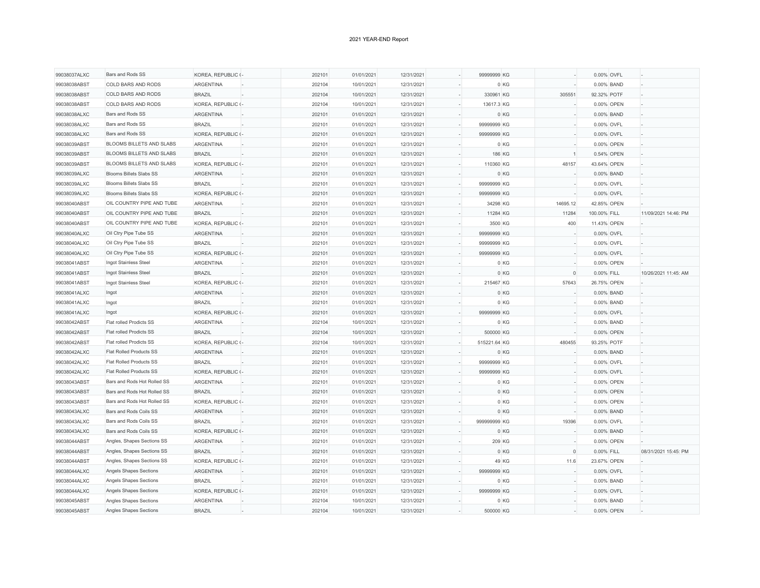2021 YEAR-END Report

| | | | | | | | | | | | | | | |
|---|---|---|---|---|---|---|---|---|---|---|---|---|---|---|
| 99038037ALXC | Bars and Rods SS | KOREA, REPUBLIC ( | - | 202101 | 01/01/2021 | 12/31/2021 | - | 99999999 | KG | - | 0.00% | OVFL | - |
| 99038038ABST | COLD BARS AND RODS | ARGENTINA | - | 202104 | 10/01/2021 | 12/31/2021 | - | 0 | KG | - | 0.00% | BAND | - |
| 99038038ABST | COLD BARS AND RODS | BRAZIL | - | 202104 | 10/01/2021 | 12/31/2021 | - | 330961 | KG | 305551 | 92.32% | POTF | - |
| 99038038ABST | COLD BARS AND RODS | KOREA, REPUBLIC ( | - | 202104 | 10/01/2021 | 12/31/2021 | - | 13617.3 | KG | - | 0.00% | OPEN | - |
| 99038038ALXC | Bars and Rods SS | ARGENTINA | - | 202101 | 01/01/2021 | 12/31/2021 | - | 0 | KG | - | 0.00% | BAND | - |
| 99038038ALXC | Bars and Rods SS | BRAZIL | - | 202101 | 01/01/2021 | 12/31/2021 | - | 99999999 | KG | - | 0.00% | OVFL | - |
| 99038038ALXC | Bars and Rods SS | KOREA, REPUBLIC ( | - | 202101 | 01/01/2021 | 12/31/2021 | - | 99999999 | KG | - | 0.00% | OVFL | - |
| 99038039ABST | BLOOMS BILLETS AND SLABS | ARGENTINA | - | 202101 | 01/01/2021 | 12/31/2021 | - | 0 | KG | - | 0.00% | OPEN | - |
| 99038039ABST | BLOOMS BILLETS AND SLABS | BRAZIL | - | 202101 | 01/01/2021 | 12/31/2021 | - | 186 | KG | 1 | 0.54% | OPEN | - |
| 99038039ABST | BLOOMS BILLETS AND SLABS | KOREA, REPUBLIC ( | - | 202101 | 01/01/2021 | 12/31/2021 | - | 110360 | KG | 48157 | 43.64% | OPEN | - |
| 99038039ALXC | Blooms Billets Slabs SS | ARGENTINA | - | 202101 | 01/01/2021 | 12/31/2021 | - | 0 | KG | - | 0.00% | BAND | - |
| 99038039ALXC | Blooms Billets Slabs SS | BRAZIL | - | 202101 | 01/01/2021 | 12/31/2021 | - | 99999999 | KG | - | 0.00% | OVFL | - |
| 99038039ALXC | Blooms Billets Slabs SS | KOREA, REPUBLIC ( | - | 202101 | 01/01/2021 | 12/31/2021 | - | 99999999 | KG | - | 0.00% | OVFL | - |
| 99038040ABST | OIL COUNTRY PIPE AND TUBE | ARGENTINA | - | 202101 | 01/01/2021 | 12/31/2021 | - | 34298 | KG | 14695.12 | 42.85% | OPEN | - |
| 99038040ABST | OIL COUNTRY PIPE AND TUBE | BRAZIL | - | 202101 | 01/01/2021 | 12/31/2021 | - | 11284 | KG | 11284 | 100.00% | FILL | 11/09/2021 14:46: PM |
| 99038040ABST | OIL COUNTRY PIPE AND TUBE | KOREA, REPUBLIC ( | - | 202101 | 01/01/2021 | 12/31/2021 | - | 3500 | KG | 400 | 11.43% | OPEN | - |
| 99038040ALXC | Oil Ctry Pipe Tube SS | ARGENTINA | - | 202101 | 01/01/2021 | 12/31/2021 | - | 99999999 | KG | - | 0.00% | OVFL | - |
| 99038040ALXC | Oil Ctry Pipe Tube SS | BRAZIL | - | 202101 | 01/01/2021 | 12/31/2021 | - | 99999999 | KG | - | 0.00% | OVFL | - |
| 99038040ALXC | Oil Ctry Pipe Tube SS | KOREA, REPUBLIC ( | - | 202101 | 01/01/2021 | 12/31/2021 | - | 99999999 | KG | - | 0.00% | OVFL | - |
| 99038041ABST | Ingot Stainless Steel | ARGENTINA | - | 202101 | 01/01/2021 | 12/31/2021 | - | 0 | KG | - | 0.00% | OPEN | - |
| 99038041ABST | Ingot Stainless Steel | BRAZIL | - | 202101 | 01/01/2021 | 12/31/2021 | - | 0 | KG | 0 | 0.00% | FILL | 10/26/2021 11:45: AM |
| 99038041ABST | Ingot Stainless Steel | KOREA, REPUBLIC ( | - | 202101 | 01/01/2021 | 12/31/2021 | - | 215467 | KG | 57643 | 26.75% | OPEN | - |
| 99038041ALXC | Ingot | ARGENTINA | - | 202101 | 01/01/2021 | 12/31/2021 | - | 0 | KG | - | 0.00% | BAND | - |
| 99038041ALXC | Ingot | BRAZIL | - | 202101 | 01/01/2021 | 12/31/2021 | - | 0 | KG | - | 0.00% | BAND | - |
| 99038041ALXC | Ingot | KOREA, REPUBLIC ( | - | 202101 | 01/01/2021 | 12/31/2021 | - | 99999999 | KG | - | 0.00% | OVFL | - |
| 99038042ABST | Flat rolled Prodicts SS | ARGENTINA | - | 202104 | 10/01/2021 | 12/31/2021 | - | 0 | KG | - | 0.00% | BAND | - |
| 99038042ABST | Flat rolled Prodicts SS | BRAZIL | - | 202104 | 10/01/2021 | 12/31/2021 | - | 500000 | KG | - | 0.00% | OPEN | - |
| 99038042ABST | Flat rolled Prodicts SS | KOREA, REPUBLIC ( | - | 202104 | 10/01/2021 | 12/31/2021 | - | 515221.64 | KG | 480455 | 93.25% | POTF | - |
| 99038042ALXC | Flat Rolled Products SS | ARGENTINA | - | 202101 | 01/01/2021 | 12/31/2021 | - | 0 | KG | - | 0.00% | BAND | - |
| 99038042ALXC | Flat Rolled Products SS | BRAZIL | - | 202101 | 01/01/2021 | 12/31/2021 | - | 99999999 | KG | - | 0.00% | OVFL | - |
| 99038042ALXC | Flat Rolled Products SS | KOREA, REPUBLIC ( | - | 202101 | 01/01/2021 | 12/31/2021 | - | 99999999 | KG | - | 0.00% | OVFL | - |
| 99038043ABST | Bars and Rods Hot Rolled SS | ARGENTINA | - | 202101 | 01/01/2021 | 12/31/2021 | - | 0 | KG | - | 0.00% | OPEN | - |
| 99038043ABST | Bars and Rods Hot Rolled SS | BRAZIL | - | 202101 | 01/01/2021 | 12/31/2021 | - | 0 | KG | - | 0.00% | OPEN | - |
| 99038043ABST | Bars and Rods Hot Rolled SS | KOREA, REPUBLIC ( | - | 202101 | 01/01/2021 | 12/31/2021 | - | 0 | KG | - | 0.00% | OPEN | - |
| 99038043ALXC | Bars and Rods Coils SS | ARGENTINA | - | 202101 | 01/01/2021 | 12/31/2021 | - | 0 | KG | - | 0.00% | BAND | - |
| 99038043ALXC | Bars and Rods Coils SS | BRAZIL | - | 202101 | 01/01/2021 | 12/31/2021 | - | 999999999 | KG | 19396 | 0.00% | OVFL | - |
| 99038043ALXC | Bars and Rods Coils SS | KOREA, REPUBLIC ( | - | 202101 | 01/01/2021 | 12/31/2021 | - | 0 | KG | - | 0.00% | BAND | - |
| 99038044ABST | Angles, Shapes Sections SS | ARGENTINA | - | 202101 | 01/01/2021 | 12/31/2021 | - | 209 | KG | - | 0.00% | OPEN | - |
| 99038044ABST | Angles, Shapes Sections SS | BRAZIL | - | 202101 | 01/01/2021 | 12/31/2021 | - | 0 | KG | 0 | 0.00% | FILL | 08/31/2021 15:45: PM |
| 99038044ABST | Angles, Shapes Sections SS | KOREA, REPUBLIC ( | - | 202101 | 01/01/2021 | 12/31/2021 | - | 49 | KG | 11.6 | 23.67% | OPEN | - |
| 99038044ALXC | Angels Shapes Sections | ARGENTINA | - | 202101 | 01/01/2021 | 12/31/2021 | - | 99999999 | KG | - | 0.00% | OVFL | - |
| 99038044ALXC | Angels Shapes Sections | BRAZIL | - | 202101 | 01/01/2021 | 12/31/2021 | - | 0 | KG | - | 0.00% | BAND | - |
| 99038044ALXC | Angels Shapes Sections | KOREA, REPUBLIC ( | - | 202101 | 01/01/2021 | 12/31/2021 | - | 99999999 | KG | - | 0.00% | OVFL | - |
| 99038045ABST | Angles Shapes Sections | ARGENTINA | - | 202104 | 10/01/2021 | 12/31/2021 | - | 0 | KG | - | 0.00% | BAND | - |
| 99038045ABST | Angles Shapes Sections | BRAZIL | - | 202104 | 10/01/2021 | 12/31/2021 | - | 500000 | KG | - | 0.00% | OPEN | - |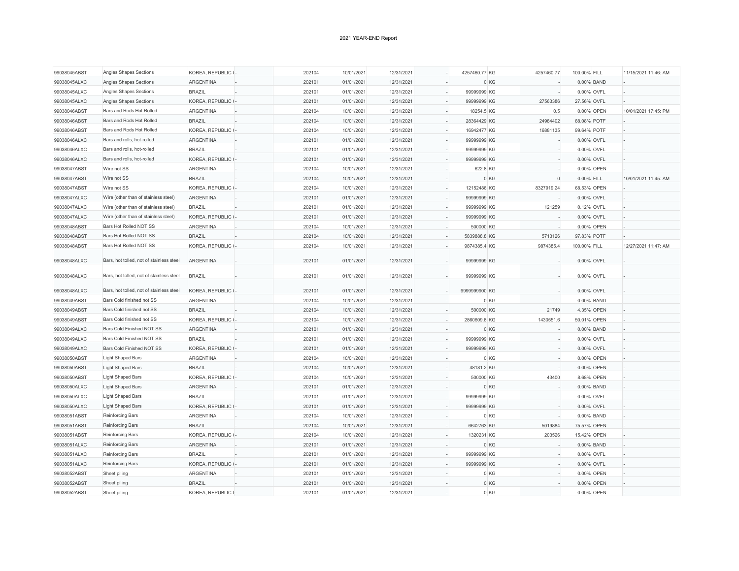2021 YEAR-END Report

| | | | | | | | | | | | | | |
|---|---|---|---|---|---|---|---|---|---|---|---|---|---|
| 99038045ABST | Angles Shapes Sections | KOREA, REPUBLIC ( | - | 202104 | 10/01/2021 | 12/31/2021 | - | 4257460.77 | KG | 4257460.77 | 100.00% | FILL | 11/15/2021 11:46: AM |
| 99038045ALXC | Angles Shapes Sections | ARGENTINA | - | 202101 | 01/01/2021 | 12/31/2021 | - | 0 | KG | - | 0.00% | BAND | - |
| 99038045ALXC | Angles Shapes Sections | BRAZIL | - | 202101 | 01/01/2021 | 12/31/2021 | - | 99999999 | KG | - | 0.00% | OVFL | - |
| 99038045ALXC | Angles Shapes Sections | KOREA, REPUBLIC ( | - | 202101 | 01/01/2021 | 12/31/2021 | - | 99999999 | KG | 27563386 | 27.56% | OVFL | - |
| 99038046ABST | Bars and Rods Hot Rolled | ARGENTINA | - | 202104 | 10/01/2021 | 12/31/2021 | - | 18254.5 | KG | 0.5 | 0.00% | OPEN | 10/01/2021 17:45: PM |
| 99038046ABST | Bars and Rods Hot Rolled | BRAZIL | - | 202104 | 10/01/2021 | 12/31/2021 | - | 28364429 | KG | 24984402 | 88.08% | POTF | - |
| 99038046ABST | Bars and Rods Hot Rolled | KOREA, REPUBLIC ( | - | 202104 | 10/01/2021 | 12/31/2021 | - | 16942477 | KG | 16881135 | 99.64% | POTF | - |
| 99038046ALXC | Bars and rolls, hot-rolled | ARGENTINA | - | 202101 | 01/01/2021 | 12/31/2021 | - | 99999999 | KG | - | 0.00% | OVFL | - |
| 99038046ALXC | Bars and rolls, hot-rolled | BRAZIL | - | 202101 | 01/01/2021 | 12/31/2021 | - | 99999999 | KG | - | 0.00% | OVFL | - |
| 99038046ALXC | Bars and rolls, hot-rolled | KOREA, REPUBLIC ( | - | 202101 | 01/01/2021 | 12/31/2021 | - | 99999999 | KG | - | 0.00% | OVFL | - |
| 99038047ABST | Wire not SS | ARGENTINA | - | 202104 | 10/01/2021 | 12/31/2021 | - | 622.8 | KG | - | 0.00% | OPEN | - |
| 99038047ABST | Wire not SS | BRAZIL | - | 202104 | 10/01/2021 | 12/31/2021 | - | 0 | KG | 0 | 0.00% | FILL | 10/01/2021 11:45: AM |
| 99038047ABST | Wire not SS | KOREA, REPUBLIC ( | - | 202104 | 10/01/2021 | 12/31/2021 | - | 12152486 | KG | 8327919.24 | 68.53% | OPEN | - |
| 99038047ALXC | Wire (other than of stainless steel) | ARGENTINA | - | 202101 | 01/01/2021 | 12/31/2021 | - | 99999999 | KG | - | 0.00% | OVFL | - |
| 99038047ALXC | Wire (other than of stainless steel) | BRAZIL | - | 202101 | 01/01/2021 | 12/31/2021 | - | 99999999 | KG | 121259 | 0.12% | OVFL | - |
| 99038047ALXC | Wire (other than of stainless steel) | KOREA, REPUBLIC ( | - | 202101 | 01/01/2021 | 12/31/2021 | - | 99999999 | KG | - | 0.00% | OVFL | - |
| 99038048ABST | Bars Hot Rolled NOT SS | ARGENTINA | - | 202104 | 10/01/2021 | 12/31/2021 | - | 500000 | KG | - | 0.00% | OPEN | - |
| 99038048ABST | Bars Hot Rolled NOT SS | BRAZIL | - | 202104 | 10/01/2021 | 12/31/2021 | - | 5839888.8 | KG | 5713126 | 97.83% | POTF | - |
| 99038048ABST | Bars Hot Rolled NOT SS | KOREA, REPUBLIC ( | - | 202104 | 10/01/2021 | 12/31/2021 | - | 9874385.4 | KG | 9874385.4 | 100.00% | FILL | 12/27/2021 11:47: AM |
| 99038048ALXC | Bars, hot tolled, not of stainless steel | ARGENTINA | - | 202101 | 01/01/2021 | 12/31/2021 | - | 99999999 | KG | - | 0.00% | OVFL | - |
| 99038048ALXC | Bars, hot tolled, not of stainless steel | BRAZIL | - | 202101 | 01/01/2021 | 12/31/2021 | - | 99999999 | KG | - | 0.00% | OVFL | - |
| 99038048ALXC | Bars, hot tolled, not of stainless steel | KOREA, REPUBLIC ( | - | 202101 | 01/01/2021 | 12/31/2021 | - | 9999999900 | KG | - | 0.00% | OVFL | - |
| 99038049ABST | Bars Cold finished not SS | ARGENTINA | - | 202104 | 10/01/2021 | 12/31/2021 | - | 0 | KG | - | 0.00% | BAND | - |
| 99038049ABST | Bars Cold finished not SS | BRAZIL | - | 202104 | 10/01/2021 | 12/31/2021 | - | 500000 | KG | 21749 | 4.35% | OPEN | - |
| 99038049ABST | Bars Cold finished not SS | KOREA, REPUBLIC ( | - | 202104 | 10/01/2021 | 12/31/2021 | - | 2860609.8 | KG | 1430551.6 | 50.01% | OPEN | - |
| 99038049ALXC | Bars Cold Finished NOT SS | ARGENTINA | - | 202101 | 01/01/2021 | 12/31/2021 | - | 0 | KG | - | 0.00% | BAND | - |
| 99038049ALXC | Bars Cold Finished NOT SS | BRAZIL | - | 202101 | 01/01/2021 | 12/31/2021 | - | 99999999 | KG | - | 0.00% | OVFL | - |
| 99038049ALXC | Bars Cold Finished NOT SS | KOREA, REPUBLIC ( | - | 202101 | 01/01/2021 | 12/31/2021 | - | 99999999 | KG | - | 0.00% | OVFL | - |
| 99038050ABST | Light Shaped Bars | ARGENTINA | - | 202104 | 10/01/2021 | 12/31/2021 | - | 0 | KG | - | 0.00% | OPEN | - |
| 99038050ABST | Light Shaped Bars | BRAZIL | - | 202104 | 10/01/2021 | 12/31/2021 | - | 48181.2 | KG | - | 0.00% | OPEN | - |
| 99038050ABST | Light Shaped Bars | KOREA, REPUBLIC ( | - | 202104 | 10/01/2021 | 12/31/2021 | - | 500000 | KG | 43400 | 8.68% | OPEN | - |
| 99038050ALXC | Light Shaped Bars | ARGENTINA | - | 202101 | 01/01/2021 | 12/31/2021 | - | 0 | KG | - | 0.00% | BAND | - |
| 99038050ALXC | Light Shaped Bars | BRAZIL | - | 202101 | 01/01/2021 | 12/31/2021 | - | 99999999 | KG | - | 0.00% | OVFL | - |
| 99038050ALXC | Light Shaped Bars | KOREA, REPUBLIC ( | - | 202101 | 01/01/2021 | 12/31/2021 | - | 99999999 | KG | - | 0.00% | OVFL | - |
| 99038051ABST | Reinforcing Bars | ARGENTINA | - | 202104 | 10/01/2021 | 12/31/2021 | - | 0 | KG | - | 0.00% | BAND | - |
| 99038051ABST | Reinforcing Bars | BRAZIL | - | 202104 | 10/01/2021 | 12/31/2021 | - | 6642763 | KG | 5019884 | 75.57% | OPEN | - |
| 99038051ABST | Reinforcing Bars | KOREA, REPUBLIC ( | - | 202104 | 10/01/2021 | 12/31/2021 | - | 1320231 | KG | 203526 | 15.42% | OPEN | - |
| 99038051ALXC | Reinforcing Bars | ARGENTINA | - | 202101 | 01/01/2021 | 12/31/2021 | - | 0 | KG | - | 0.00% | BAND | - |
| 99038051ALXC | Reinforcing Bars | BRAZIL | - | 202101 | 01/01/2021 | 12/31/2021 | - | 99999999 | KG | - | 0.00% | OVFL | - |
| 99038051ALXC | Reinforcing Bars | KOREA, REPUBLIC ( | - | 202101 | 01/01/2021 | 12/31/2021 | - | 99999999 | KG | - | 0.00% | OVFL | - |
| 99038052ABST | Sheet piling | ARGENTINA | - | 202101 | 01/01/2021 | 12/31/2021 | - | 0 | KG | - | 0.00% | OPEN | - |
| 99038052ABST | Sheet piling | BRAZIL | - | 202101 | 01/01/2021 | 12/31/2021 | - | 0 | KG | - | 0.00% | OPEN | - |
| 99038052ABST | Sheet piling | KOREA, REPUBLIC ( | - | 202101 | 01/01/2021 | 12/31/2021 | - | 0 | KG | - | 0.00% | OPEN | - |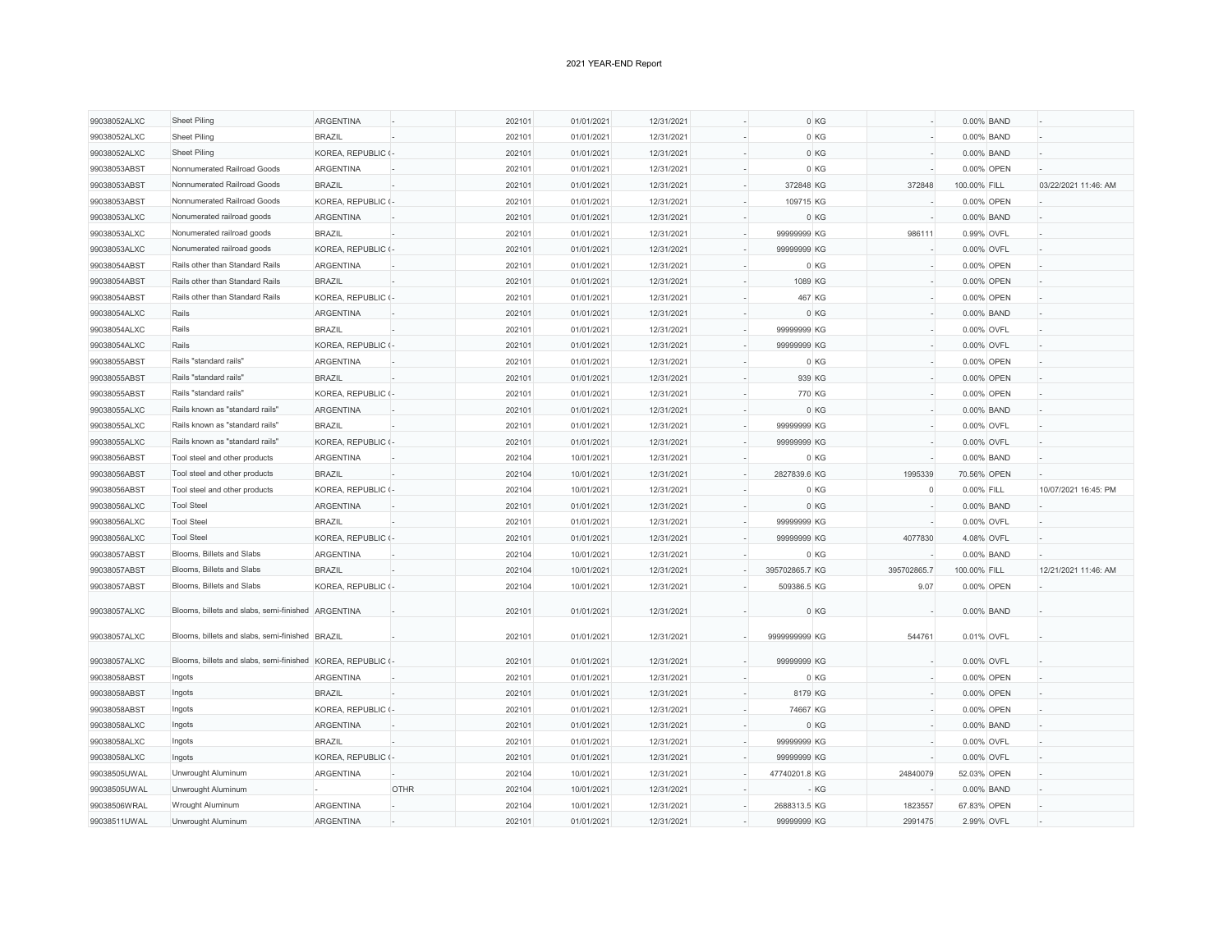2021 YEAR-END Report

| | | | | | | | | | | | | | |
|---|---|---|---|---|---|---|---|---|---|---|---|---|---|
| 99038052ALXC | Sheet Piling | ARGENTINA | - | 202101 | 01/01/2021 | 12/31/2021 | - | 0 | KG | - | 0.00% | BAND | - |
| 99038052ALXC | Sheet Piling | BRAZIL | - | 202101 | 01/01/2021 | 12/31/2021 | - | 0 | KG | - | 0.00% | BAND | - |
| 99038052ALXC | Sheet Piling | KOREA, REPUBLIC ( | - | 202101 | 01/01/2021 | 12/31/2021 | - | 0 | KG | - | 0.00% | BAND | - |
| 99038053ABST | Nonnumerated Railroad Goods | ARGENTINA | - | 202101 | 01/01/2021 | 12/31/2021 | - | 0 | KG | - | 0.00% | OPEN | - |
| 99038053ABST | Nonnumerated Railroad Goods | BRAZIL | - | 202101 | 01/01/2021 | 12/31/2021 | - | 372848 | KG | 372848 | 100.00% | FILL | 03/22/2021 11:46: AM |
| 99038053ABST | Nonnumerated Railroad Goods | KOREA, REPUBLIC ( | - | 202101 | 01/01/2021 | 12/31/2021 | - | 109715 | KG | - | 0.00% | OPEN | - |
| 99038053ALXC | Nonumerated railroad goods | ARGENTINA | - | 202101 | 01/01/2021 | 12/31/2021 | - | 0 | KG | - | 0.00% | BAND | - |
| 99038053ALXC | Nonumerated railroad goods | BRAZIL | - | 202101 | 01/01/2021 | 12/31/2021 | - | 99999999 | KG | 986111 | 0.99% | OVFL | - |
| 99038053ALXC | Nonumerated railroad goods | KOREA, REPUBLIC ( | - | 202101 | 01/01/2021 | 12/31/2021 | - | 99999999 | KG | - | 0.00% | OVFL | - |
| 99038054ABST | Rails other than Standard Rails | ARGENTINA | - | 202101 | 01/01/2021 | 12/31/2021 | - | 0 | KG | - | 0.00% | OPEN | - |
| 99038054ABST | Rails other than Standard Rails | BRAZIL | - | 202101 | 01/01/2021 | 12/31/2021 | - | 1089 | KG | - | 0.00% | OPEN | - |
| 99038054ABST | Rails other than Standard Rails | KOREA, REPUBLIC ( | - | 202101 | 01/01/2021 | 12/31/2021 | - | 467 | KG | - | 0.00% | OPEN | - |
| 99038054ALXC | Rails | ARGENTINA | - | 202101 | 01/01/2021 | 12/31/2021 | - | 0 | KG | - | 0.00% | BAND | - |
| 99038054ALXC | Rails | BRAZIL | - | 202101 | 01/01/2021 | 12/31/2021 | - | 99999999 | KG | - | 0.00% | OVFL | - |
| 99038054ALXC | Rails | KOREA, REPUBLIC ( | - | 202101 | 01/01/2021 | 12/31/2021 | - | 99999999 | KG | - | 0.00% | OVFL | - |
| 99038055ABST | Rails "standard rails" | ARGENTINA | - | 202101 | 01/01/2021 | 12/31/2021 | - | 0 | KG | - | 0.00% | OPEN | - |
| 99038055ABST | Rails "standard rails" | BRAZIL | - | 202101 | 01/01/2021 | 12/31/2021 | - | 939 | KG | - | 0.00% | OPEN | - |
| 99038055ABST | Rails "standard rails" | KOREA, REPUBLIC ( | - | 202101 | 01/01/2021 | 12/31/2021 | - | 770 | KG | - | 0.00% | OPEN | - |
| 99038055ALXC | Rails known as "standard rails" | ARGENTINA | - | 202101 | 01/01/2021 | 12/31/2021 | - | 0 | KG | - | 0.00% | BAND | - |
| 99038055ALXC | Rails known as "standard rails" | BRAZIL | - | 202101 | 01/01/2021 | 12/31/2021 | - | 99999999 | KG | - | 0.00% | OVFL | - |
| 99038055ALXC | Rails known as "standard rails" | KOREA, REPUBLIC ( | - | 202101 | 01/01/2021 | 12/31/2021 | - | 99999999 | KG | - | 0.00% | OVFL | - |
| 99038056ABST | Tool steel and other products | ARGENTINA | - | 202104 | 10/01/2021 | 12/31/2021 | - | 0 | KG | - | 0.00% | BAND | - |
| 99038056ABST | Tool steel and other products | BRAZIL | - | 202104 | 10/01/2021 | 12/31/2021 | - | 2827839.6 | KG | 1995339 | 70.56% | OPEN | - |
| 99038056ABST | Tool steel and other products | KOREA, REPUBLIC ( | - | 202104 | 10/01/2021 | 12/31/2021 | - | 0 | KG | 0 | 0.00% | FILL | 10/07/2021 16:45: PM |
| 99038056ALXC | Tool Steel | ARGENTINA | - | 202101 | 01/01/2021 | 12/31/2021 | - | 0 | KG | - | 0.00% | BAND | - |
| 99038056ALXC | Tool Steel | BRAZIL | - | 202101 | 01/01/2021 | 12/31/2021 | - | 99999999 | KG | - | 0.00% | OVFL | - |
| 99038056ALXC | Tool Steel | KOREA, REPUBLIC ( | - | 202101 | 01/01/2021 | 12/31/2021 | - | 99999999 | KG | 4077830 | 4.08% | OVFL | - |
| 99038057ABST | Blooms, Billets and Slabs | ARGENTINA | - | 202104 | 10/01/2021 | 12/31/2021 | - | 0 | KG | - | 0.00% | BAND | - |
| 99038057ABST | Blooms, Billets and Slabs | BRAZIL | - | 202104 | 10/01/2021 | 12/31/2021 | - | 395702865.7 | KG | 395702865.7 | 100.00% | FILL | 12/21/2021 11:46: AM |
| 99038057ABST | Blooms, Billets and Slabs | KOREA, REPUBLIC ( | - | 202104 | 10/01/2021 | 12/31/2021 | - | 509386.5 | KG | 9.07 | 0.00% | OPEN | - |
| 99038057ALXC | Blooms, billets and slabs, semi-finished | ARGENTINA | - | 202101 | 01/01/2021 | 12/31/2021 | - | 0 | KG | - | 0.00% | BAND | - |
| 99038057ALXC | Blooms, billets and slabs, semi-finished | BRAZIL | - | 202101 | 01/01/2021 | 12/31/2021 | - | 9999999999 | KG | 544761 | 0.01% | OVFL | - |
| 99038057ALXC | Blooms, billets and slabs, semi-finished | KOREA, REPUBLIC ( | - | 202101 | 01/01/2021 | 12/31/2021 | - | 99999999 | KG | - | 0.00% | OVFL | - |
| 99038058ABST | Ingots | ARGENTINA | - | 202101 | 01/01/2021 | 12/31/2021 | - | 0 | KG | - | 0.00% | OPEN | - |
| 99038058ABST | Ingots | BRAZIL | - | 202101 | 01/01/2021 | 12/31/2021 | - | 8179 | KG | - | 0.00% | OPEN | - |
| 99038058ABST | Ingots | KOREA, REPUBLIC ( | - | 202101 | 01/01/2021 | 12/31/2021 | - | 74667 | KG | - | 0.00% | OPEN | - |
| 99038058ALXC | Ingots | ARGENTINA | - | 202101 | 01/01/2021 | 12/31/2021 | - | 0 | KG | - | 0.00% | BAND | - |
| 99038058ALXC | Ingots | BRAZIL | - | 202101 | 01/01/2021 | 12/31/2021 | - | 99999999 | KG | - | 0.00% | OVFL | - |
| 99038058ALXC | Ingots | KOREA, REPUBLIC ( | - | 202101 | 01/01/2021 | 12/31/2021 | - | 99999999 | KG | - | 0.00% | OVFL | - |
| 99038505UWAL | Unwrought Aluminum | ARGENTINA | - | 202104 | 10/01/2021 | 12/31/2021 | - | 47740201.8 | KG | 24840079 | 52.03% | OPEN | - |
| 99038505UWAL | Unwrought Aluminum | - | OTHR | 202104 | 10/01/2021 | 12/31/2021 | - | - | KG | - | 0.00% | BAND | - |
| 99038506WRAL | Wrought Aluminum | ARGENTINA | - | 202104 | 10/01/2021 | 12/31/2021 | - | 2688313.5 | KG | 1823557 | 67.83% | OPEN | - |
| 99038511UWAL | Unwrought Aluminum | ARGENTINA | - | 202101 | 01/01/2021 | 12/31/2021 | - | 99999999 | KG | 2991475 | 2.99% | OVFL | - |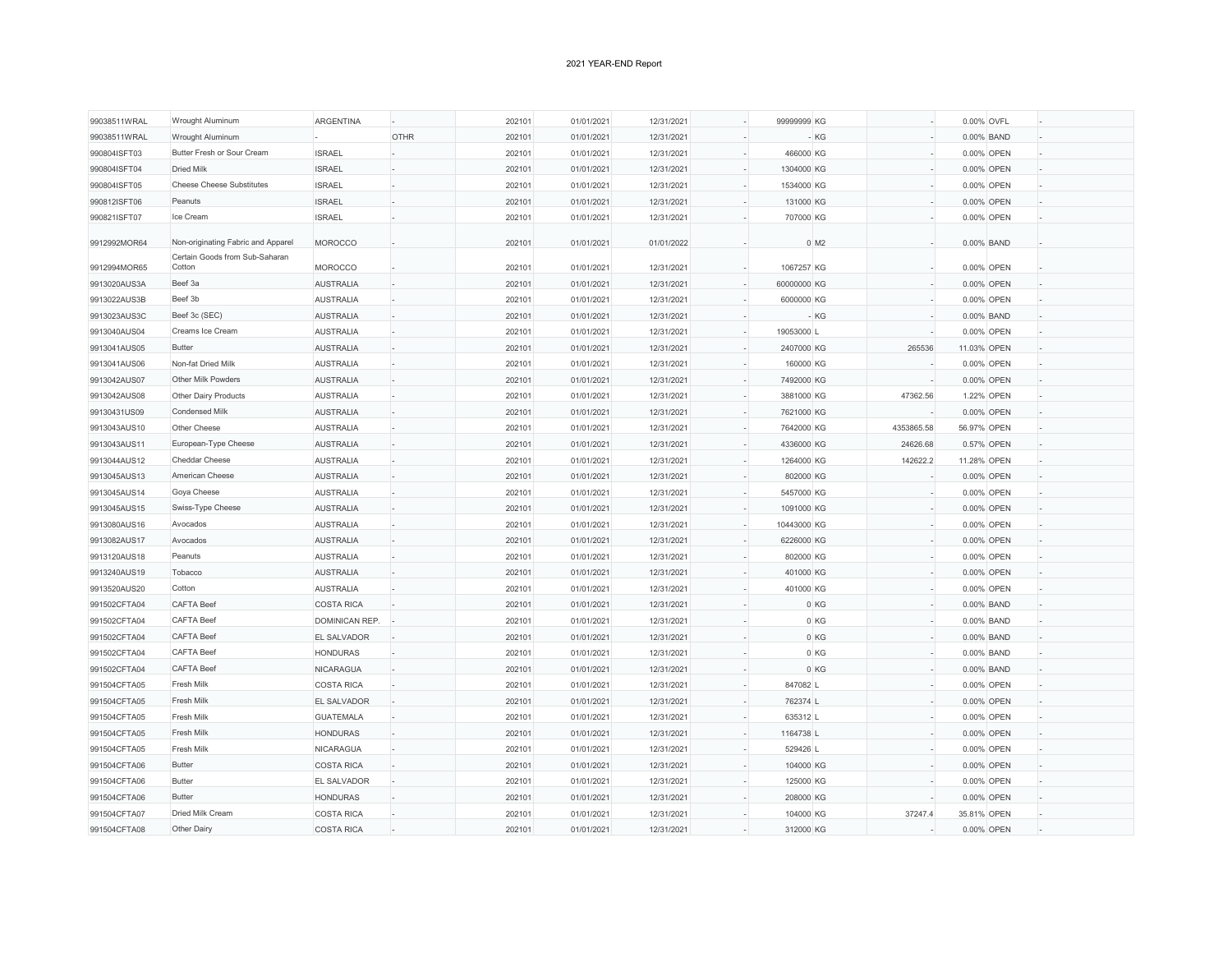2021 YEAR-END Report

| | | | | | | | | | | | | | |
|---|---|---|---|---|---|---|---|---|---|---|---|---|---|
| 99038511WRAL | Wrought Aluminum | ARGENTINA | - | 202101 | 01/01/2021 | 12/31/2021 | - | 99999999 | KG | - | 0.00% | OVFL | - |
| 99038511WRAL | Wrought Aluminum | - | OTHR | 202101 | 01/01/2021 | 12/31/2021 | - | - | KG | - | 0.00% | BAND | - |
| 990804ISFT03 | Butter Fresh or Sour Cream | ISRAEL | - | 202101 | 01/01/2021 | 12/31/2021 | - | 466000 | KG | - | 0.00% | OPEN | - |
| 990804ISFT04 | Dried Milk | ISRAEL | - | 202101 | 01/01/2021 | 12/31/2021 | - | 1304000 | KG | - | 0.00% | OPEN | - |
| 990804ISFT05 | Cheese Cheese Substitutes | ISRAEL | - | 202101 | 01/01/2021 | 12/31/2021 | - | 1534000 | KG | - | 0.00% | OPEN | - |
| 990812ISFT06 | Peanuts | ISRAEL | - | 202101 | 01/01/2021 | 12/31/2021 | - | 131000 | KG | - | 0.00% | OPEN | - |
| 990821ISFT07 | Ice Cream | ISRAEL | - | 202101 | 01/01/2021 | 12/31/2021 | - | 707000 | KG | - | 0.00% | OPEN | - |
| 9912992MOR64 | Non-originating Fabric and Apparel | MOROCCO | - | 202101 | 01/01/2021 | 01/01/2022 | - | 0 | M2 | - | 0.00% | BAND | - |
| 9912994MOR65 | Certain Goods from Sub-Saharan Cotton | MOROCCO | - | 202101 | 01/01/2021 | 12/31/2021 | - | 1067257 | KG | - | 0.00% | OPEN | - |
| 9913020AUS3A | Beef 3a | AUSTRALIA | - | 202101 | 01/01/2021 | 12/31/2021 | - | 60000000 | KG | - | 0.00% | OPEN | - |
| 9913022AUS3B | Beef 3b | AUSTRALIA | - | 202101 | 01/01/2021 | 12/31/2021 | - | 6000000 | KG | - | 0.00% | OPEN | - |
| 9913023AUS3C | Beef 3c (SEC) | AUSTRALIA | - | 202101 | 01/01/2021 | 12/31/2021 | - | - | KG | - | 0.00% | BAND | - |
| 9913040AUS04 | Creams Ice Cream | AUSTRALIA | - | 202101 | 01/01/2021 | 12/31/2021 | - | 19053000 | L | - | 0.00% | OPEN | - |
| 9913041AUS05 | Butter | AUSTRALIA | - | 202101 | 01/01/2021 | 12/31/2021 | - | 2407000 | KG | 265536 | 11.03% | OPEN | - |
| 9913041AUS06 | Non-fat Dried Milk | AUSTRALIA | - | 202101 | 01/01/2021 | 12/31/2021 | - | 160000 | KG | - | 0.00% | OPEN | - |
| 9913042AUS07 | Other Milk Powders | AUSTRALIA | - | 202101 | 01/01/2021 | 12/31/2021 | - | 7492000 | KG | - | 0.00% | OPEN | - |
| 9913042AUS08 | Other Dairy Products | AUSTRALIA | - | 202101 | 01/01/2021 | 12/31/2021 | - | 3881000 | KG | 47362.56 | 1.22% | OPEN | - |
| 99130431US09 | Condensed Milk | AUSTRALIA | - | 202101 | 01/01/2021 | 12/31/2021 | - | 7621000 | KG | - | 0.00% | OPEN | - |
| 9913043AUS10 | Other Cheese | AUSTRALIA | - | 202101 | 01/01/2021 | 12/31/2021 | - | 7642000 | KG | 4353865.58 | 56.97% | OPEN | - |
| 9913043AUS11 | European-Type Cheese | AUSTRALIA | - | 202101 | 01/01/2021 | 12/31/2021 | - | 4336000 | KG | 24626.68 | 0.57% | OPEN | - |
| 9913044AUS12 | Cheddar Cheese | AUSTRALIA | - | 202101 | 01/01/2021 | 12/31/2021 | - | 1264000 | KG | 142622.2 | 11.28% | OPEN | - |
| 9913045AUS13 | American Cheese | AUSTRALIA | - | 202101 | 01/01/2021 | 12/31/2021 | - | 802000 | KG | - | 0.00% | OPEN | - |
| 9913045AUS14 | Goya Cheese | AUSTRALIA | - | 202101 | 01/01/2021 | 12/31/2021 | - | 5457000 | KG | - | 0.00% | OPEN | - |
| 9913045AUS15 | Swiss-Type Cheese | AUSTRALIA | - | 202101 | 01/01/2021 | 12/31/2021 | - | 1091000 | KG | - | 0.00% | OPEN | - |
| 9913080AUS16 | Avocados | AUSTRALIA | - | 202101 | 01/01/2021 | 12/31/2021 | - | 10443000 | KG | - | 0.00% | OPEN | - |
| 9913082AUS17 | Avocados | AUSTRALIA | - | 202101 | 01/01/2021 | 12/31/2021 | - | 6226000 | KG | - | 0.00% | OPEN | - |
| 9913120AUS18 | Peanuts | AUSTRALIA | - | 202101 | 01/01/2021 | 12/31/2021 | - | 802000 | KG | - | 0.00% | OPEN | - |
| 9913240AUS19 | Tobacco | AUSTRALIA | - | 202101 | 01/01/2021 | 12/31/2021 | - | 401000 | KG | - | 0.00% | OPEN | - |
| 9913520AUS20 | Cotton | AUSTRALIA | - | 202101 | 01/01/2021 | 12/31/2021 | - | 401000 | KG | - | 0.00% | OPEN | - |
| 991502CFTA04 | CAFTA Beef | COSTA RICA | - | 202101 | 01/01/2021 | 12/31/2021 | - | 0 | KG | - | 0.00% | BAND | - |
| 991502CFTA04 | CAFTA Beef | DOMINICAN REP. | - | 202101 | 01/01/2021 | 12/31/2021 | - | 0 | KG | - | 0.00% | BAND | - |
| 991502CFTA04 | CAFTA Beef | EL SALVADOR | - | 202101 | 01/01/2021 | 12/31/2021 | - | 0 | KG | - | 0.00% | BAND | - |
| 991502CFTA04 | CAFTA Beef | HONDURAS | - | 202101 | 01/01/2021 | 12/31/2021 | - | 0 | KG | - | 0.00% | BAND | - |
| 991502CFTA04 | CAFTA Beef | NICARAGUA | - | 202101 | 01/01/2021 | 12/31/2021 | - | 0 | KG | - | 0.00% | BAND | - |
| 991504CFTA05 | Fresh Milk | COSTA RICA | - | 202101 | 01/01/2021 | 12/31/2021 | - | 847082 | L | - | 0.00% | OPEN | - |
| 991504CFTA05 | Fresh Milk | EL SALVADOR | - | 202101 | 01/01/2021 | 12/31/2021 | - | 762374 | L | - | 0.00% | OPEN | - |
| 991504CFTA05 | Fresh Milk | GUATEMALA | - | 202101 | 01/01/2021 | 12/31/2021 | - | 635312 | L | - | 0.00% | OPEN | - |
| 991504CFTA05 | Fresh Milk | HONDURAS | - | 202101 | 01/01/2021 | 12/31/2021 | - | 1164738 | L | - | 0.00% | OPEN | - |
| 991504CFTA05 | Fresh Milk | NICARAGUA | - | 202101 | 01/01/2021 | 12/31/2021 | - | 529426 | L | - | 0.00% | OPEN | - |
| 991504CFTA06 | Butter | COSTA RICA | - | 202101 | 01/01/2021 | 12/31/2021 | - | 104000 | KG | - | 0.00% | OPEN | - |
| 991504CFTA06 | Butter | EL SALVADOR | - | 202101 | 01/01/2021 | 12/31/2021 | - | 125000 | KG | - | 0.00% | OPEN | - |
| 991504CFTA06 | Butter | HONDURAS | - | 202101 | 01/01/2021 | 12/31/2021 | - | 208000 | KG | - | 0.00% | OPEN | - |
| 991504CFTA07 | Dried Milk Cream | COSTA RICA | - | 202101 | 01/01/2021 | 12/31/2021 | - | 104000 | KG | 37247.4 | 35.81% | OPEN | - |
| 991504CFTA08 | Other Dairy | COSTA RICA | - | 202101 | 01/01/2021 | 12/31/2021 | - | 312000 | KG | - | 0.00% | OPEN | - |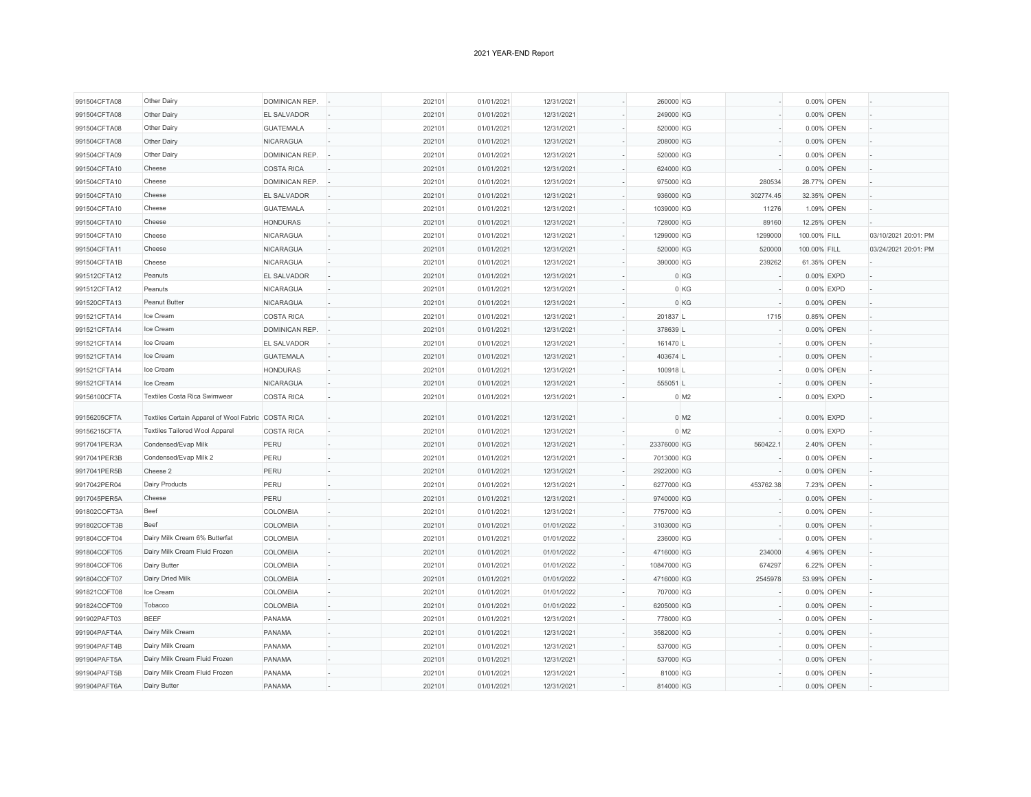2021 YEAR-END Report

| | | | | | | | | | | | | | |
|---|---|---|---|---|---|---|---|---|---|---|---|---|---|
| 991504CFTA08 | Other Dairy | DOMINICAN REP. | - | 202101 | 01/01/2021 | 12/31/2021 | - | 260000 | KG | - | 0.00% | OPEN | - |
| 991504CFTA08 | Other Dairy | EL SALVADOR | - | 202101 | 01/01/2021 | 12/31/2021 | - | 249000 | KG | - | 0.00% | OPEN | - |
| 991504CFTA08 | Other Dairy | GUATEMALA | - | 202101 | 01/01/2021 | 12/31/2021 | - | 520000 | KG | - | 0.00% | OPEN | - |
| 991504CFTA08 | Other Dairy | NICARAGUA | - | 202101 | 01/01/2021 | 12/31/2021 | - | 208000 | KG | - | 0.00% | OPEN | - |
| 991504CFTA09 | Other Dairy | DOMINICAN REP. | - | 202101 | 01/01/2021 | 12/31/2021 | - | 520000 | KG | - | 0.00% | OPEN | - |
| 991504CFTA10 | Cheese | COSTA RICA | - | 202101 | 01/01/2021 | 12/31/2021 | - | 624000 | KG | - | 0.00% | OPEN | - |
| 991504CFTA10 | Cheese | DOMINICAN REP. | - | 202101 | 01/01/2021 | 12/31/2021 | - | 975000 | KG | 280534 | 28.77% | OPEN | - |
| 991504CFTA10 | Cheese | EL SALVADOR | - | 202101 | 01/01/2021 | 12/31/2021 | - | 936000 | KG | 302774.45 | 32.35% | OPEN | - |
| 991504CFTA10 | Cheese | GUATEMALA | - | 202101 | 01/01/2021 | 12/31/2021 | - | 1039000 | KG | 11276 | 1.09% | OPEN | - |
| 991504CFTA10 | Cheese | HONDURAS | - | 202101 | 01/01/2021 | 12/31/2021 | - | 728000 | KG | 89160 | 12.25% | OPEN | - |
| 991504CFTA10 | Cheese | NICARAGUA | - | 202101 | 01/01/2021 | 12/31/2021 | - | 1299000 | KG | 1299000 | 100.00% | FILL | 03/10/2021 20:01: PM |
| 991504CFTA11 | Cheese | NICARAGUA | - | 202101 | 01/01/2021 | 12/31/2021 | - | 520000 | KG | 520000 | 100.00% | FILL | 03/24/2021 20:01: PM |
| 991504CFTA1B | Cheese | NICARAGUA | - | 202101 | 01/01/2021 | 12/31/2021 | - | 390000 | KG | 239262 | 61.35% | OPEN | - |
| 991512CFTA12 | Peanuts | EL SALVADOR | - | 202101 | 01/01/2021 | 12/31/2021 | - | 0 | KG | - | 0.00% | EXPD | - |
| 991512CFTA12 | Peanuts | NICARAGUA | - | 202101 | 01/01/2021 | 12/31/2021 | - | 0 | KG | - | 0.00% | EXPD | - |
| 991520CFTA13 | Peanut Butter | NICARAGUA | - | 202101 | 01/01/2021 | 12/31/2021 | - | 0 | KG | - | 0.00% | OPEN | - |
| 991521CFTA14 | Ice Cream | COSTA RICA | - | 202101 | 01/01/2021 | 12/31/2021 | - | 201837 | L | 1715 | 0.85% | OPEN | - |
| 991521CFTA14 | Ice Cream | DOMINICAN REP. | - | 202101 | 01/01/2021 | 12/31/2021 | - | 378639 | L | - | 0.00% | OPEN | - |
| 991521CFTA14 | Ice Cream | EL SALVADOR | - | 202101 | 01/01/2021 | 12/31/2021 | - | 161470 | L | - | 0.00% | OPEN | - |
| 991521CFTA14 | Ice Cream | GUATEMALA | - | 202101 | 01/01/2021 | 12/31/2021 | - | 403674 | L | - | 0.00% | OPEN | - |
| 991521CFTA14 | Ice Cream | HONDURAS | - | 202101 | 01/01/2021 | 12/31/2021 | - | 100918 | L | - | 0.00% | OPEN | - |
| 991521CFTA14 | Ice Cream | NICARAGUA | - | 202101 | 01/01/2021 | 12/31/2021 | - | 555051 | L | - | 0.00% | OPEN | - |
| 99156100CFTA | Textiles Costa Rica Swimwear | COSTA RICA | - | 202101 | 01/01/2021 | 12/31/2021 | - | 0 | M2 | - | 0.00% | EXPD | - |
| 99156205CFTA | Textiles Certain Apparel of Wool Fabric | COSTA RICA | - | 202101 | 01/01/2021 | 12/31/2021 | - | 0 | M2 | - | 0.00% | EXPD | - |
| 99156215CFTA | Textiles Tailored Wool Apparel | COSTA RICA | - | 202101 | 01/01/2021 | 12/31/2021 | - | 0 | M2 | - | 0.00% | EXPD | - |
| 9917041PER3A | Condensed/Evap Milk | PERU | - | 202101 | 01/01/2021 | 12/31/2021 | - | 23376000 | KG | 560422.1 | 2.40% | OPEN | - |
| 9917041PER3B | Condensed/Evap Milk 2 | PERU | - | 202101 | 01/01/2021 | 12/31/2021 | - | 7013000 | KG | - | 0.00% | OPEN | - |
| 9917041PER5B | Cheese 2 | PERU | - | 202101 | 01/01/2021 | 12/31/2021 | - | 2922000 | KG | - | 0.00% | OPEN | - |
| 9917042PER04 | Dairy Products | PERU | - | 202101 | 01/01/2021 | 12/31/2021 | - | 6277000 | KG | 453762.38 | 7.23% | OPEN | - |
| 9917045PER5A | Cheese | PERU | - | 202101 | 01/01/2021 | 12/31/2021 | - | 9740000 | KG | - | 0.00% | OPEN | - |
| 991802COFT3A | Beef | COLOMBIA | - | 202101 | 01/01/2021 | 12/31/2021 | - | 7757000 | KG | - | 0.00% | OPEN | - |
| 991802COFT3B | Beef | COLOMBIA | - | 202101 | 01/01/2021 | 01/01/2022 | - | 3103000 | KG | - | 0.00% | OPEN | - |
| 991804COFT04 | Dairy Milk Cream 6% Butterfat | COLOMBIA | - | 202101 | 01/01/2021 | 01/01/2022 | - | 236000 | KG | - | 0.00% | OPEN | - |
| 991804COFT05 | Dairy Milk Cream Fluid Frozen | COLOMBIA | - | 202101 | 01/01/2021 | 01/01/2022 | - | 4716000 | KG | 234000 | 4.96% | OPEN | - |
| 991804COFT06 | Dairy Butter | COLOMBIA | - | 202101 | 01/01/2021 | 01/01/2022 | - | 10847000 | KG | 674297 | 6.22% | OPEN | - |
| 991804COFT07 | Dairy Dried Milk | COLOMBIA | - | 202101 | 01/01/2021 | 01/01/2022 | - | 4716000 | KG | 2545978 | 53.99% | OPEN | - |
| 991821COFT08 | Ice Cream | COLOMBIA | - | 202101 | 01/01/2021 | 01/01/2022 | - | 707000 | KG | - | 0.00% | OPEN | - |
| 991824COFT09 | Tobacco | COLOMBIA | - | 202101 | 01/01/2021 | 01/01/2022 | - | 6205000 | KG | - | 0.00% | OPEN | - |
| 991902PAFT03 | BEEF | PANAMA | - | 202101 | 01/01/2021 | 12/31/2021 | - | 778000 | KG | - | 0.00% | OPEN | - |
| 991904PAFT4A | Dairy Milk Cream | PANAMA | - | 202101 | 01/01/2021 | 12/31/2021 | - | 3582000 | KG | - | 0.00% | OPEN | - |
| 991904PAFT4B | Dairy Milk Cream | PANAMA | - | 202101 | 01/01/2021 | 12/31/2021 | - | 537000 | KG | - | 0.00% | OPEN | - |
| 991904PAFT5A | Dairy Milk Cream Fluid Frozen | PANAMA | - | 202101 | 01/01/2021 | 12/31/2021 | - | 537000 | KG | - | 0.00% | OPEN | - |
| 991904PAFT5B | Dairy Milk Cream Fluid Frozen | PANAMA | - | 202101 | 01/01/2021 | 12/31/2021 | - | 81000 | KG | - | 0.00% | OPEN | - |
| 991904PAFT6A | Dairy Butter | PANAMA | - | 202101 | 01/01/2021 | 12/31/2021 | - | 814000 | KG | - | 0.00% | OPEN | - |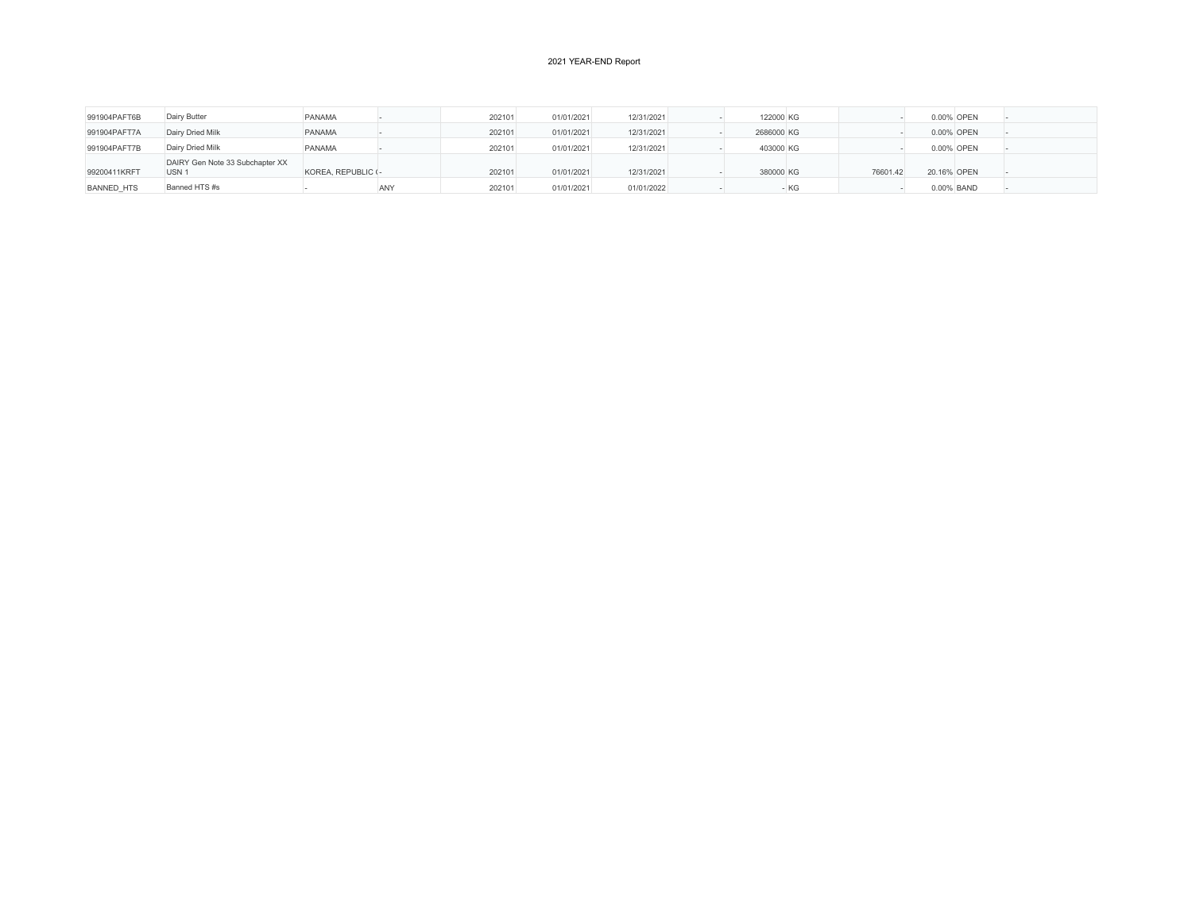2021 YEAR-END Report

| | | | | | | | | | | | | | | |
|---|---|---|---|---|---|---|---|---|---|---|---|---|---|---|
| 991904PAFT6B | Dairy Butter | PANAMA | - | 202101 | 01/01/2021 | 12/31/2021 | - | 122000 | KG | - | 0.00% | OPEN | - |
| 991904PAFT7A | Dairy Dried Milk | PANAMA | - | 202101 | 01/01/2021 | 12/31/2021 | - | 2686000 | KG | - | 0.00% | OPEN | - |
| 991904PAFT7B | Dairy Dried Milk | PANAMA | - | 202101 | 01/01/2021 | 12/31/2021 | - | 403000 | KG | - | 0.00% | OPEN | - |
| 99200411KRFT | DAIRY Gen Note 33 Subchapter XX USN 1 | KOREA, REPUBLIC ( | - | 202101 | 01/01/2021 | 12/31/2021 | - | 380000 | KG | 76601.42 | 20.16% | OPEN | - |
| BANNED_HTS | Banned HTS #s | - | ANY | 202101 | 01/01/2021 | 01/01/2022 | - | - | KG | - | 0.00% | BAND | - |